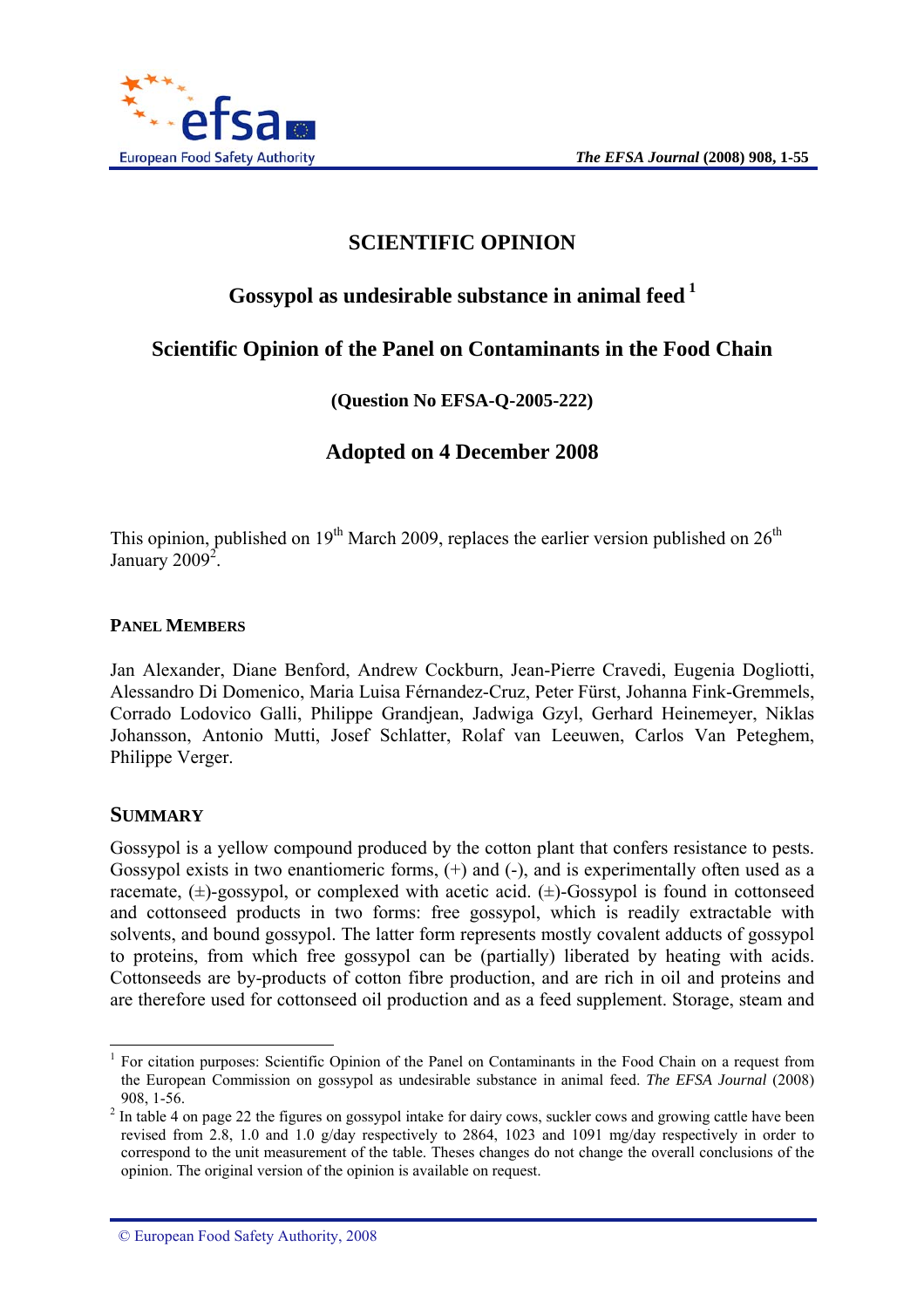# SCIENTIFIC OPINION

## Gossypol as undesirable substance in animal feed [1]

## Scientific Opinion of the Panel on Contaminants in the Food Chain

**(Question No EFSA-Q-2005-222)**

## Adopted on 4 December 2008

This opinion, published on 19th March 2009, replaces the earlier version published on 26th January 2009[2].

### PANEL MEMBERS

Jan Alexander, Diane Benford, Andrew Cockburn, Jean-Pierre Cravedi, Eugenia Dogliotti, Alessandro Di Domenico, Maria Luisa Férnandez-Cruz, Peter Fürst, Johanna Fink-Gremmels, Corrado Lodovico Galli, Philippe Grandjean, Jadwiga Gzyl, Gerhard Heinemeyer, Niklas Johansson, Antonio Mutti, Josef Schlatter, Rolaf van Leeuwen, Carlos Van Peteghem, Philippe Verger.

## SUMMARY

Gossypol is a yellow compound produced by the cotton plant that confers resistance to pests. Gossypol exists in two enantiomeric forms, (+) and (-), and is experimentally often used as a racemate, (±)-gossypol, or complexed with acetic acid. (±)-Gossypol is found in cottonseed and cottonseed products in two forms: free gossypol, which is readily extractable with solvents, and bound gossypol. The latter form represents mostly covalent adducts of gossypol to proteins, from which free gossypol can be (partially) liberated by heating with acids. Cottonseeds are by-products of cotton fibre production, and are rich in oil and proteins and are therefore used for cottonseed oil production and as a feed supplement. Storage, steam and

---

[1] For citation purposes: Scientific Opinion of the Panel on Contaminants in the Food Chain on a request from the European Commission on gossypol as undesirable substance in animal feed. *The EFSA Journal* (2008) 908, 1-56.

[2] In table 4 on page 22 the figures on gossypol intake for dairy cows, suckler cows and growing cattle have been revised from 2.8, 1.0 and 1.0 g/day respectively to 2864, 1023 and 1091 mg/day respectively in order to correspond to the unit measurement of the table. Theses changes do not change the overall conclusions of the opinion. The original version of the opinion is available on request.

© European Food Safety Authority, 2008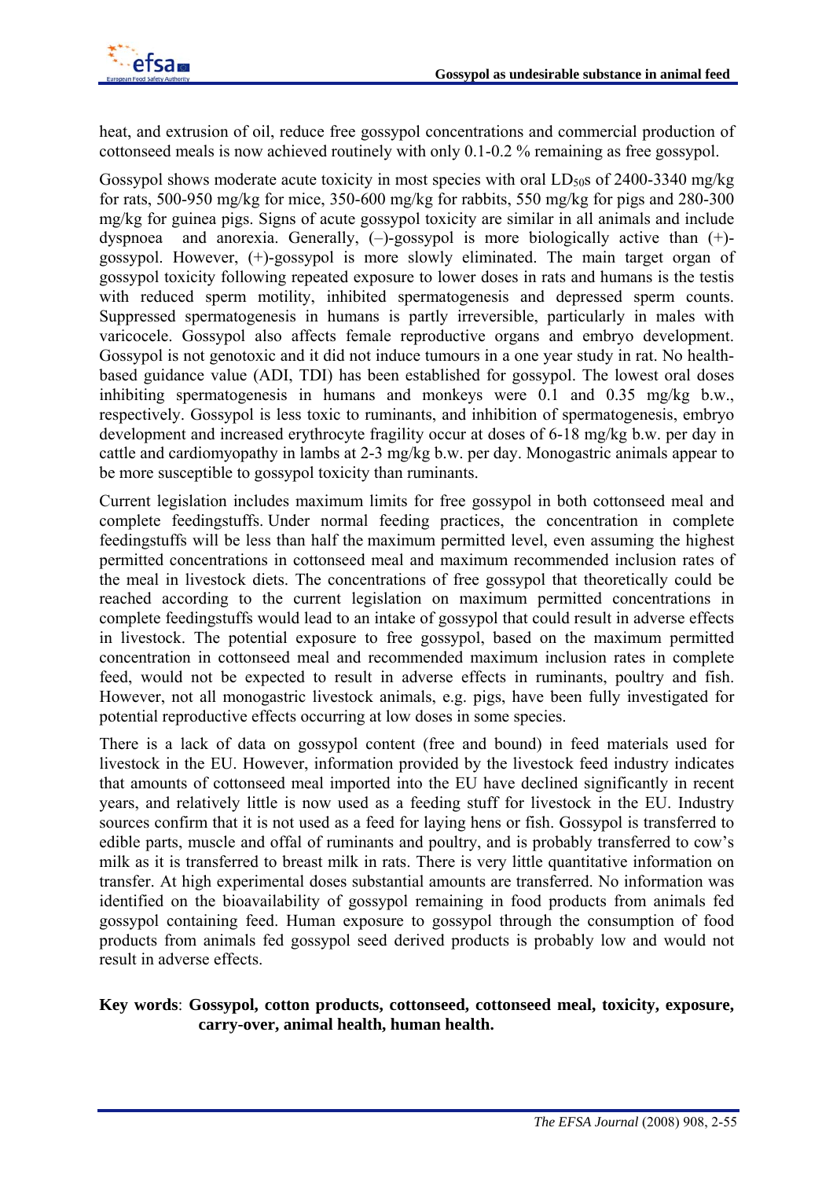heat, and extrusion of oil, reduce free gossypol concentrations and commercial production of cottonseed meals is now achieved routinely with only 0.1-0.2 % remaining as free gossypol.

Gossypol shows moderate acute toxicity in most species with oral $LD_{50}$s of 2400-3340 mg/kg for rats, 500-950 mg/kg for mice, 350-600 mg/kg for rabbits, 550 mg/kg for pigs and 280-300 mg/kg for guinea pigs. Signs of acute gossypol toxicity are similar in all animals and include dyspnoea and anorexia. Generally, (–)-gossypol is more biologically active than (+)-gossypol. However, (+)-gossypol is more slowly eliminated. The main target organ of gossypol toxicity following repeated exposure to lower doses in rats and humans is the testis with reduced sperm motility, inhibited spermatogenesis and depressed sperm counts. Suppressed spermatogenesis in humans is partly irreversible, particularly in males with varicocele. Gossypol also affects female reproductive organs and embryo development. Gossypol is not genotoxic and it did not induce tumours in a one year study in rat. No health-based guidance value (ADI, TDI) has been established for gossypol. The lowest oral doses inhibiting spermatogenesis in humans and monkeys were 0.1 and 0.35 mg/kg b.w., respectively. Gossypol is less toxic to ruminants, and inhibition of spermatogenesis, embryo development and increased erythrocyte fragility occur at doses of 6-18 mg/kg b.w. per day in cattle and cardiomyopathy in lambs at 2-3 mg/kg b.w. per day. Monogastric animals appear to be more susceptible to gossypol toxicity than ruminants.

Current legislation includes maximum limits for free gossypol in both cottonseed meal and complete feedingstuffs. Under normal feeding practices, the concentration in complete feedingstuffs will be less than half the maximum permitted level, even assuming the highest permitted concentrations in cottonseed meal and maximum recommended inclusion rates of the meal in livestock diets. The concentrations of free gossypol that theoretically could be reached according to the current legislation on maximum permitted concentrations in complete feedingstuffs would lead to an intake of gossypol that could result in adverse effects in livestock. The potential exposure to free gossypol, based on the maximum permitted concentration in cottonseed meal and recommended maximum inclusion rates in complete feed, would not be expected to result in adverse effects in ruminants, poultry and fish. However, not all monogastric livestock animals, e.g. pigs, have been fully investigated for potential reproductive effects occurring at low doses in some species.

There is a lack of data on gossypol content (free and bound) in feed materials used for livestock in the EU. However, information provided by the livestock feed industry indicates that amounts of cottonseed meal imported into the EU have declined significantly in recent years, and relatively little is now used as a feeding stuff for livestock in the EU. Industry sources confirm that it is not used as a feed for laying hens or fish. Gossypol is transferred to edible parts, muscle and offal of ruminants and poultry, and is probably transferred to cow's milk as it is transferred to breast milk in rats. There is very little quantitative information on transfer. At high experimental doses substantial amounts are transferred. No information was identified on the bioavailability of gossypol remaining in food products from animals fed gossypol containing feed. Human exposure to gossypol through the consumption of food products from animals fed gossypol seed derived products is probably low and would not result in adverse effects.

**Key words**: **Gossypol, cotton products, cottonseed, cottonseed meal, toxicity, exposure, carry-over, animal health, human health.**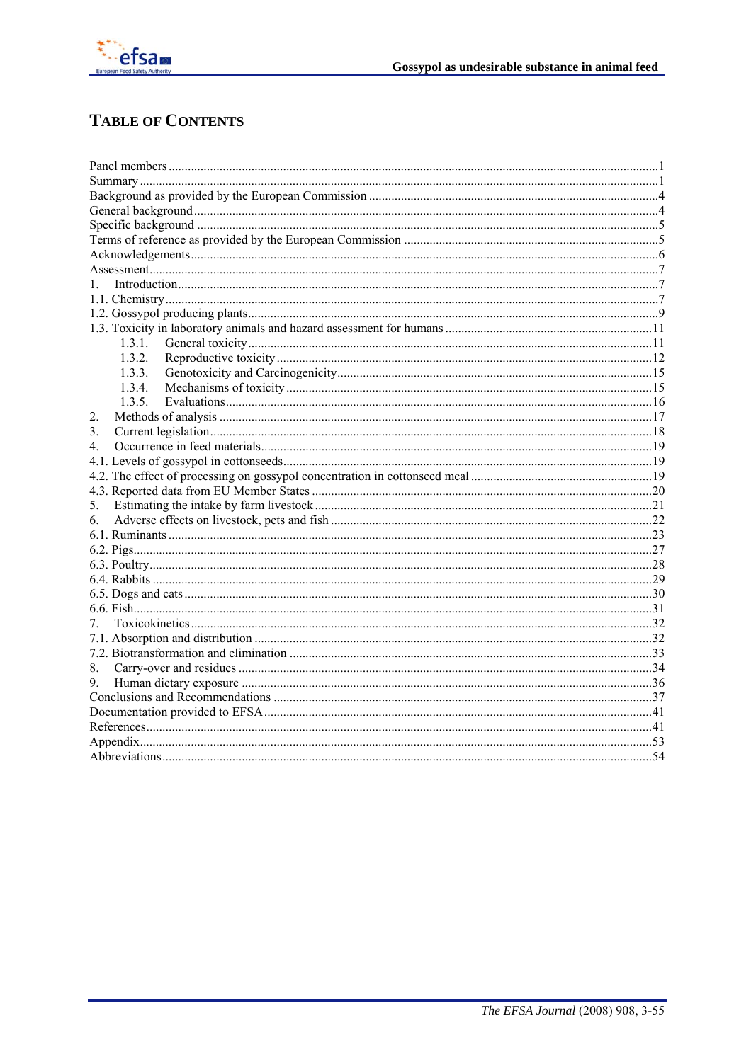# Table of Contents

Panel members ....... 1
Summary ....... 1
Background as provided by the European Commission ....... 4
General background ....... 4
Specific background ....... 5
Terms of reference as provided by the European Commission ....... 5
Acknowledgements ....... 6
Assessment ....... 7
1. Introduction ....... 7
1.1. Chemistry ....... 7
1.2. Gossypol producing plants ....... 9
1.3. Toxicity in laboratory animals and hazard assessment for humans ....... 11
  1.3.1. General toxicity ....... 11
  1.3.2. Reproductive toxicity ....... 12
  1.3.3. Genotoxicity and Carcinogenicity ....... 15
  1.3.4. Mechanisms of toxicity ....... 15
  1.3.5. Evaluations ....... 16
2. Methods of analysis ....... 17
3. Current legislation ....... 18
4. Occurrence in feed materials ....... 19
4.1. Levels of gossypol in cottonseeds ....... 19
4.2. The effect of processing on gossypol concentration in cottonseed meal ....... 19
4.3. Reported data from EU Member States ....... 20
5. Estimating the intake by farm livestock ....... 21
6. Adverse effects on livestock, pets and fish ....... 22
6.1. Ruminants ....... 23
6.2. Pigs ....... 27
6.3. Poultry ....... 28
6.4. Rabbits ....... 29
6.5. Dogs and cats ....... 30
6.6. Fish ....... 31
7. Toxicokinetics ....... 32
7.1. Absorption and distribution ....... 32
7.2. Biotransformation and elimination ....... 33
8. Carry-over and residues ....... 34
9. Human dietary exposure ....... 36
Conclusions and Recommendations ....... 37
Documentation provided to EFSA ....... 41
References ....... 41
Appendix ....... 53
Abbreviations ....... 54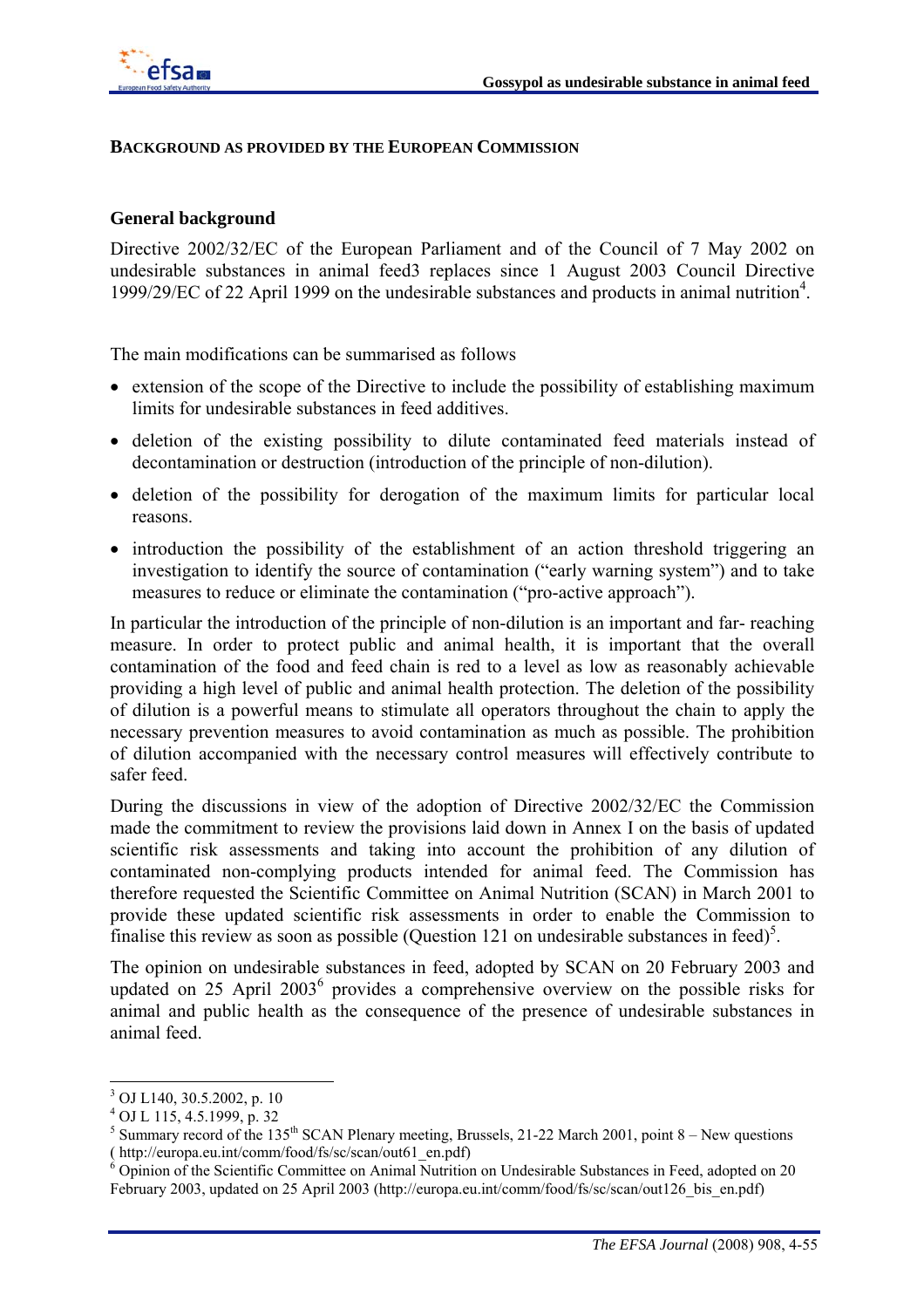**BACKGROUND AS PROVIDED BY THE EUROPEAN COMMISSION**

## General background

Directive 2002/32/EC of the European Parliament and of the Council of 7 May 2002 on undesirable substances in animal feed3 replaces since 1 August 2003 Council Directive 1999/29/EC of 22 April 1999 on the undesirable substances and products in animal nutrition[4].

The main modifications can be summarised as follows

- extension of the scope of the Directive to include the possibility of establishing maximum limits for undesirable substances in feed additives.
- deletion of the existing possibility to dilute contaminated feed materials instead of decontamination or destruction (introduction of the principle of non-dilution).
- deletion of the possibility for derogation of the maximum limits for particular local reasons.
- introduction the possibility of the establishment of an action threshold triggering an investigation to identify the source of contamination ("early warning system") and to take measures to reduce or eliminate the contamination ("pro-active approach").

In particular the introduction of the principle of non-dilution is an important and far- reaching measure. In order to protect public and animal health, it is important that the overall contamination of the food and feed chain is red to a level as low as reasonably achievable providing a high level of public and animal health protection. The deletion of the possibility of dilution is a powerful means to stimulate all operators throughout the chain to apply the necessary prevention measures to avoid contamination as much as possible. The prohibition of dilution accompanied with the necessary control measures will effectively contribute to safer feed.

During the discussions in view of the adoption of Directive 2002/32/EC the Commission made the commitment to review the provisions laid down in Annex I on the basis of updated scientific risk assessments and taking into account the prohibition of any dilution of contaminated non-complying products intended for animal feed. The Commission has therefore requested the Scientific Committee on Animal Nutrition (SCAN) in March 2001 to provide these updated scientific risk assessments in order to enable the Commission to finalise this review as soon as possible (Question 121 on undesirable substances in feed)[5].

The opinion on undesirable substances in feed, adopted by SCAN on 20 February 2003 and updated on 25 April 2003[6] provides a comprehensive overview on the possible risks for animal and public health as the consequence of the presence of undesirable substances in animal feed.

---

[3] OJ L140, 30.5.2002, p. 10

[4] OJ L 115, 4.5.1999, p. 32

[5] Summary record of the 135th SCAN Plenary meeting, Brussels, 21-22 March 2001, point 8 – New questions ( http://europa.eu.int/comm/food/fs/sc/scan/out61_en.pdf)

[6] Opinion of the Scientific Committee on Animal Nutrition on Undesirable Substances in Feed, adopted on 20 February 2003, updated on 25 April 2003 (http://europa.eu.int/comm/food/fs/sc/scan/out126_bis_en.pdf)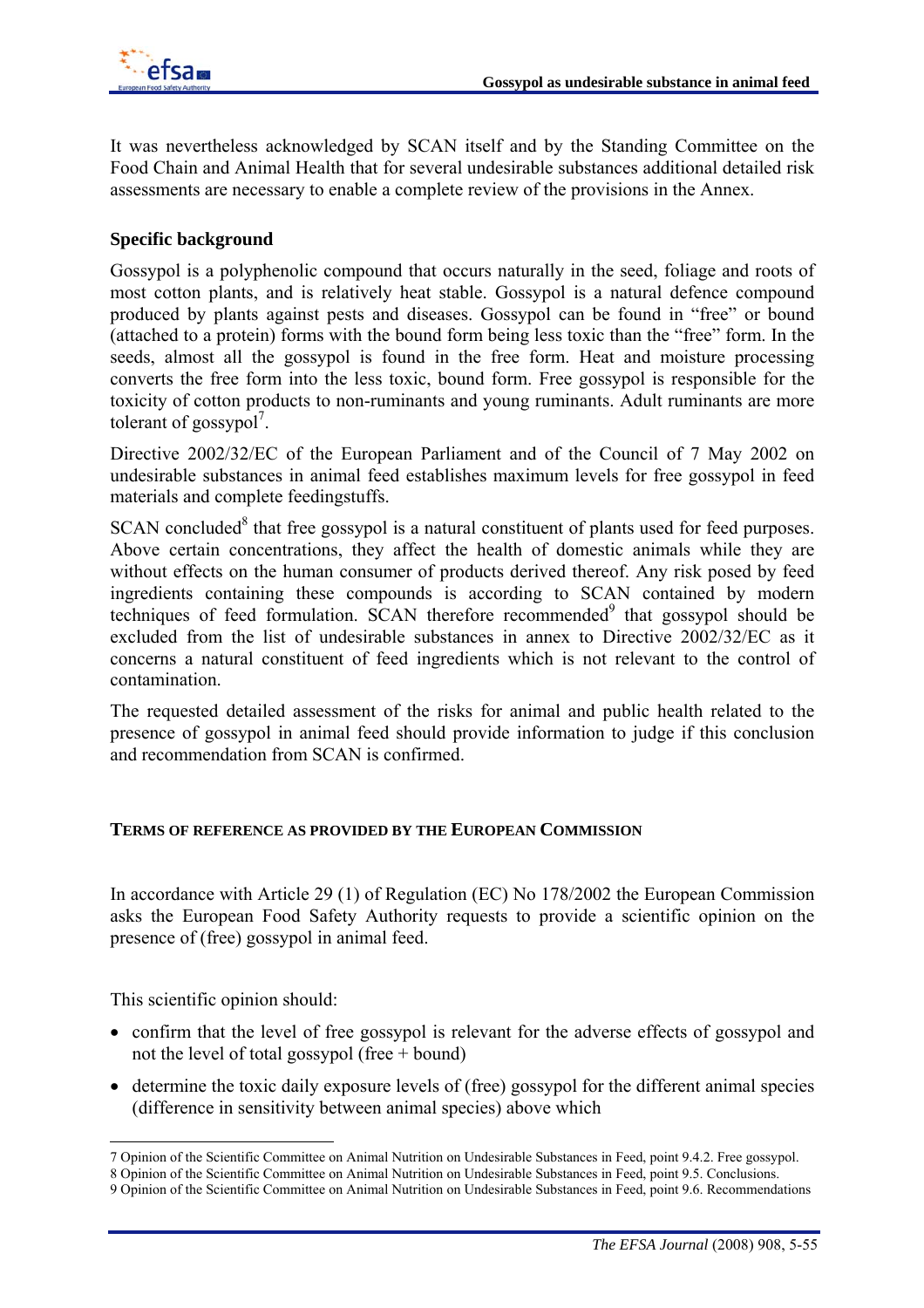It was nevertheless acknowledged by SCAN itself and by the Standing Committee on the Food Chain and Animal Health that for several undesirable substances additional detailed risk assessments are necessary to enable a complete review of the provisions in the Annex.

### Specific background

Gossypol is a polyphenolic compound that occurs naturally in the seed, foliage and roots of most cotton plants, and is relatively heat stable. Gossypol is a natural defence compound produced by plants against pests and diseases. Gossypol can be found in "free" or bound (attached to a protein) forms with the bound form being less toxic than the "free" form. In the seeds, almost all the gossypol is found in the free form. Heat and moisture processing converts the free form into the less toxic, bound form. Free gossypol is responsible for the toxicity of cotton products to non-ruminants and young ruminants. Adult ruminants are more tolerant of gossypol[7].

Directive 2002/32/EC of the European Parliament and of the Council of 7 May 2002 on undesirable substances in animal feed establishes maximum levels for free gossypol in feed materials and complete feedingstuffs.

SCAN concluded[8] that free gossypol is a natural constituent of plants used for feed purposes. Above certain concentrations, they affect the health of domestic animals while they are without effects on the human consumer of products derived thereof. Any risk posed by feed ingredients containing these compounds is according to SCAN contained by modern techniques of feed formulation. SCAN therefore recommended[9] that gossypol should be excluded from the list of undesirable substances in annex to Directive 2002/32/EC as it concerns a natural constituent of feed ingredients which is not relevant to the control of contamination.

The requested detailed assessment of the risks for animal and public health related to the presence of gossypol in animal feed should provide information to judge if this conclusion and recommendation from SCAN is confirmed.

## TERMS OF REFERENCE AS PROVIDED BY THE EUROPEAN COMMISSION

In accordance with Article 29 (1) of Regulation (EC) No 178/2002 the European Commission asks the European Food Safety Authority requests to provide a scientific opinion on the presence of (free) gossypol in animal feed.

This scientific opinion should:

- confirm that the level of free gossypol is relevant for the adverse effects of gossypol and not the level of total gossypol (free + bound)
- determine the toxic daily exposure levels of (free) gossypol for the different animal species (difference in sensitivity between animal species) above which

---

7 Opinion of the Scientific Committee on Animal Nutrition on Undesirable Substances in Feed, point 9.4.2. Free gossypol.

8 Opinion of the Scientific Committee on Animal Nutrition on Undesirable Substances in Feed, point 9.5. Conclusions.

9 Opinion of the Scientific Committee on Animal Nutrition on Undesirable Substances in Feed, point 9.6. Recommendations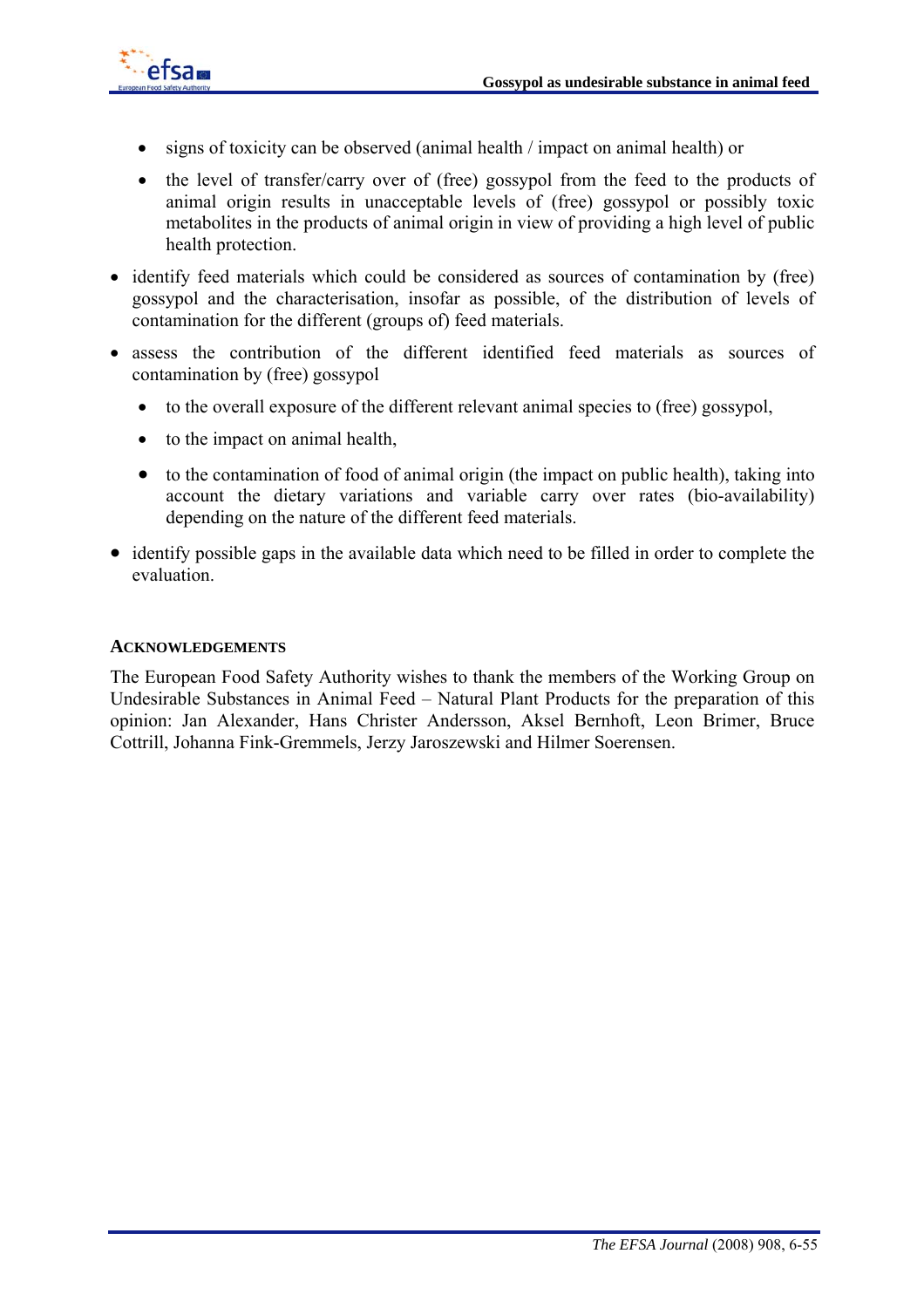- signs of toxicity can be observed (animal health / impact on animal health) or
    - the level of transfer/carry over of (free) gossypol from the feed to the products of animal origin results in unacceptable levels of (free) gossypol or possibly toxic metabolites in the products of animal origin in view of providing a high level of public health protection.
- identify feed materials which could be considered as sources of contamination by (free) gossypol and the characterisation, insofar as possible, of the distribution of levels of contamination for the different (groups of) feed materials.
- assess the contribution of the different identified feed materials as sources of contamination by (free) gossypol
    - to the overall exposure of the different relevant animal species to (free) gossypol,
    - to the impact on animal health,
    - to the contamination of food of animal origin (the impact on public health), taking into account the dietary variations and variable carry over rates (bio-availability) depending on the nature of the different feed materials.
- identify possible gaps in the available data which need to be filled in order to complete the evaluation.

### ACKNOWLEDGEMENTS

The European Food Safety Authority wishes to thank the members of the Working Group on Undesirable Substances in Animal Feed – Natural Plant Products for the preparation of this opinion: Jan Alexander, Hans Christer Andersson, Aksel Bernhoft, Leon Brimer, Bruce Cottrill, Johanna Fink-Gremmels, Jerzy Jaroszewski and Hilmer Soerensen.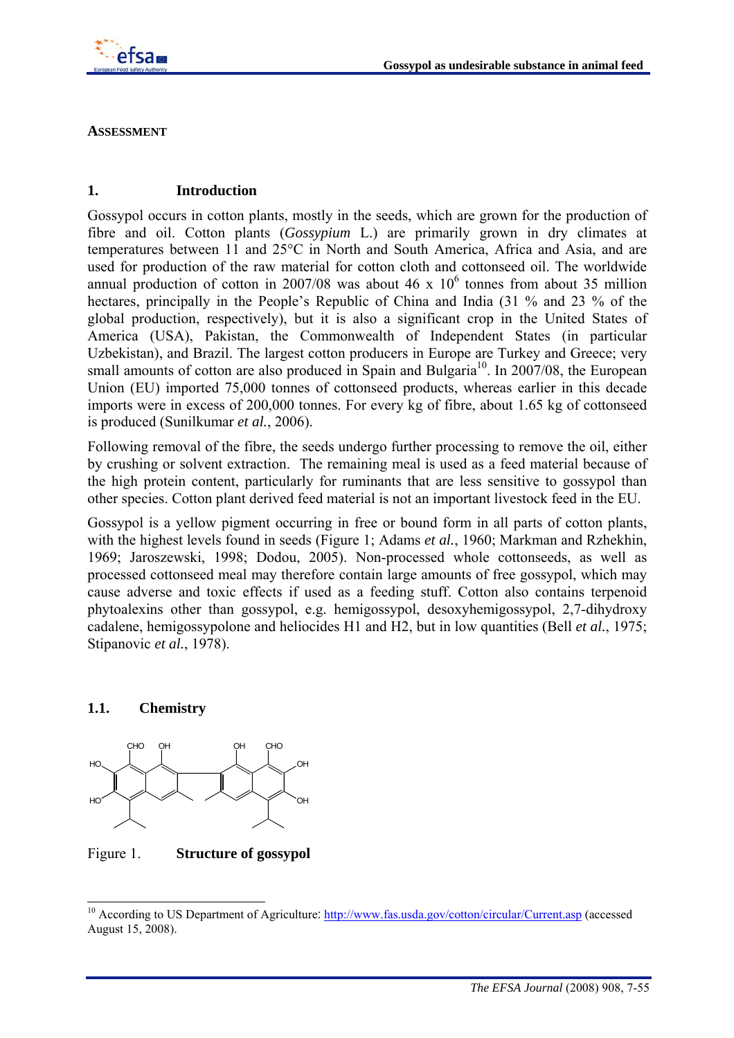**ASSESSMENT**

## 1. Introduction

Gossypol occurs in cotton plants, mostly in the seeds, which are grown for the production of fibre and oil. Cotton plants (*Gossypium* L.) are primarily grown in dry climates at temperatures between 11 and 25°C in North and South America, Africa and Asia, and are used for production of the raw material for cotton cloth and cottonseed oil. The worldwide annual production of cotton in 2007/08 was about 46 x $10^6$ tonnes from about 35 million hectares, principally in the People's Republic of China and India (31 % and 23 % of the global production, respectively), but it is also a significant crop in the United States of America (USA), Pakistan, the Commonwealth of Independent States (in particular Uzbekistan), and Brazil. The largest cotton producers in Europe are Turkey and Greece; very small amounts of cotton are also produced in Spain and Bulgaria[10]. In 2007/08, the European Union (EU) imported 75,000 tonnes of cottonseed products, whereas earlier in this decade imports were in excess of 200,000 tonnes. For every kg of fibre, about 1.65 kg of cottonseed is produced (Sunilkumar *et al.*, 2006).

Following removal of the fibre, the seeds undergo further processing to remove the oil, either by crushing or solvent extraction. The remaining meal is used as a feed material because of the high protein content, particularly for ruminants that are less sensitive to gossypol than other species. Cotton plant derived feed material is not an important livestock feed in the EU.

Gossypol is a yellow pigment occurring in free or bound form in all parts of cotton plants, with the highest levels found in seeds (Figure 1; Adams *et al.*, 1960; Markman and Rzhekhin, 1969; Jaroszewski, 1998; Dodou, 2005). Non-processed whole cottonseeds, as well as processed cottonseed meal may therefore contain large amounts of free gossypol, which may cause adverse and toxic effects if used as a feeding stuff. Cotton also contains terpenoid phytoalexins other than gossypol, e.g. hemigossypol, desoxyhemigossypol, 2,7-dihydroxy cadalene, hemigossypolone and heliocides H1 and H2, but in low quantities (Bell *et al.*, 1975; Stipanovic *et al.*, 1978).

### 1.1. Chemistry

Figure 1. **Structure of gossypol**

---

[10] According to US Department of Agriculture: http://www.fas.usda.gov/cotton/circular/Current.asp (accessed August 15, 2008).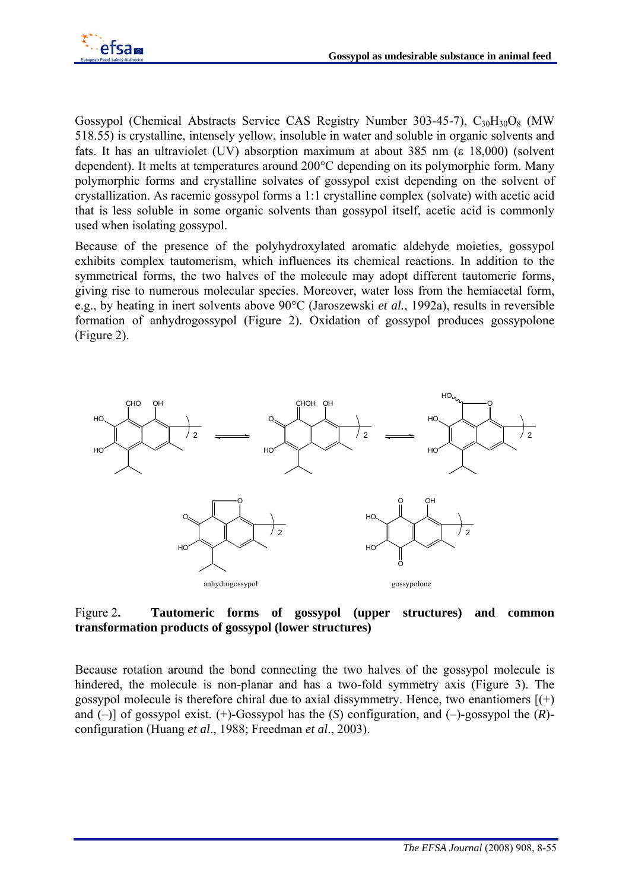Gossypol (Chemical Abstracts Service CAS Registry Number 303-45-7), $C_{30}H_{30}O_8$ (MW 518.55) is crystalline, intensely yellow, insoluble in water and soluble in organic solvents and fats. It has an ultraviolet (UV) absorption maximum at about 385 nm (ε 18,000) (solvent dependent). It melts at temperatures around 200°C depending on its polymorphic form. Many polymorphic forms and crystalline solvates of gossypol exist depending on the solvent of crystallization. As racemic gossypol forms a 1:1 crystalline complex (solvate) with acetic acid that is less soluble in some organic solvents than gossypol itself, acetic acid is commonly used when isolating gossypol.

Because of the presence of the polyhydroxylated aromatic aldehyde moieties, gossypol exhibits complex tautomerism, which influences its chemical reactions. In addition to the symmetrical forms, the two halves of the molecule may adopt different tautomeric forms, giving rise to numerous molecular species. Moreover, water loss from the hemiacetal form, e.g., by heating in inert solvents above 90°C (Jaroszewski *et al.*, 1992a), results in reversible formation of anhydrogossypol (Figure 2). Oxidation of gossypol produces gossypolone (Figure 2).

anhydrogossypol

gossypolone

Figure 2**.** **Tautomeric forms of gossypol (upper structures) and common transformation products of gossypol (lower structures)**

Because rotation around the bond connecting the two halves of the gossypol molecule is hindered, the molecule is non-planar and has a two-fold symmetry axis (Figure 3). The gossypol molecule is therefore chiral due to axial dissymmetry. Hence, two enantiomers [(+) and (–)] of gossypol exist. (+)-Gossypol has the (*S*) configuration, and (–)-gossypol the (*R*)-configuration (Huang *et al*., 1988; Freedman *et al*., 2003).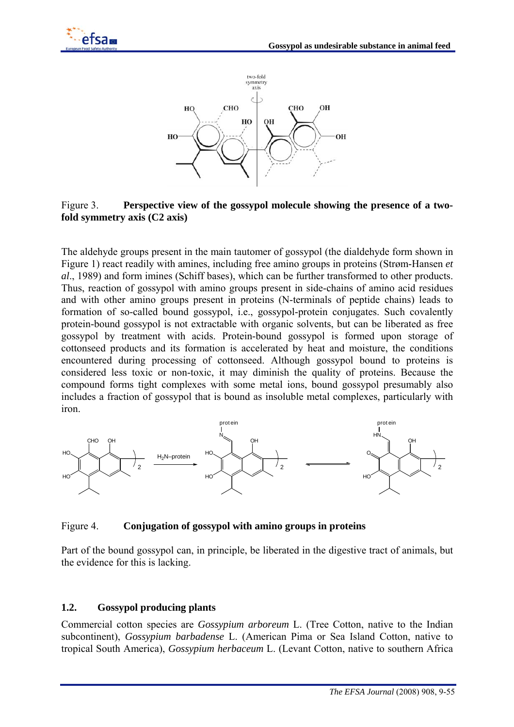Figure 3. **Perspective view of the gossypol molecule showing the presence of a two-fold symmetry axis (C2 axis)**

The aldehyde groups present in the main tautomer of gossypol (the dialdehyde form shown in Figure 1) react readily with amines, including free amino groups in proteins (Strøm-Hansen *et al*., 1989) and form imines (Schiff bases), which can be further transformed to other products. Thus, reaction of gossypol with amino groups present in side-chains of amino acid residues and with other amino groups present in proteins (N-terminals of peptide chains) leads to formation of so-called bound gossypol, i.e., gossypol-protein conjugates. Such covalently protein-bound gossypol is not extractable with organic solvents, but can be liberated as free gossypol by treatment with acids. Protein-bound gossypol is formed upon storage of cottonseed products and its formation is accelerated by heat and moisture, the conditions encountered during processing of cottonseed. Although gossypol bound to proteins is considered less toxic or non-toxic, it may diminish the quality of proteins. Because the compound forms tight complexes with some metal ions, bound gossypol presumably also includes a fraction of gossypol that is bound as insoluble metal complexes, particularly with iron.

Figure 4. **Conjugation of gossypol with amino groups in proteins**

Part of the bound gossypol can, in principle, be liberated in the digestive tract of animals, but the evidence for this is lacking.

## 1.2. Gossypol producing plants

Commercial cotton species are *Gossypium arboreum* L. (Tree Cotton, native to the Indian subcontinent), *Gossypium barbadense* L. (American Pima or Sea Island Cotton, native to tropical South America), *Gossypium herbaceum* L. (Levant Cotton, native to southern Africa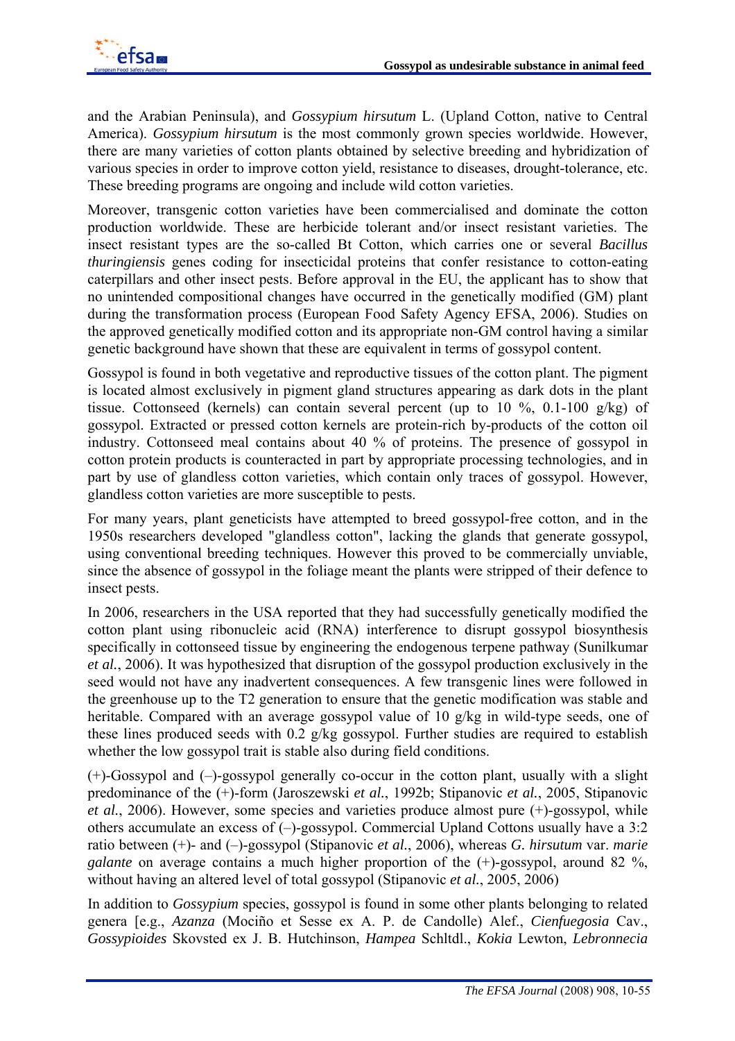and the Arabian Peninsula), and *Gossypium hirsutum* L. (Upland Cotton, native to Central America). *Gossypium hirsutum* is the most commonly grown species worldwide. However, there are many varieties of cotton plants obtained by selective breeding and hybridization of various species in order to improve cotton yield, resistance to diseases, drought-tolerance, etc. These breeding programs are ongoing and include wild cotton varieties.

Moreover, transgenic cotton varieties have been commercialised and dominate the cotton production worldwide. These are herbicide tolerant and/or insect resistant varieties. The insect resistant types are the so-called Bt Cotton, which carries one or several *Bacillus thuringiensis* genes coding for insecticidal proteins that confer resistance to cotton-eating caterpillars and other insect pests. Before approval in the EU, the applicant has to show that no unintended compositional changes have occurred in the genetically modified (GM) plant during the transformation process (European Food Safety Agency EFSA, 2006). Studies on the approved genetically modified cotton and its appropriate non-GM control having a similar genetic background have shown that these are equivalent in terms of gossypol content.

Gossypol is found in both vegetative and reproductive tissues of the cotton plant. The pigment is located almost exclusively in pigment gland structures appearing as dark dots in the plant tissue. Cottonseed (kernels) can contain several percent (up to 10 %, 0.1-100 g/kg) of gossypol. Extracted or pressed cotton kernels are protein-rich by-products of the cotton oil industry. Cottonseed meal contains about 40 % of proteins. The presence of gossypol in cotton protein products is counteracted in part by appropriate processing technologies, and in part by use of glandless cotton varieties, which contain only traces of gossypol. However, glandless cotton varieties are more susceptible to pests.

For many years, plant geneticists have attempted to breed gossypol-free cotton, and in the 1950s researchers developed "glandless cotton", lacking the glands that generate gossypol, using conventional breeding techniques. However this proved to be commercially unviable, since the absence of gossypol in the foliage meant the plants were stripped of their defence to insect pests.

In 2006, researchers in the USA reported that they had successfully genetically modified the cotton plant using ribonucleic acid (RNA) interference to disrupt gossypol biosynthesis specifically in cottonseed tissue by engineering the endogenous terpene pathway (Sunilkumar *et al.*, 2006). It was hypothesized that disruption of the gossypol production exclusively in the seed would not have any inadvertent consequences. A few transgenic lines were followed in the greenhouse up to the T2 generation to ensure that the genetic modification was stable and heritable. Compared with an average gossypol value of 10 g/kg in wild-type seeds, one of these lines produced seeds with 0.2 g/kg gossypol. Further studies are required to establish whether the low gossypol trait is stable also during field conditions.

(+)-Gossypol and (–)-gossypol generally co-occur in the cotton plant, usually with a slight predominance of the (+)-form (Jaroszewski *et al.*, 1992b; Stipanovic *et al.*, 2005, Stipanovic *et al.*, 2006). However, some species and varieties produce almost pure (+)-gossypol, while others accumulate an excess of (–)-gossypol. Commercial Upland Cottons usually have a 3:2 ratio between (+)- and (–)-gossypol (Stipanovic *et al.*, 2006), whereas *G. hirsutum* var. *marie galante* on average contains a much higher proportion of the (+)-gossypol, around 82 %, without having an altered level of total gossypol (Stipanovic *et al.*, 2005, 2006)

In addition to *Gossypium* species, gossypol is found in some other plants belonging to related genera [e.g., *Azanza* (Mociño et Sesse ex A. P. de Candolle) Alef., *Cienfuegosia* Cav., *Gossypioides* Skovsted ex J. B. Hutchinson, *Hampea* Schltdl., *Kokia* Lewton, *Lebronnecia*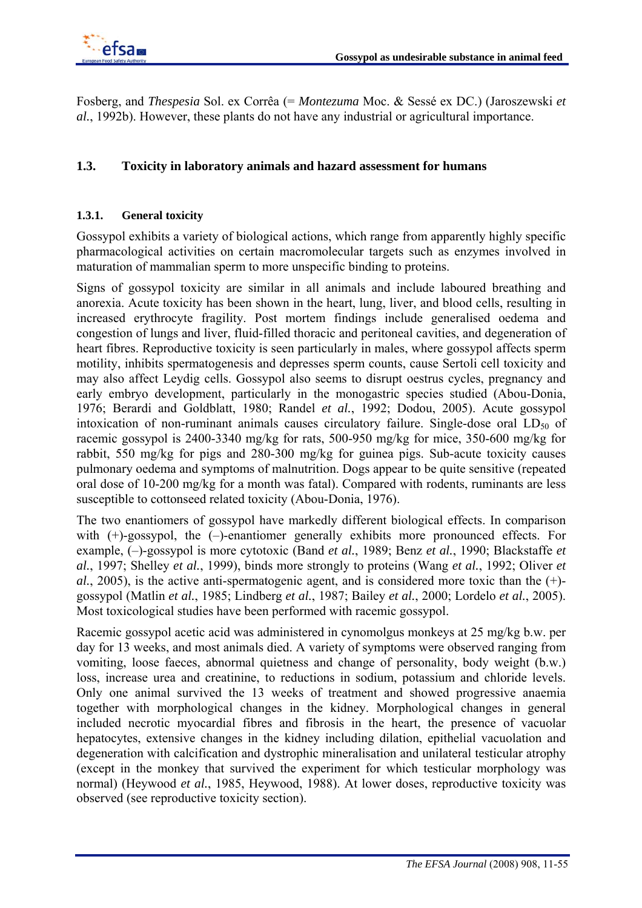Fosberg, and *Thespesia* Sol. ex Corrêa (= *Montezuma* Moc. & Sessé ex DC.) (Jaroszewski *et al.*, 1992b). However, these plants do not have any industrial or agricultural importance.

## 1.3. Toxicity in laboratory animals and hazard assessment for humans

### 1.3.1. General toxicity

Gossypol exhibits a variety of biological actions, which range from apparently highly specific pharmacological activities on certain macromolecular targets such as enzymes involved in maturation of mammalian sperm to more unspecific binding to proteins.

Signs of gossypol toxicity are similar in all animals and include laboured breathing and anorexia. Acute toxicity has been shown in the heart, lung, liver, and blood cells, resulting in increased erythrocyte fragility. Post mortem findings include generalised oedema and congestion of lungs and liver, fluid-filled thoracic and peritoneal cavities, and degeneration of heart fibres. Reproductive toxicity is seen particularly in males, where gossypol affects sperm motility, inhibits spermatogenesis and depresses sperm counts, cause Sertoli cell toxicity and may also affect Leydig cells. Gossypol also seems to disrupt oestrus cycles, pregnancy and early embryo development, particularly in the monogastric species studied (Abou-Donia, 1976; Berardi and Goldblatt, 1980; Randel *et al.*, 1992; Dodou, 2005). Acute gossypol intoxication of non-ruminant animals causes circulatory failure. Single-dose oral $LD_{50}$ of racemic gossypol is 2400-3340 mg/kg for rats, 500-950 mg/kg for mice, 350-600 mg/kg for rabbit, 550 mg/kg for pigs and 280-300 mg/kg for guinea pigs. Sub-acute toxicity causes pulmonary oedema and symptoms of malnutrition. Dogs appear to be quite sensitive (repeated oral dose of 10-200 mg/kg for a month was fatal). Compared with rodents, ruminants are less susceptible to cottonseed related toxicity (Abou-Donia, 1976).

The two enantiomers of gossypol have markedly different biological effects. In comparison with (+)-gossypol, the (–)-enantiomer generally exhibits more pronounced effects. For example, (–)-gossypol is more cytotoxic (Band *et al.*, 1989; Benz *et al.*, 1990; Blackstaffe *et al.*, 1997; Shelley *et al.*, 1999), binds more strongly to proteins (Wang *et al.*, 1992; Oliver *et al.*, 2005), is the active anti-spermatogenic agent, and is considered more toxic than the (+)-gossypol (Matlin *et al.*, 1985; Lindberg *et al.*, 1987; Bailey *et al.*, 2000; Lordelo *et al.*, 2005). Most toxicological studies have been performed with racemic gossypol.

Racemic gossypol acetic acid was administered in cynomolgus monkeys at 25 mg/kg b.w. per day for 13 weeks, and most animals died. A variety of symptoms were observed ranging from vomiting, loose faeces, abnormal quietness and change of personality, body weight (b.w.) loss, increase urea and creatinine, to reductions in sodium, potassium and chloride levels. Only one animal survived the 13 weeks of treatment and showed progressive anaemia together with morphological changes in the kidney. Morphological changes in general included necrotic myocardial fibres and fibrosis in the heart, the presence of vacuolar hepatocytes, extensive changes in the kidney including dilation, epithelial vacuolation and degeneration with calcification and dystrophic mineralisation and unilateral testicular atrophy (except in the monkey that survived the experiment for which testicular morphology was normal) (Heywood *et al.*, 1985, Heywood, 1988). At lower doses, reproductive toxicity was observed (see reproductive toxicity section).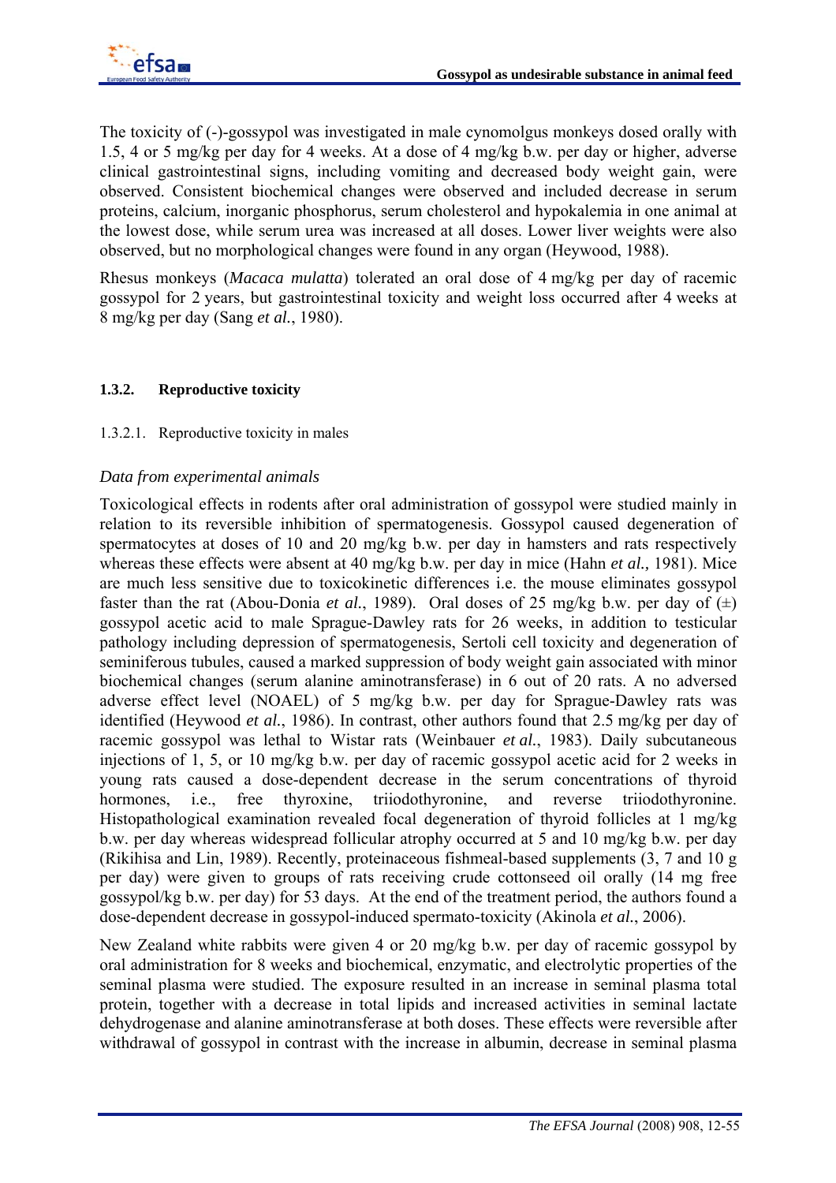The toxicity of (-)-gossypol was investigated in male cynomolgus monkeys dosed orally with 1.5, 4 or 5 mg/kg per day for 4 weeks. At a dose of 4 mg/kg b.w. per day or higher, adverse clinical gastrointestinal signs, including vomiting and decreased body weight gain, were observed. Consistent biochemical changes were observed and included decrease in serum proteins, calcium, inorganic phosphorus, serum cholesterol and hypokalemia in one animal at the lowest dose, while serum urea was increased at all doses. Lower liver weights were also observed, but no morphological changes were found in any organ (Heywood, 1988).

Rhesus monkeys (*Macaca mulatta*) tolerated an oral dose of 4 mg/kg per day of racemic gossypol for 2 years, but gastrointestinal toxicity and weight loss occurred after 4 weeks at 8 mg/kg per day (Sang *et al.*, 1980).

### 1.3.2. Reproductive toxicity

#### 1.3.2.1. Reproductive toxicity in males

*Data from experimental animals*

Toxicological effects in rodents after oral administration of gossypol were studied mainly in relation to its reversible inhibition of spermatogenesis. Gossypol caused degeneration of spermatocytes at doses of 10 and 20 mg/kg b.w. per day in hamsters and rats respectively whereas these effects were absent at 40 mg/kg b.w. per day in mice (Hahn *et al.,* 1981). Mice are much less sensitive due to toxicokinetic differences i.e. the mouse eliminates gossypol faster than the rat (Abou-Donia *et al.*, 1989). Oral doses of 25 mg/kg b.w. per day of (±) gossypol acetic acid to male Sprague-Dawley rats for 26 weeks, in addition to testicular pathology including depression of spermatogenesis, Sertoli cell toxicity and degeneration of seminiferous tubules, caused a marked suppression of body weight gain associated with minor biochemical changes (serum alanine aminotransferase) in 6 out of 20 rats. A no adversed adverse effect level (NOAEL) of 5 mg/kg b.w. per day for Sprague-Dawley rats was identified (Heywood *et al.*, 1986). In contrast, other authors found that 2.5 mg/kg per day of racemic gossypol was lethal to Wistar rats (Weinbauer *et al.*, 1983). Daily subcutaneous injections of 1, 5, or 10 mg/kg b.w. per day of racemic gossypol acetic acid for 2 weeks in young rats caused a dose-dependent decrease in the serum concentrations of thyroid hormones, i.e., free thyroxine, triiodothyronine, and reverse triiodothyronine. Histopathological examination revealed focal degeneration of thyroid follicles at 1 mg/kg b.w. per day whereas widespread follicular atrophy occurred at 5 and 10 mg/kg b.w. per day (Rikihisa and Lin, 1989). Recently, proteinaceous fishmeal-based supplements (3, 7 and 10 g per day) were given to groups of rats receiving crude cottonseed oil orally (14 mg free gossypol/kg b.w. per day) for 53 days. At the end of the treatment period, the authors found a dose-dependent decrease in gossypol-induced spermato-toxicity (Akinola *et al.*, 2006).

New Zealand white rabbits were given 4 or 20 mg/kg b.w. per day of racemic gossypol by oral administration for 8 weeks and biochemical, enzymatic, and electrolytic properties of the seminal plasma were studied. The exposure resulted in an increase in seminal plasma total protein, together with a decrease in total lipids and increased activities in seminal lactate dehydrogenase and alanine aminotransferase at both doses. These effects were reversible after withdrawal of gossypol in contrast with the increase in albumin, decrease in seminal plasma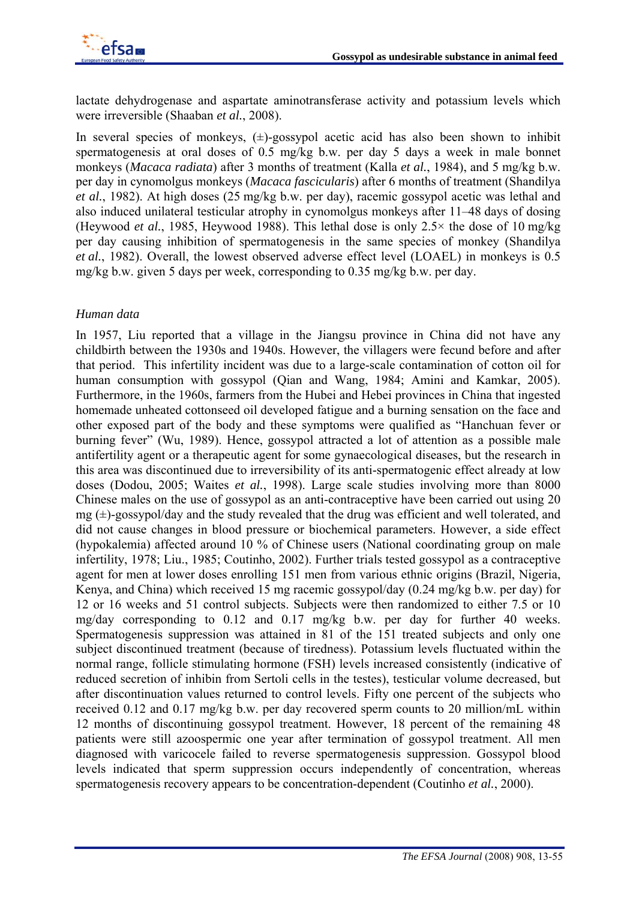lactate dehydrogenase and aspartate aminotransferase activity and potassium levels which were irreversible (Shaaban *et al.*, 2008).

In several species of monkeys, (±)-gossypol acetic acid has also been shown to inhibit spermatogenesis at oral doses of 0.5 mg/kg b.w. per day 5 days a week in male bonnet monkeys (*Macaca radiata*) after 3 months of treatment (Kalla *et al.*, 1984), and 5 mg/kg b.w. per day in cynomolgus monkeys (*Macaca fascicularis*) after 6 months of treatment (Shandilya *et al.*, 1982). At high doses (25 mg/kg b.w. per day), racemic gossypol acetic was lethal and also induced unilateral testicular atrophy in cynomolgus monkeys after 11–48 days of dosing (Heywood *et al.*, 1985, Heywood 1988). This lethal dose is only 2.5× the dose of 10 mg/kg per day causing inhibition of spermatogenesis in the same species of monkey (Shandilya *et al.*, 1982). Overall, the lowest observed adverse effect level (LOAEL) in monkeys is 0.5 mg/kg b.w. given 5 days per week, corresponding to 0.35 mg/kg b.w. per day.

*Human data*

In 1957, Liu reported that a village in the Jiangsu province in China did not have any childbirth between the 1930s and 1940s. However, the villagers were fecund before and after that period. This infertility incident was due to a large-scale contamination of cotton oil for human consumption with gossypol (Qian and Wang, 1984; Amini and Kamkar, 2005). Furthermore, in the 1960s, farmers from the Hubei and Hebei provinces in China that ingested homemade unheated cottonseed oil developed fatigue and a burning sensation on the face and other exposed part of the body and these symptoms were qualified as "Hanchuan fever or burning fever" (Wu, 1989). Hence, gossypol attracted a lot of attention as a possible male antifertility agent or a therapeutic agent for some gynaecological diseases, but the research in this area was discontinued due to irreversibility of its anti-spermatogenic effect already at low doses (Dodou, 2005; Waites *et al.*, 1998). Large scale studies involving more than 8000 Chinese males on the use of gossypol as an anti-contraceptive have been carried out using 20 mg (±)-gossypol/day and the study revealed that the drug was efficient and well tolerated, and did not cause changes in blood pressure or biochemical parameters. However, a side effect (hypokalemia) affected around 10 % of Chinese users (National coordinating group on male infertility, 1978; Liu., 1985; Coutinho, 2002). Further trials tested gossypol as a contraceptive agent for men at lower doses enrolling 151 men from various ethnic origins (Brazil, Nigeria, Kenya, and China) which received 15 mg racemic gossypol/day (0.24 mg/kg b.w. per day) for 12 or 16 weeks and 51 control subjects. Subjects were then randomized to either 7.5 or 10 mg/day corresponding to 0.12 and 0.17 mg/kg b.w. per day for further 40 weeks. Spermatogenesis suppression was attained in 81 of the 151 treated subjects and only one subject discontinued treatment (because of tiredness). Potassium levels fluctuated within the normal range, follicle stimulating hormone (FSH) levels increased consistently (indicative of reduced secretion of inhibin from Sertoli cells in the testes), testicular volume decreased, but after discontinuation values returned to control levels. Fifty one percent of the subjects who received 0.12 and 0.17 mg/kg b.w. per day recovered sperm counts to 20 million/mL within 12 months of discontinuing gossypol treatment. However, 18 percent of the remaining 48 patients were still azoospermic one year after termination of gossypol treatment. All men diagnosed with varicocele failed to reverse spermatogenesis suppression. Gossypol blood levels indicated that sperm suppression occurs independently of concentration, whereas spermatogenesis recovery appears to be concentration-dependent (Coutinho *et al.*, 2000).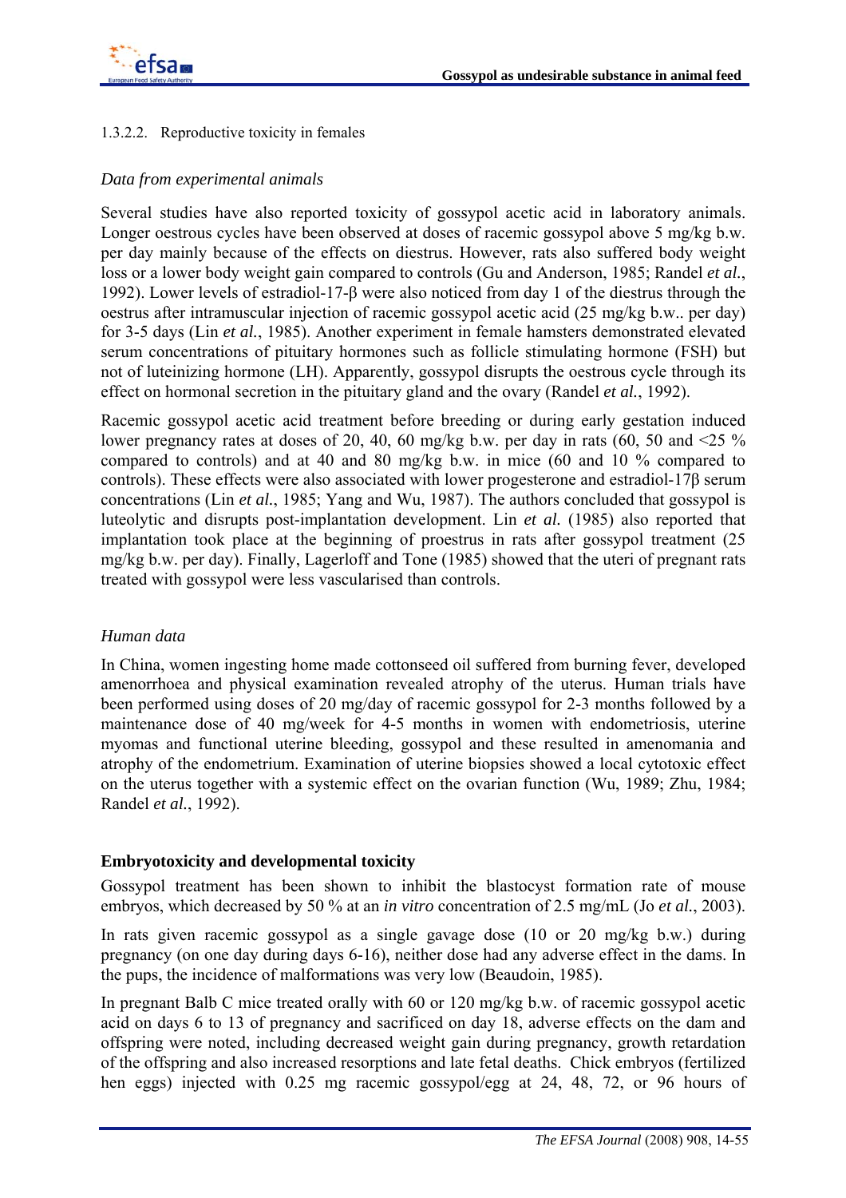#### 1.3.2.2. Reproductive toxicity in females

*Data from experimental animals*

Several studies have also reported toxicity of gossypol acetic acid in laboratory animals. Longer oestrous cycles have been observed at doses of racemic gossypol above 5 mg/kg b.w. per day mainly because of the effects on diestrus. However, rats also suffered body weight loss or a lower body weight gain compared to controls (Gu and Anderson, 1985; Randel *et al.*, 1992). Lower levels of estradiol-17-β were also noticed from day 1 of the diestrus through the oestrus after intramuscular injection of racemic gossypol acetic acid (25 mg/kg b.w.. per day) for 3-5 days (Lin *et al.*, 1985). Another experiment in female hamsters demonstrated elevated serum concentrations of pituitary hormones such as follicle stimulating hormone (FSH) but not of luteinizing hormone (LH). Apparently, gossypol disrupts the oestrous cycle through its effect on hormonal secretion in the pituitary gland and the ovary (Randel *et al.*, 1992).

Racemic gossypol acetic acid treatment before breeding or during early gestation induced lower pregnancy rates at doses of 20, 40, 60 mg/kg b.w. per day in rats (60, 50 and <25 % compared to controls) and at 40 and 80 mg/kg b.w. in mice (60 and 10 % compared to controls). These effects were also associated with lower progesterone and estradiol-17β serum concentrations (Lin *et al.*, 1985; Yang and Wu, 1987). The authors concluded that gossypol is luteolytic and disrupts post-implantation development. Lin *et al.* (1985) also reported that implantation took place at the beginning of proestrus in rats after gossypol treatment (25 mg/kg b.w. per day). Finally, Lagerloff and Tone (1985) showed that the uteri of pregnant rats treated with gossypol were less vascularised than controls.

*Human data*

In China, women ingesting home made cottonseed oil suffered from burning fever, developed amenorrhoea and physical examination revealed atrophy of the uterus. Human trials have been performed using doses of 20 mg/day of racemic gossypol for 2-3 months followed by a maintenance dose of 40 mg/week for 4-5 months in women with endometriosis, uterine myomas and functional uterine bleeding, gossypol and these resulted in amenomania and atrophy of the endometrium. Examination of uterine biopsies showed a local cytotoxic effect on the uterus together with a systemic effect on the ovarian function (Wu, 1989; Zhu, 1984; Randel *et al.*, 1992).

**Embryotoxicity and developmental toxicity**

Gossypol treatment has been shown to inhibit the blastocyst formation rate of mouse embryos, which decreased by 50 % at an *in vitro* concentration of 2.5 mg/mL (Jo *et al.*, 2003).

In rats given racemic gossypol as a single gavage dose (10 or 20 mg/kg b.w.) during pregnancy (on one day during days 6-16), neither dose had any adverse effect in the dams. In the pups, the incidence of malformations was very low (Beaudoin, 1985).

In pregnant Balb C mice treated orally with 60 or 120 mg/kg b.w. of racemic gossypol acetic acid on days 6 to 13 of pregnancy and sacrificed on day 18, adverse effects on the dam and offspring were noted, including decreased weight gain during pregnancy, growth retardation of the offspring and also increased resorptions and late fetal deaths. Chick embryos (fertilized hen eggs) injected with 0.25 mg racemic gossypol/egg at 24, 48, 72, or 96 hours of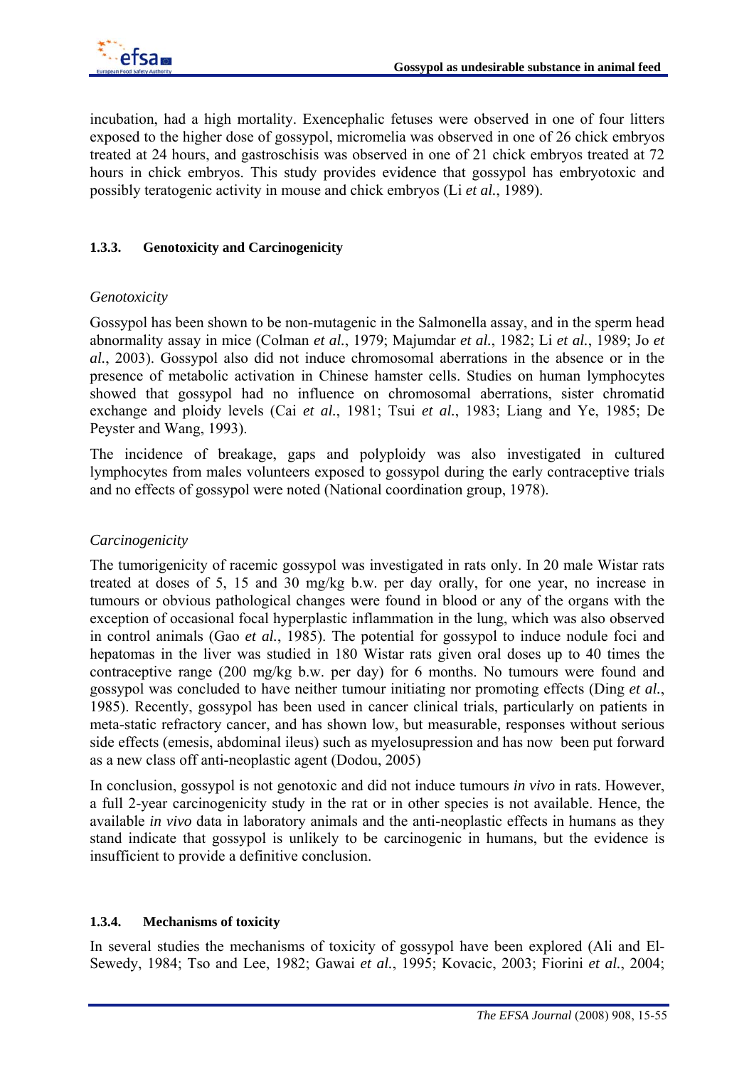incubation, had a high mortality. Exencephalic fetuses were observed in one of four litters exposed to the higher dose of gossypol, micromelia was observed in one of 26 chick embryos treated at 24 hours, and gastroschisis was observed in one of 21 chick embryos treated at 72 hours in chick embryos. This study provides evidence that gossypol has embryotoxic and possibly teratogenic activity in mouse and chick embryos (Li *et al.*, 1989).

### 1.3.3. Genotoxicity and Carcinogenicity

*Genotoxicity*

Gossypol has been shown to be non-mutagenic in the Salmonella assay, and in the sperm head abnormality assay in mice (Colman *et al.*, 1979; Majumdar *et al.*, 1982; Li *et al.*, 1989; Jo *et al.*, 2003). Gossypol also did not induce chromosomal aberrations in the absence or in the presence of metabolic activation in Chinese hamster cells. Studies on human lymphocytes showed that gossypol had no influence on chromosomal aberrations, sister chromatid exchange and ploidy levels (Cai *et al.*, 1981; Tsui *et al.*, 1983; Liang and Ye, 1985; De Peyster and Wang, 1993).

The incidence of breakage, gaps and polyploidy was also investigated in cultured lymphocytes from males volunteers exposed to gossypol during the early contraceptive trials and no effects of gossypol were noted (National coordination group, 1978).

*Carcinogenicity*

The tumorigenicity of racemic gossypol was investigated in rats only. In 20 male Wistar rats treated at doses of 5, 15 and 30 mg/kg b.w. per day orally, for one year, no increase in tumours or obvious pathological changes were found in blood or any of the organs with the exception of occasional focal hyperplastic inflammation in the lung, which was also observed in control animals (Gao *et al.*, 1985). The potential for gossypol to induce nodule foci and hepatomas in the liver was studied in 180 Wistar rats given oral doses up to 40 times the contraceptive range (200 mg/kg b.w. per day) for 6 months. No tumours were found and gossypol was concluded to have neither tumour initiating nor promoting effects (Ding *et al.*, 1985). Recently, gossypol has been used in cancer clinical trials, particularly on patients in meta-static refractory cancer, and has shown low, but measurable, responses without serious side effects (emesis, abdominal ileus) such as myelosupression and has now been put forward as a new class off anti-neoplastic agent (Dodou, 2005)

In conclusion, gossypol is not genotoxic and did not induce tumours *in vivo* in rats. However, a full 2-year carcinogenicity study in the rat or in other species is not available. Hence, the available *in vivo* data in laboratory animals and the anti-neoplastic effects in humans as they stand indicate that gossypol is unlikely to be carcinogenic in humans, but the evidence is insufficient to provide a definitive conclusion.

### 1.3.4. Mechanisms of toxicity

In several studies the mechanisms of toxicity of gossypol have been explored (Ali and El-Sewedy, 1984; Tso and Lee, 1982; Gawai *et al.*, 1995; Kovacic, 2003; Fiorini *et al.*, 2004;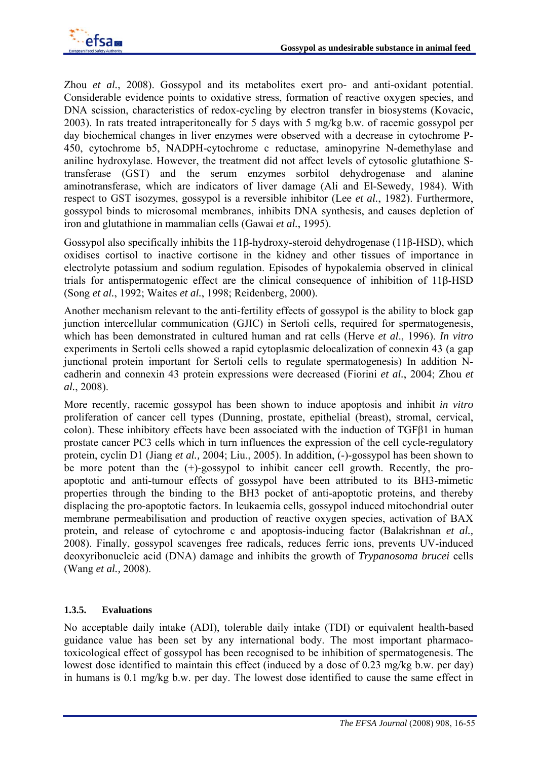Zhou *et al.*, 2008). Gossypol and its metabolites exert pro- and anti-oxidant potential. Considerable evidence points to oxidative stress, formation of reactive oxygen species, and DNA scission, characteristics of redox-cycling by electron transfer in biosystems (Kovacic, 2003). In rats treated intraperitoneally for 5 days with 5 mg/kg b.w. of racemic gossypol per day biochemical changes in liver enzymes were observed with a decrease in cytochrome P-450, cytochrome b5, NADPH-cytochrome c reductase, aminopyrine N-demethylase and aniline hydroxylase. However, the treatment did not affect levels of cytosolic glutathione S-transferase (GST) and the serum enzymes sorbitol dehydrogenase and alanine aminotransferase, which are indicators of liver damage (Ali and El-Sewedy, 1984). With respect to GST isozymes, gossypol is a reversible inhibitor (Lee *et al.*, 1982). Furthermore, gossypol binds to microsomal membranes, inhibits DNA synthesis, and causes depletion of iron and glutathione in mammalian cells (Gawai *et al.*, 1995).

Gossypol also specifically inhibits the 11β-hydroxy-steroid dehydrogenase (11β-HSD), which oxidises cortisol to inactive cortisone in the kidney and other tissues of importance in electrolyte potassium and sodium regulation. Episodes of hypokalemia observed in clinical trials for antispermatogenic effect are the clinical consequence of inhibition of 11β-HSD (Song *et al.*, 1992; Waites *et al.*, 1998; Reidenberg, 2000).

Another mechanism relevant to the anti-fertility effects of gossypol is the ability to block gap junction intercellular communication (GJIC) in Sertoli cells, required for spermatogenesis, which has been demonstrated in cultured human and rat cells (Herve *et al*., 1996). *In vitro* experiments in Sertoli cells showed a rapid cytoplasmic delocalization of connexin 43 (a gap junctional protein important for Sertoli cells to regulate spermatogenesis) In addition N-cadherin and connexin 43 protein expressions were decreased (Fiorini *et al.*, 2004; Zhou *et al.*, 2008).

More recently, racemic gossypol has been shown to induce apoptosis and inhibit *in vitro* proliferation of cancer cell types (Dunning, prostate, epithelial (breast), stromal, cervical, colon). These inhibitory effects have been associated with the induction of TGFβ1 in human prostate cancer PC3 cells which in turn influences the expression of the cell cycle-regulatory protein, cyclin D1 (Jiang *et al.,* 2004; Liu., 2005). In addition, (-)-gossypol has been shown to be more potent than the (+)-gossypol to inhibit cancer cell growth. Recently, the pro-apoptotic and anti-tumour effects of gossypol have been attributed to its BH3-mimetic properties through the binding to the BH3 pocket of anti-apoptotic proteins, and thereby displacing the pro-apoptotic factors. In leukaemia cells, gossypol induced mitochondrial outer membrane permeabilisation and production of reactive oxygen species, activation of BAX protein, and release of cytochrome c and apoptosis-inducing factor (Balakrishnan *et al.,* 2008). Finally, gossypol scavenges free radicals, reduces ferric ions, prevents UV-induced deoxyribonucleic acid (DNA) damage and inhibits the growth of *Trypanosoma brucei* cells (Wang *et al.,* 2008).

#### 1.3.5. Evaluations

No acceptable daily intake (ADI), tolerable daily intake (TDI) or equivalent health-based guidance value has been set by any international body. The most important pharmaco-toxicological effect of gossypol has been recognised to be inhibition of spermatogenesis. The lowest dose identified to maintain this effect (induced by a dose of 0.23 mg/kg b.w. per day) in humans is 0.1 mg/kg b.w. per day. The lowest dose identified to cause the same effect in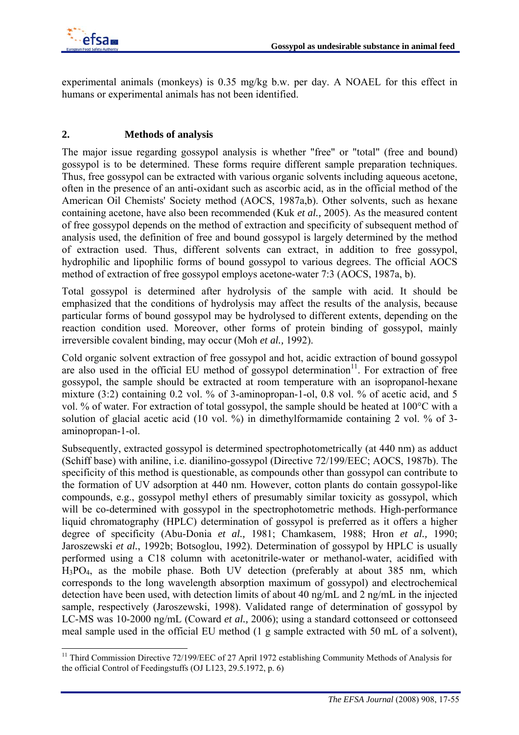experimental animals (monkeys) is 0.35 mg/kg b.w. per day. A NOAEL for this effect in humans or experimental animals has not been identified.

## 2. Methods of analysis

The major issue regarding gossypol analysis is whether "free" or "total" (free and bound) gossypol is to be determined. These forms require different sample preparation techniques. Thus, free gossypol can be extracted with various organic solvents including aqueous acetone, often in the presence of an anti-oxidant such as ascorbic acid, as in the official method of the American Oil Chemists' Society method (AOCS, 1987a,b). Other solvents, such as hexane containing acetone, have also been recommended (Kuk *et al.,* 2005). As the measured content of free gossypol depends on the method of extraction and specificity of subsequent method of analysis used, the definition of free and bound gossypol is largely determined by the method of extraction used. Thus, different solvents can extract, in addition to free gossypol, hydrophilic and lipophilic forms of bound gossypol to various degrees. The official AOCS method of extraction of free gossypol employs acetone-water 7:3 (AOCS, 1987a, b).

Total gossypol is determined after hydrolysis of the sample with acid. It should be emphasized that the conditions of hydrolysis may affect the results of the analysis, because particular forms of bound gossypol may be hydrolysed to different extents, depending on the reaction condition used. Moreover, other forms of protein binding of gossypol, mainly irreversible covalent binding, may occur (Moh *et al.,* 1992).

Cold organic solvent extraction of free gossypol and hot, acidic extraction of bound gossypol are also used in the official EU method of gossypol determination[11]. For extraction of free gossypol, the sample should be extracted at room temperature with an isopropanol-hexane mixture (3:2) containing 0.2 vol. % of 3-aminopropan-1-ol, 0.8 vol. % of acetic acid, and 5 vol. % of water. For extraction of total gossypol, the sample should be heated at 100°C with a solution of glacial acetic acid (10 vol. %) in dimethylformamide containing 2 vol. % of 3-aminopropan-1-ol.

Subsequently, extracted gossypol is determined spectrophotometrically (at 440 nm) as adduct (Schiff base) with aniline, i.e. dianilino-gossypol (Directive 72/199/EEC; AOCS, 1987b). The specificity of this method is questionable, as compounds other than gossypol can contribute to the formation of UV adsorption at 440 nm. However, cotton plants do contain gossypol-like compounds, e.g., gossypol methyl ethers of presumably similar toxicity as gossypol, which will be co-determined with gossypol in the spectrophotometric methods. High-performance liquid chromatography (HPLC) determination of gossypol is preferred as it offers a higher degree of specificity (Abu-Donia *et al.,* 1981; Chamkasem, 1988; Hron *et al.,* 1990; Jaroszewski *et al.*, 1992b; Botsoglou, 1992). Determination of gossypol by HPLC is usually performed using a C18 column with acetonitrile-water or methanol-water, acidified with $H_3PO_4$, as the mobile phase. Both UV detection (preferably at about 385 nm, which corresponds to the long wavelength absorption maximum of gossypol) and electrochemical detection have been used, with detection limits of about 40 ng/mL and 2 ng/mL in the injected sample, respectively (Jaroszewski, 1998). Validated range of determination of gossypol by LC-MS was 10-2000 ng/mL (Coward *et al.,* 2006); using a standard cottonseed or cottonseed meal sample used in the official EU method (1 g sample extracted with 50 mL of a solvent),

---

[11] Third Commission Directive 72/199/EEC of 27 April 1972 establishing Community Methods of Analysis for the official Control of Feedingstuffs (OJ L123, 29.5.1972, p. 6)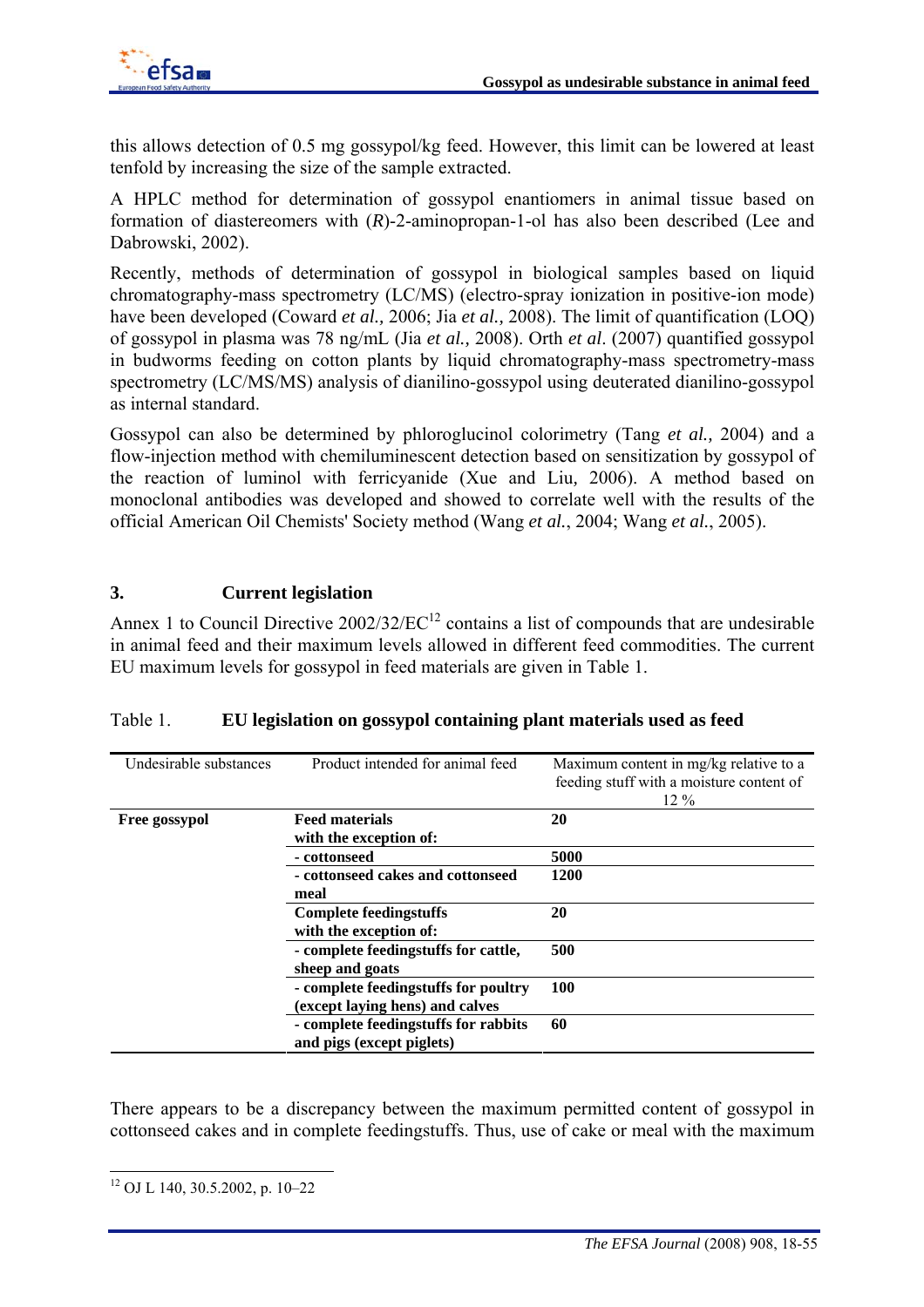this allows detection of 0.5 mg gossypol/kg feed. However, this limit can be lowered at least tenfold by increasing the size of the sample extracted.

A HPLC method for determination of gossypol enantiomers in animal tissue based on formation of diastereomers with (*R*)-2-aminopropan-1-ol has also been described (Lee and Dabrowski, 2002).

Recently, methods of determination of gossypol in biological samples based on liquid chromatography-mass spectrometry (LC/MS) (electro-spray ionization in positive-ion mode) have been developed (Coward *et al.,* 2006; Jia *et al.,* 2008). The limit of quantification (LOQ) of gossypol in plasma was 78 ng/mL (Jia *et al.,* 2008). Orth *et al*. (2007) quantified gossypol in budworms feeding on cotton plants by liquid chromatography-mass spectrometry-mass spectrometry (LC/MS/MS) analysis of dianilino-gossypol using deuterated dianilino-gossypol as internal standard.

Gossypol can also be determined by phloroglucinol colorimetry (Tang *et al.,* 2004) and a flow-injection method with chemiluminescent detection based on sensitization by gossypol of the reaction of luminol with ferricyanide (Xue and Liu, 2006). A method based on monoclonal antibodies was developed and showed to correlate well with the results of the official American Oil Chemists' Society method (Wang *et al.*, 2004; Wang *et al.*, 2005).

## 3. Current legislation

Annex 1 to Council Directive 2002/32/EC[12] contains a list of compounds that are undesirable in animal feed and their maximum levels allowed in different feed commodities. The current EU maximum levels for gossypol in feed materials are given in Table 1.

Table 1. **EU legislation on gossypol containing plant materials used as feed**

| Undesirable substances | Product intended for animal feed | Maximum content in mg/kg relative to a feeding stuff with a moisture content of 12 % |
|---|---|---|
| **Free gossypol** | **Feed materials with the exception of:** | **20** |
| | **- cottonseed** | **5000** |
| | **- cottonseed cakes and cottonseed meal** | **1200** |
| | **Complete feedingstuffs with the exception of:** | **20** |
| | **- complete feedingstuffs for cattle, sheep and goats** | **500** |
| | **- complete feedingstuffs for poultry (except laying hens) and calves** | **100** |
| | **- complete feedingstuffs for rabbits and pigs (except piglets)** | **60** |

There appears to be a discrepancy between the maximum permitted content of gossypol in cottonseed cakes and in complete feedingstuffs. Thus, use of cake or meal with the maximum

[12] OJ L 140, 30.5.2002, p. 10–22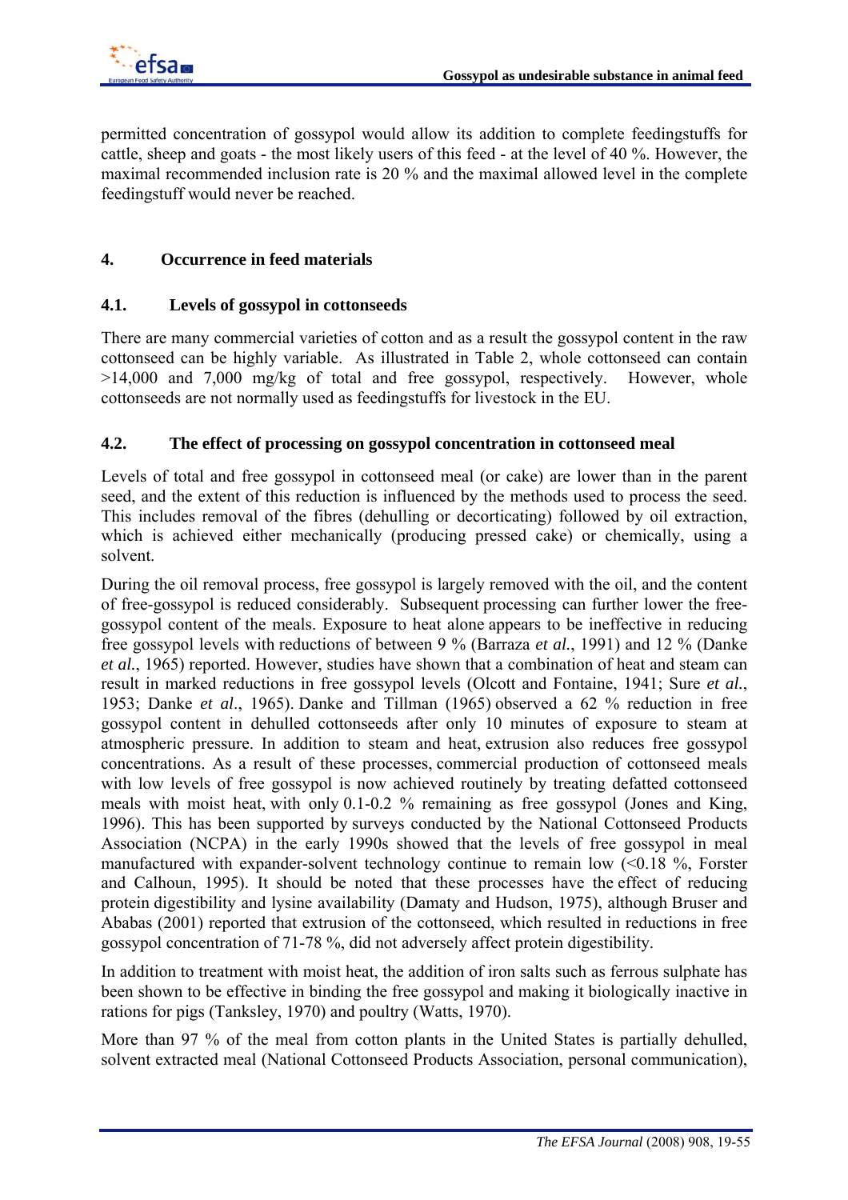permitted concentration of gossypol would allow its addition to complete feedingstuffs for cattle, sheep and goats - the most likely users of this feed - at the level of 40 %. However, the maximal recommended inclusion rate is 20 % and the maximal allowed level in the complete feedingstuff would never be reached.

## 4. Occurrence in feed materials

### 4.1. Levels of gossypol in cottonseeds

There are many commercial varieties of cotton and as a result the gossypol content in the raw cottonseed can be highly variable. As illustrated in Table 2, whole cottonseed can contain >14,000 and 7,000 mg/kg of total and free gossypol, respectively. However, whole cottonseeds are not normally used as feedingstuffs for livestock in the EU.

### 4.2. The effect of processing on gossypol concentration in cottonseed meal

Levels of total and free gossypol in cottonseed meal (or cake) are lower than in the parent seed, and the extent of this reduction is influenced by the methods used to process the seed. This includes removal of the fibres (dehulling or decorticating) followed by oil extraction, which is achieved either mechanically (producing pressed cake) or chemically, using a solvent.

During the oil removal process, free gossypol is largely removed with the oil, and the content of free-gossypol is reduced considerably. Subsequent processing can further lower the free-gossypol content of the meals. Exposure to heat alone appears to be ineffective in reducing free gossypol levels with reductions of between 9 % (Barraza *et al.*, 1991) and 12 % (Danke *et al.*, 1965) reported. However, studies have shown that a combination of heat and steam can result in marked reductions in free gossypol levels (Olcott and Fontaine, 1941; Sure *et al.*, 1953; Danke *et al*., 1965). Danke and Tillman (1965) observed a 62 % reduction in free gossypol content in dehulled cottonseeds after only 10 minutes of exposure to steam at atmospheric pressure. In addition to steam and heat, extrusion also reduces free gossypol concentrations. As a result of these processes, commercial production of cottonseed meals with low levels of free gossypol is now achieved routinely by treating defatted cottonseed meals with moist heat, with only 0.1-0.2 % remaining as free gossypol (Jones and King, 1996). This has been supported by surveys conducted by the National Cottonseed Products Association (NCPA) in the early 1990s showed that the levels of free gossypol in meal manufactured with expander-solvent technology continue to remain low (<0.18 %, Forster and Calhoun, 1995). It should be noted that these processes have the effect of reducing protein digestibility and lysine availability (Damaty and Hudson, 1975), although Bruser and Ababas (2001) reported that extrusion of the cottonseed, which resulted in reductions in free gossypol concentration of 71-78 %, did not adversely affect protein digestibility.

In addition to treatment with moist heat, the addition of iron salts such as ferrous sulphate has been shown to be effective in binding the free gossypol and making it biologically inactive in rations for pigs (Tanksley, 1970) and poultry (Watts, 1970).

More than 97 % of the meal from cotton plants in the United States is partially dehulled, solvent extracted meal (National Cottonseed Products Association, personal communication),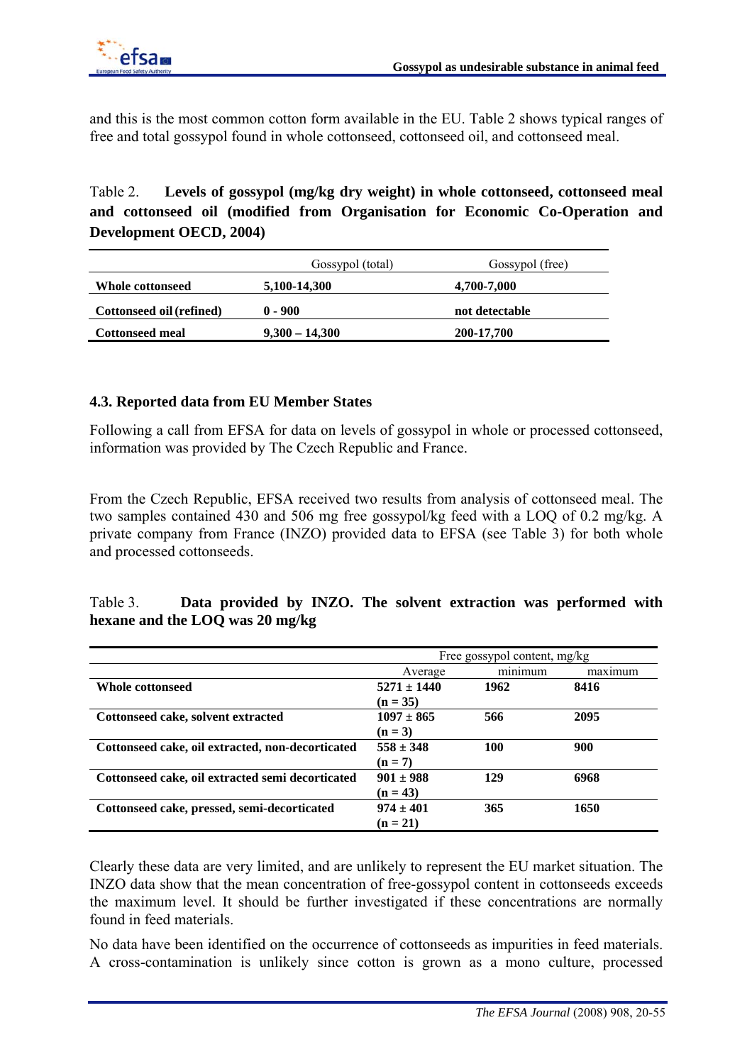and this is the most common cotton form available in the EU. Table 2 shows typical ranges of free and total gossypol found in whole cottonseed, cottonseed oil, and cottonseed meal.

Table 2. **Levels of gossypol (mg/kg dry weight) in whole cottonseed, cottonseed meal and cottonseed oil (modified from Organisation for Economic Co-Operation and Development OECD, 2004)**

| | Gossypol (total) | Gossypol (free) |
|---|---|---|
| **Whole cottonseed** | **5,100-14,300** | **4,700-7,000** |
| **Cottonseed oil (refined)** | **0 - 900** | **not detectable** |
| **Cottonseed meal** | **9,300 – 14,300** | **200-17,700** |

### 4.3. Reported data from EU Member States

Following a call from EFSA for data on levels of gossypol in whole or processed cottonseed, information was provided by The Czech Republic and France.

From the Czech Republic, EFSA received two results from analysis of cottonseed meal. The two samples contained 430 and 506 mg free gossypol/kg feed with a LOQ of 0.2 mg/kg. A private company from France (INZO) provided data to EFSA (see Table 3) for both whole and processed cottonseeds.

Table 3. **Data provided by INZO. The solvent extraction was performed with hexane and the LOQ was 20 mg/kg**

| | Free gossypol content, mg/kg | | |
|---|---|---|---|
| | Average | minimum | maximum |
| **Whole cottonseed** | **5271 ± 1440 (n = 35)** | **1962** | **8416** |
| **Cottonseed cake, solvent extracted** | **1097 ± 865 (n = 3)** | **566** | **2095** |
| **Cottonseed cake, oil extracted, non-decorticated** | **558 ± 348 (n = 7)** | **100** | **900** |
| **Cottonseed cake, oil extracted semi decorticated** | **901 ± 988 (n = 43)** | **129** | **6968** |
| **Cottonseed cake, pressed, semi-decorticated** | **974 ± 401 (n = 21)** | **365** | **1650** |

Clearly these data are very limited, and are unlikely to represent the EU market situation. The INZO data show that the mean concentration of free-gossypol content in cottonseeds exceeds the maximum level. It should be further investigated if these concentrations are normally found in feed materials.

No data have been identified on the occurrence of cottonseeds as impurities in feed materials. A cross-contamination is unlikely since cotton is grown as a mono culture, processed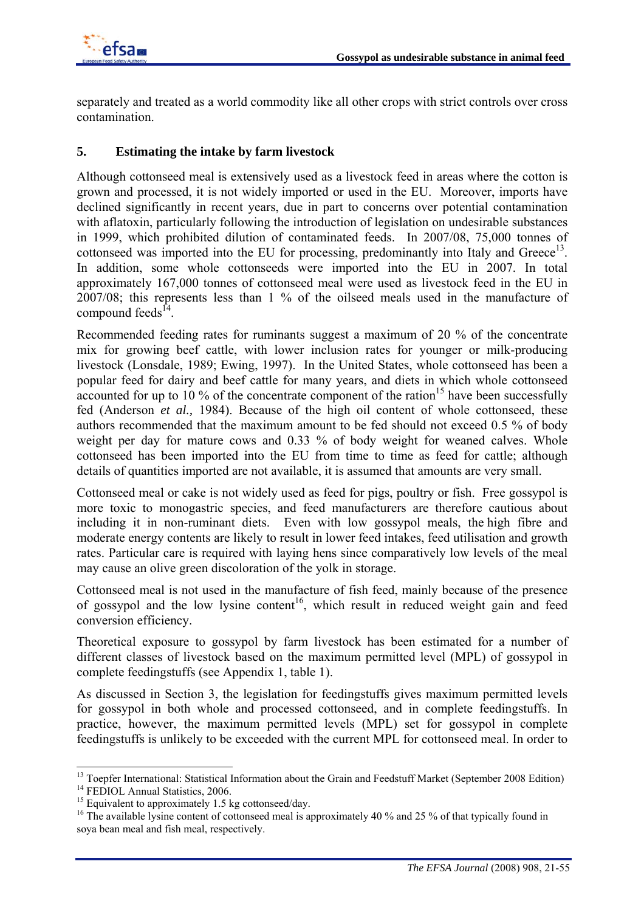separately and treated as a world commodity like all other crops with strict controls over cross contamination.

## 5. Estimating the intake by farm livestock

Although cottonseed meal is extensively used as a livestock feed in areas where the cotton is grown and processed, it is not widely imported or used in the EU. Moreover, imports have declined significantly in recent years, due in part to concerns over potential contamination with aflatoxin, particularly following the introduction of legislation on undesirable substances in 1999, which prohibited dilution of contaminated feeds. In 2007/08, 75,000 tonnes of cottonseed was imported into the EU for processing, predominantly into Italy and Greece[13]. In addition, some whole cottonseeds were imported into the EU in 2007. In total approximately 167,000 tonnes of cottonseed meal were used as livestock feed in the EU in 2007/08; this represents less than 1 % of the oilseed meals used in the manufacture of compound feeds[14].

Recommended feeding rates for ruminants suggest a maximum of 20 % of the concentrate mix for growing beef cattle, with lower inclusion rates for younger or milk-producing livestock (Lonsdale, 1989; Ewing, 1997). In the United States, whole cottonseed has been a popular feed for dairy and beef cattle for many years, and diets in which whole cottonseed accounted for up to 10 % of the concentrate component of the ration[15] have been successfully fed (Anderson *et al.,* 1984). Because of the high oil content of whole cottonseed, these authors recommended that the maximum amount to be fed should not exceed 0.5 % of body weight per day for mature cows and 0.33 % of body weight for weaned calves. Whole cottonseed has been imported into the EU from time to time as feed for cattle; although details of quantities imported are not available, it is assumed that amounts are very small.

Cottonseed meal or cake is not widely used as feed for pigs, poultry or fish. Free gossypol is more toxic to monogastric species, and feed manufacturers are therefore cautious about including it in non-ruminant diets. Even with low gossypol meals, the high fibre and moderate energy contents are likely to result in lower feed intakes, feed utilisation and growth rates. Particular care is required with laying hens since comparatively low levels of the meal may cause an olive green discoloration of the yolk in storage.

Cottonseed meal is not used in the manufacture of fish feed, mainly because of the presence of gossypol and the low lysine content[16], which result in reduced weight gain and feed conversion efficiency.

Theoretical exposure to gossypol by farm livestock has been estimated for a number of different classes of livestock based on the maximum permitted level (MPL) of gossypol in complete feedingstuffs (see Appendix 1, table 1).

As discussed in Section 3, the legislation for feedingstuffs gives maximum permitted levels for gossypol in both whole and processed cottonseed, and in complete feedingstuffs. In practice, however, the maximum permitted levels (MPL) set for gossypol in complete feedingstuffs is unlikely to be exceeded with the current MPL for cottonseed meal. In order to

---

[13] Toepfer International: Statistical Information about the Grain and Feedstuff Market (September 2008 Edition)

[14] FEDIOL Annual Statistics, 2006.

[15] Equivalent to approximately 1.5 kg cottonseed/day.

[16] The available lysine content of cottonseed meal is approximately 40 % and 25 % of that typically found in soya bean meal and fish meal, respectively.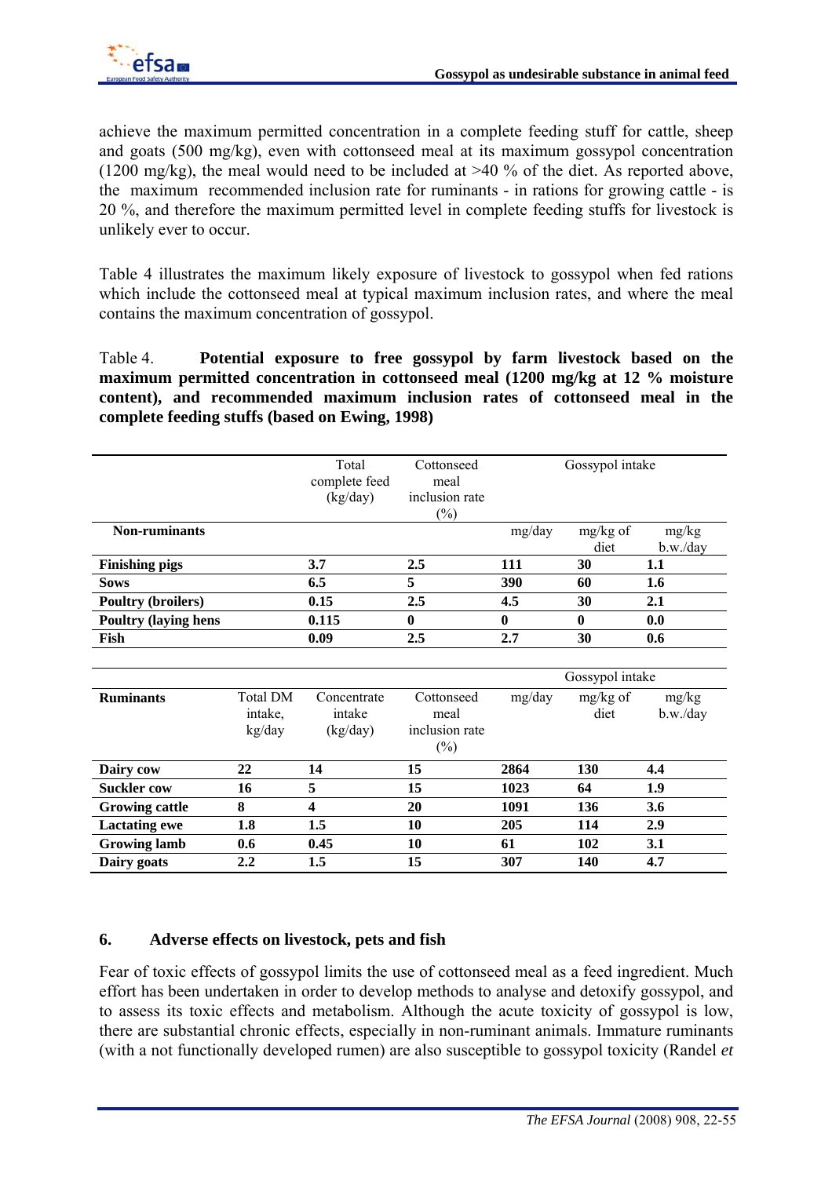achieve the maximum permitted concentration in a complete feeding stuff for cattle, sheep and goats (500 mg/kg), even with cottonseed meal at its maximum gossypol concentration (1200 mg/kg), the meal would need to be included at >40 % of the diet. As reported above, the maximum recommended inclusion rate for ruminants - in rations for growing cattle - is 20 %, and therefore the maximum permitted level in complete feeding stuffs for livestock is unlikely ever to occur.

Table 4 illustrates the maximum likely exposure of livestock to gossypol when fed rations which include the cottonseed meal at typical maximum inclusion rates, and where the meal contains the maximum concentration of gossypol.

Table 4. **Potential exposure to free gossypol by farm livestock based on the maximum permitted concentration in cottonseed meal (1200 mg/kg at 12 % moisture content), and recommended maximum inclusion rates of cottonseed meal in the complete feeding stuffs (based on Ewing, 1998)**

| | | Total complete feed (kg/day) | Cottonseed meal inclusion rate (%) | Gossypol intake | | |
|---|---|---|---|---|---|---|
| **Non-ruminants** | | | | mg/day | mg/kg of diet | mg/kg b.w./day |
| **Finishing pigs** | | **3.7** | **2.5** | **111** | **30** | **1.1** |
| **Sows** | | **6.5** | **5** | **390** | **60** | **1.6** |
| **Poultry (broilers)** | | **0.15** | **2.5** | **4.5** | **30** | **2.1** |
| **Poultry (laying hens** | | **0.115** | **0** | **0** | **0** | **0.0** |
| **Fish** | | **0.09** | **2.5** | **2.7** | **30** | **0.6** |
| | | | | Gossypol intake | | |
| **Ruminants** | Total DM intake, kg/day | Concentrate intake (kg/day) | Cottonseed meal inclusion rate (%) | mg/day | mg/kg of diet | mg/kg b.w./day |
| **Dairy cow** | **22** | **14** | **15** | **2864** | **130** | **4.4** |
| **Suckler cow** | **16** | **5** | **15** | **1023** | **64** | **1.9** |
| **Growing cattle** | **8** | **4** | **20** | **1091** | **136** | **3.6** |
| **Lactating ewe** | **1.8** | **1.5** | **10** | **205** | **114** | **2.9** |
| **Growing lamb** | **0.6** | **0.45** | **10** | **61** | **102** | **3.1** |
| **Dairy goats** | **2.2** | **1.5** | **15** | **307** | **140** | **4.7** |

## 6. Adverse effects on livestock, pets and fish

Fear of toxic effects of gossypol limits the use of cottonseed meal as a feed ingredient. Much effort has been undertaken in order to develop methods to analyse and detoxify gossypol, and to assess its toxic effects and metabolism. Although the acute toxicity of gossypol is low, there are substantial chronic effects, especially in non-ruminant animals. Immature ruminants (with a not functionally developed rumen) are also susceptible to gossypol toxicity (Randel *et*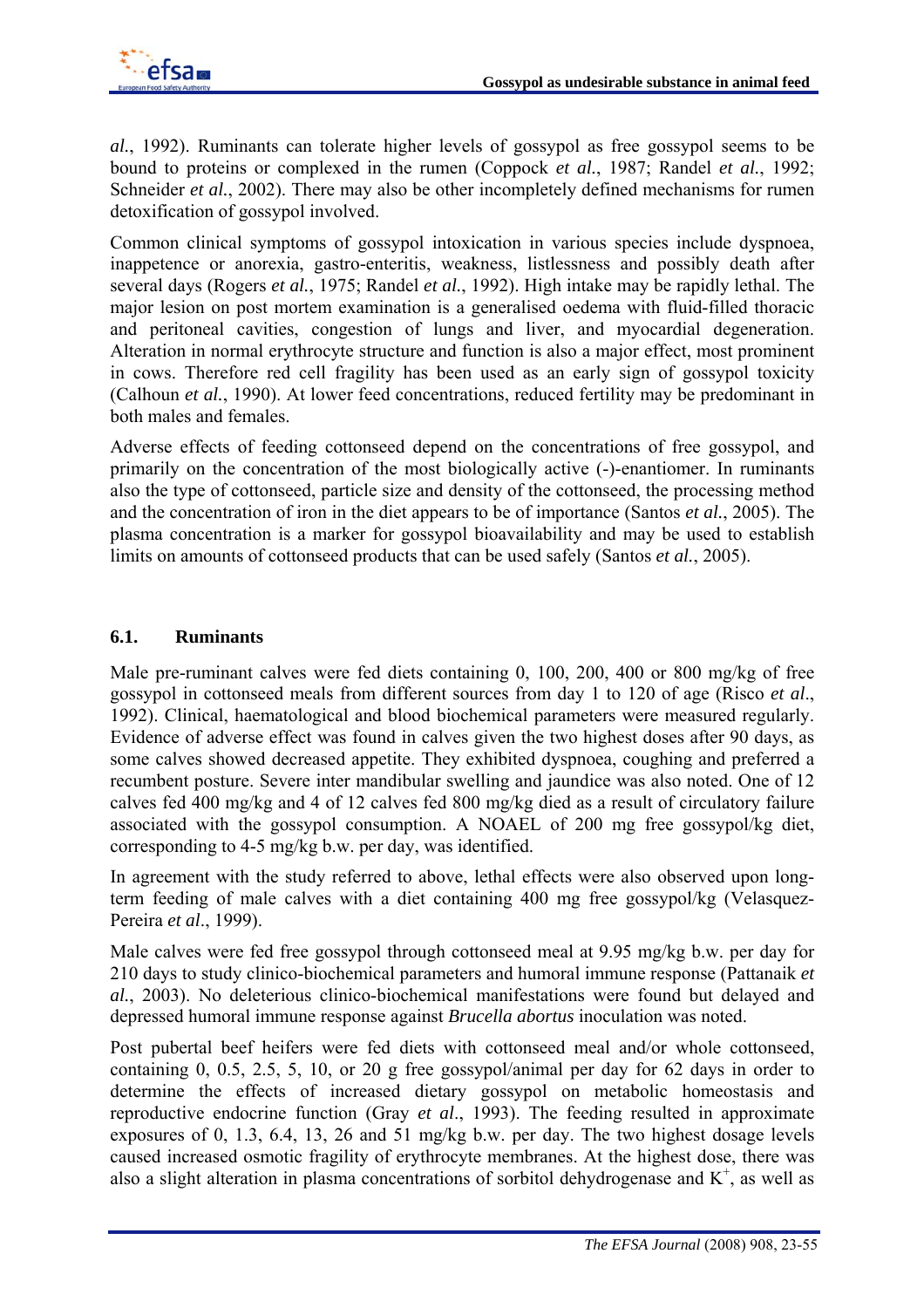*al.*, 1992). Ruminants can tolerate higher levels of gossypol as free gossypol seems to be bound to proteins or complexed in the rumen (Coppock *et al.*, 1987; Randel *et al.*, 1992; Schneider *et al.*, 2002). There may also be other incompletely defined mechanisms for rumen detoxification of gossypol involved.

Common clinical symptoms of gossypol intoxication in various species include dyspnoea, inappetence or anorexia, gastro-enteritis, weakness, listlessness and possibly death after several days (Rogers *et al.*, 1975; Randel *et al.*, 1992). High intake may be rapidly lethal. The major lesion on post mortem examination is a generalised oedema with fluid-filled thoracic and peritoneal cavities, congestion of lungs and liver, and myocardial degeneration. Alteration in normal erythrocyte structure and function is also a major effect, most prominent in cows. Therefore red cell fragility has been used as an early sign of gossypol toxicity (Calhoun *et al.*, 1990). At lower feed concentrations, reduced fertility may be predominant in both males and females.

Adverse effects of feeding cottonseed depend on the concentrations of free gossypol, and primarily on the concentration of the most biologically active (-)-enantiomer. In ruminants also the type of cottonseed, particle size and density of the cottonseed, the processing method and the concentration of iron in the diet appears to be of importance (Santos *et al.*, 2005). The plasma concentration is a marker for gossypol bioavailability and may be used to establish limits on amounts of cottonseed products that can be used safely (Santos *et al.*, 2005).

## 6.1. Ruminants

Male pre-ruminant calves were fed diets containing 0, 100, 200, 400 or 800 mg/kg of free gossypol in cottonseed meals from different sources from day 1 to 120 of age (Risco *et al*., 1992). Clinical, haematological and blood biochemical parameters were measured regularly. Evidence of adverse effect was found in calves given the two highest doses after 90 days, as some calves showed decreased appetite. They exhibited dyspnoea, coughing and preferred a recumbent posture. Severe inter mandibular swelling and jaundice was also noted. One of 12 calves fed 400 mg/kg and 4 of 12 calves fed 800 mg/kg died as a result of circulatory failure associated with the gossypol consumption. A NOAEL of 200 mg free gossypol/kg diet, corresponding to 4-5 mg/kg b.w. per day, was identified.

In agreement with the study referred to above, lethal effects were also observed upon long-term feeding of male calves with a diet containing 400 mg free gossypol/kg (Velasquez-Pereira *et al*., 1999).

Male calves were fed free gossypol through cottonseed meal at 9.95 mg/kg b.w. per day for 210 days to study clinico-biochemical parameters and humoral immune response (Pattanaik *et al.*, 2003). No deleterious clinico-biochemical manifestations were found but delayed and depressed humoral immune response against *Brucella abortus* inoculation was noted.

Post pubertal beef heifers were fed diets with cottonseed meal and/or whole cottonseed, containing 0, 0.5, 2.5, 5, 10, or 20 g free gossypol/animal per day for 62 days in order to determine the effects of increased dietary gossypol on metabolic homeostasis and reproductive endocrine function (Gray *et al*., 1993). The feeding resulted in approximate exposures of 0, 1.3, 6.4, 13, 26 and 51 mg/kg b.w. per day. The two highest dosage levels caused increased osmotic fragility of erythrocyte membranes. At the highest dose, there was also a slight alteration in plasma concentrations of sorbitol dehydrogenase and $K^+$, as well as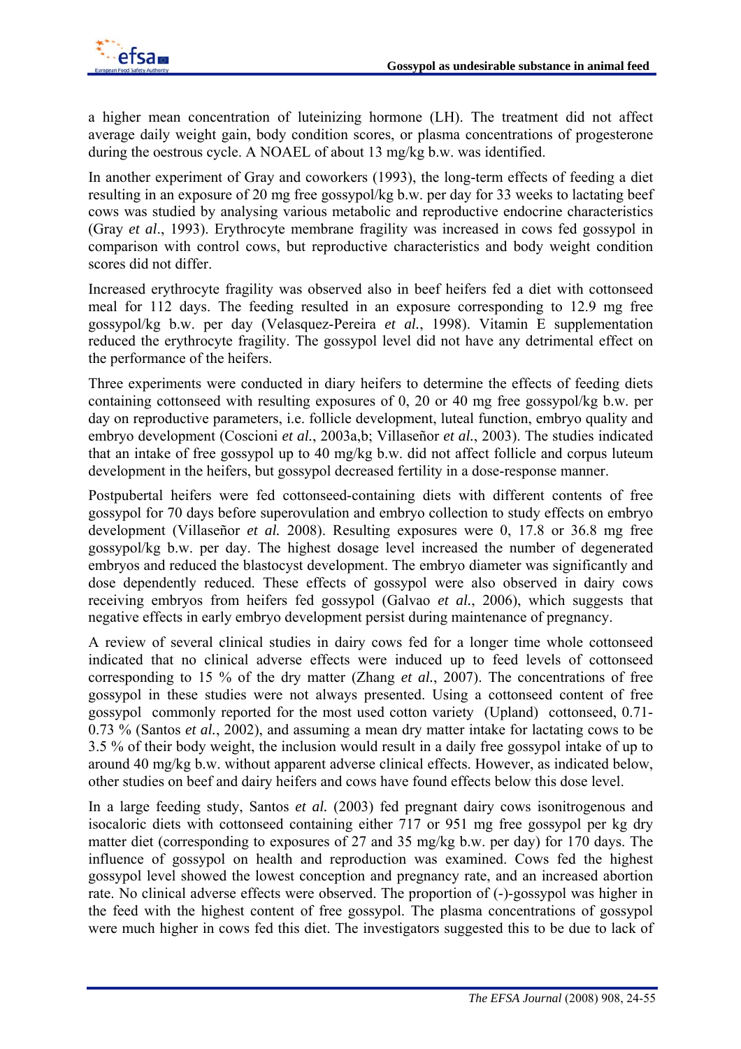a higher mean concentration of luteinizing hormone (LH). The treatment did not affect average daily weight gain, body condition scores, or plasma concentrations of progesterone during the oestrous cycle. A NOAEL of about 13 mg/kg b.w. was identified.

In another experiment of Gray and coworkers (1993), the long-term effects of feeding a diet resulting in an exposure of 20 mg free gossypol/kg b.w. per day for 33 weeks to lactating beef cows was studied by analysing various metabolic and reproductive endocrine characteristics (Gray *et al*., 1993). Erythrocyte membrane fragility was increased in cows fed gossypol in comparison with control cows, but reproductive characteristics and body weight condition scores did not differ.

Increased erythrocyte fragility was observed also in beef heifers fed a diet with cottonseed meal for 112 days. The feeding resulted in an exposure corresponding to 12.9 mg free gossypol/kg b.w. per day (Velasquez-Pereira *et al.*, 1998). Vitamin E supplementation reduced the erythrocyte fragility. The gossypol level did not have any detrimental effect on the performance of the heifers.

Three experiments were conducted in diary heifers to determine the effects of feeding diets containing cottonseed with resulting exposures of 0, 20 or 40 mg free gossypol/kg b.w. per day on reproductive parameters, i.e. follicle development, luteal function, embryo quality and embryo development (Coscioni *et al*., 2003a,b; Villaseñor *et al*., 2003). The studies indicated that an intake of free gossypol up to 40 mg/kg b.w. did not affect follicle and corpus luteum development in the heifers, but gossypol decreased fertility in a dose-response manner.

Postpubertal heifers were fed cottonseed-containing diets with different contents of free gossypol for 70 days before superovulation and embryo collection to study effects on embryo development (Villaseñor *et al.* 2008). Resulting exposures were 0, 17.8 or 36.8 mg free gossypol/kg b.w. per day. The highest dosage level increased the number of degenerated embryos and reduced the blastocyst development. The embryo diameter was significantly and dose dependently reduced. These effects of gossypol were also observed in dairy cows receiving embryos from heifers fed gossypol (Galvao *et al.*, 2006), which suggests that negative effects in early embryo development persist during maintenance of pregnancy.

A review of several clinical studies in dairy cows fed for a longer time whole cottonseed indicated that no clinical adverse effects were induced up to feed levels of cottonseed corresponding to 15 % of the dry matter (Zhang *et al.*, 2007). The concentrations of free gossypol in these studies were not always presented. Using a cottonseed content of free gossypol commonly reported for the most used cotton variety (Upland) cottonseed, 0.71-0.73 % (Santos *et al.*, 2002), and assuming a mean dry matter intake for lactating cows to be 3.5 % of their body weight, the inclusion would result in a daily free gossypol intake of up to around 40 mg/kg b.w. without apparent adverse clinical effects. However, as indicated below, other studies on beef and dairy heifers and cows have found effects below this dose level.

In a large feeding study, Santos *et al.* (2003) fed pregnant dairy cows isonitrogenous and isocaloric diets with cottonseed containing either 717 or 951 mg free gossypol per kg dry matter diet (corresponding to exposures of 27 and 35 mg/kg b.w. per day) for 170 days. The influence of gossypol on health and reproduction was examined. Cows fed the highest gossypol level showed the lowest conception and pregnancy rate, and an increased abortion rate. No clinical adverse effects were observed. The proportion of (-)-gossypol was higher in the feed with the highest content of free gossypol. The plasma concentrations of gossypol were much higher in cows fed this diet. The investigators suggested this to be due to lack of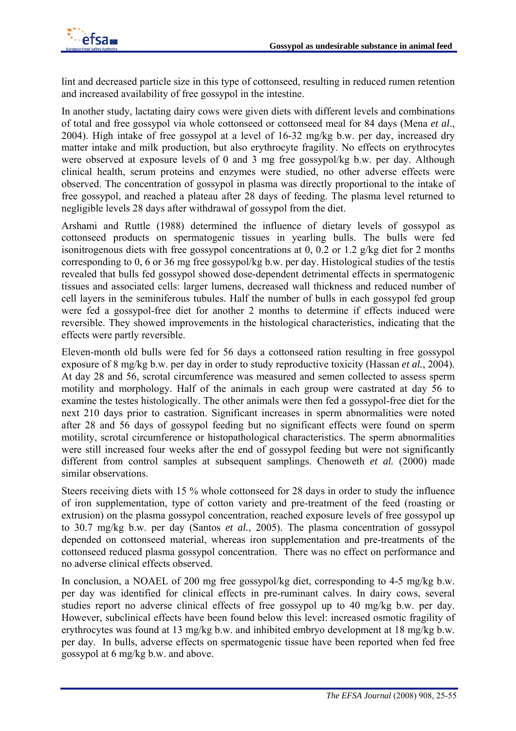lint and decreased particle size in this type of cottonseed, resulting in reduced rumen retention and increased availability of free gossypol in the intestine.

In another study, lactating dairy cows were given diets with different levels and combinations of total and free gossypol via whole cottonseed or cottonseed meal for 84 days (Mena *et al*., 2004). High intake of free gossypol at a level of 16-32 mg/kg b.w. per day, increased dry matter intake and milk production, but also erythrocyte fragility. No effects on erythrocytes were observed at exposure levels of 0 and 3 mg free gossypol/kg b.w. per day. Although clinical health, serum proteins and enzymes were studied, no other adverse effects were observed. The concentration of gossypol in plasma was directly proportional to the intake of free gossypol, and reached a plateau after 28 days of feeding. The plasma level returned to negligible levels 28 days after withdrawal of gossypol from the diet.

Arshami and Ruttle (1988) determined the influence of dietary levels of gossypol as cottonseed products on spermatogenic tissues in yearling bulls. The bulls were fed isonitrogenous diets with free gossypol concentrations at 0, 0.2 or 1.2 g/kg diet for 2 months corresponding to 0, 6 or 36 mg free gossypol/kg b.w. per day. Histological studies of the testis revealed that bulls fed gossypol showed dose-dependent detrimental effects in spermatogenic tissues and associated cells: larger lumens, decreased wall thickness and reduced number of cell layers in the seminiferous tubules. Half the number of bulls in each gossypol fed group were fed a gossypol-free diet for another 2 months to determine if effects induced were reversible. They showed improvements in the histological characteristics, indicating that the effects were partly reversible.

Eleven-month old bulls were fed for 56 days a cottonseed ration resulting in free gossypol exposure of 8 mg/kg b.w. per day in order to study reproductive toxicity (Hassan *et al.*, 2004). At day 28 and 56, scrotal circumference was measured and semen collected to assess sperm motility and morphology. Half of the animals in each group were castrated at day 56 to examine the testes histologically. The other animals were then fed a gossypol-free diet for the next 210 days prior to castration. Significant increases in sperm abnormalities were noted after 28 and 56 days of gossypol feeding but no significant effects were found on sperm motility, scrotal circumference or histopathological characteristics. The sperm abnormalities were still increased four weeks after the end of gossypol feeding but were not significantly different from control samples at subsequent samplings. Chenoweth *et al.* (2000) made similar observations.

Steers receiving diets with 15 % whole cottonseed for 28 days in order to study the influence of iron supplementation, type of cotton variety and pre-treatment of the feed (roasting or extrusion) on the plasma gossypol concentration, reached exposure levels of free gossypol up to 30.7 mg/kg b.w. per day (Santos *et al.*, 2005). The plasma concentration of gossypol depended on cottonseed material, whereas iron supplementation and pre-treatments of the cottonseed reduced plasma gossypol concentration. There was no effect on performance and no adverse clinical effects observed.

In conclusion, a NOAEL of 200 mg free gossypol/kg diet, corresponding to 4-5 mg/kg b.w. per day was identified for clinical effects in pre-ruminant calves. In dairy cows, several studies report no adverse clinical effects of free gossypol up to 40 mg/kg b.w. per day. However, subclinical effects have been found below this level: increased osmotic fragility of erythrocytes was found at 13 mg/kg b.w. and inhibited embryo development at 18 mg/kg b.w. per day. In bulls, adverse effects on spermatogenic tissue have been reported when fed free gossypol at 6 mg/kg b.w. and above.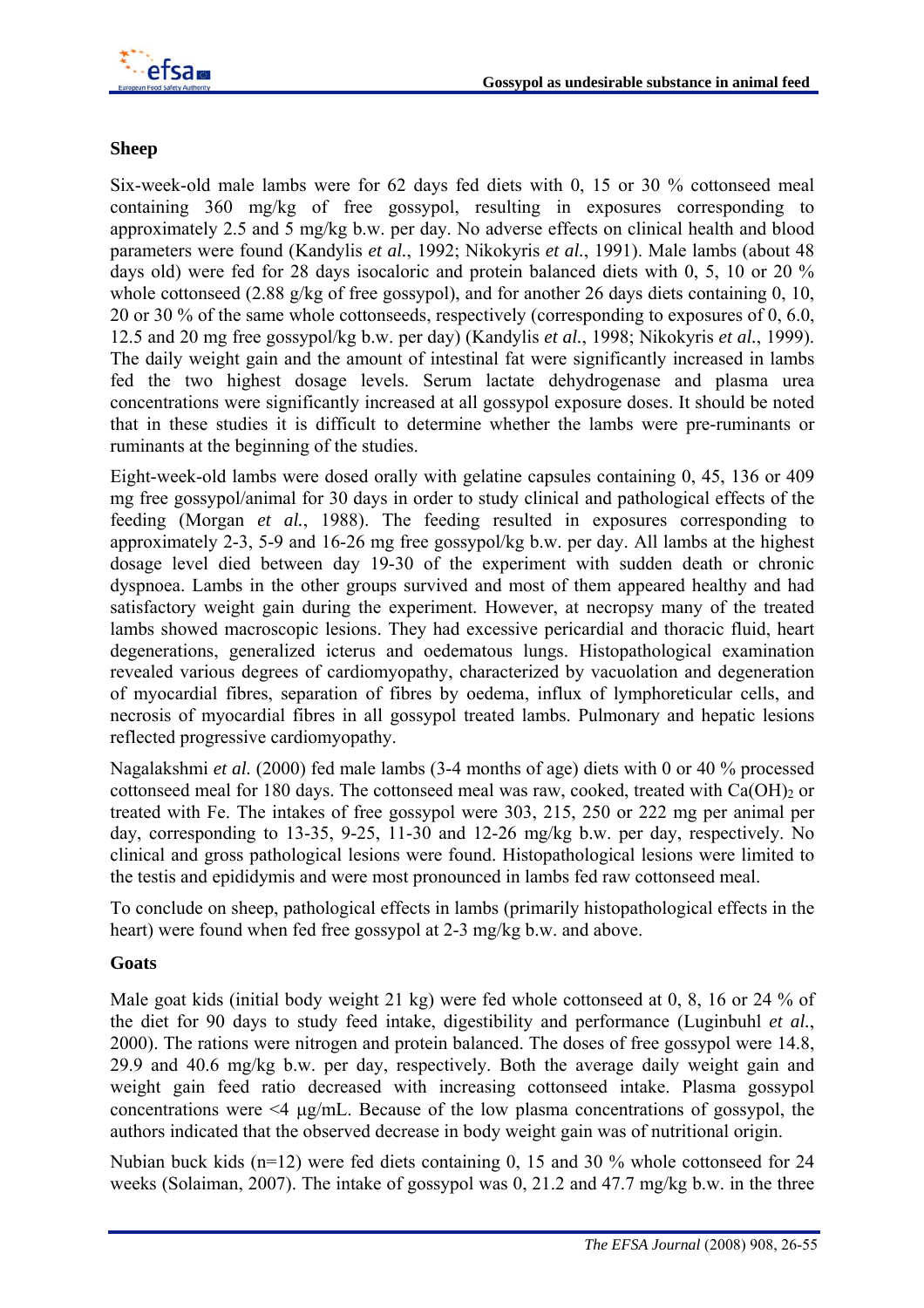**Sheep**

Six-week-old male lambs were for 62 days fed diets with 0, 15 or 30 % cottonseed meal containing 360 mg/kg of free gossypol, resulting in exposures corresponding to approximately 2.5 and 5 mg/kg b.w. per day. No adverse effects on clinical health and blood parameters were found (Kandylis *et al.*, 1992; Nikokyris *et al.*, 1991). Male lambs (about 48 days old) were fed for 28 days isocaloric and protein balanced diets with 0, 5, 10 or 20 % whole cottonseed (2.88 g/kg of free gossypol), and for another 26 days diets containing 0, 10, 20 or 30 % of the same whole cottonseeds, respectively (corresponding to exposures of 0, 6.0, 12.5 and 20 mg free gossypol/kg b.w. per day) (Kandylis *et al.*, 1998; Nikokyris *et al.*, 1999). The daily weight gain and the amount of intestinal fat were significantly increased in lambs fed the two highest dosage levels. Serum lactate dehydrogenase and plasma urea concentrations were significantly increased at all gossypol exposure doses. It should be noted that in these studies it is difficult to determine whether the lambs were pre-ruminants or ruminants at the beginning of the studies.

Eight-week-old lambs were dosed orally with gelatine capsules containing 0, 45, 136 or 409 mg free gossypol/animal for 30 days in order to study clinical and pathological effects of the feeding (Morgan *et al.*, 1988). The feeding resulted in exposures corresponding to approximately 2-3, 5-9 and 16-26 mg free gossypol/kg b.w. per day. All lambs at the highest dosage level died between day 19-30 of the experiment with sudden death or chronic dyspnoea. Lambs in the other groups survived and most of them appeared healthy and had satisfactory weight gain during the experiment. However, at necropsy many of the treated lambs showed macroscopic lesions. They had excessive pericardial and thoracic fluid, heart degenerations, generalized icterus and oedematous lungs. Histopathological examination revealed various degrees of cardiomyopathy, characterized by vacuolation and degeneration of myocardial fibres, separation of fibres by oedema, influx of lymphoreticular cells, and necrosis of myocardial fibres in all gossypol treated lambs. Pulmonary and hepatic lesions reflected progressive cardiomyopathy.

Nagalakshmi *et al.* (2000) fed male lambs (3-4 months of age) diets with 0 or 40 % processed cottonseed meal for 180 days. The cottonseed meal was raw, cooked, treated with $Ca(OH)_2$ or treated with Fe. The intakes of free gossypol were 303, 215, 250 or 222 mg per animal per day, corresponding to 13-35, 9-25, 11-30 and 12-26 mg/kg b.w. per day, respectively. No clinical and gross pathological lesions were found. Histopathological lesions were limited to the testis and epididymis and were most pronounced in lambs fed raw cottonseed meal.

To conclude on sheep, pathological effects in lambs (primarily histopathological effects in the heart) were found when fed free gossypol at 2-3 mg/kg b.w. and above.

**Goats**

Male goat kids (initial body weight 21 kg) were fed whole cottonseed at 0, 8, 16 or 24 % of the diet for 90 days to study feed intake, digestibility and performance (Luginbuhl *et al.*, 2000). The rations were nitrogen and protein balanced. The doses of free gossypol were 14.8, 29.9 and 40.6 mg/kg b.w. per day, respectively. Both the average daily weight gain and weight gain feed ratio decreased with increasing cottonseed intake. Plasma gossypol concentrations were <4 µg/mL. Because of the low plasma concentrations of gossypol, the authors indicated that the observed decrease in body weight gain was of nutritional origin.

Nubian buck kids (n=12) were fed diets containing 0, 15 and 30 % whole cottonseed for 24 weeks (Solaiman, 2007). The intake of gossypol was 0, 21.2 and 47.7 mg/kg b.w. in the three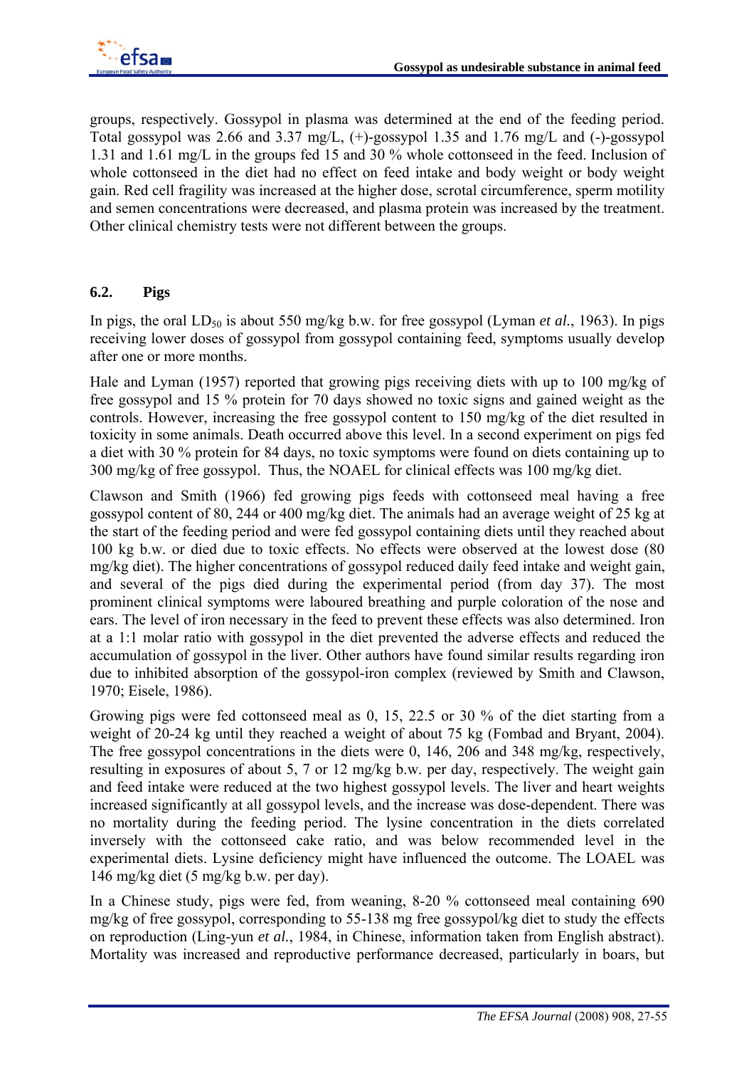groups, respectively. Gossypol in plasma was determined at the end of the feeding period. Total gossypol was 2.66 and 3.37 mg/L, (+)-gossypol 1.35 and 1.76 mg/L and (-)-gossypol 1.31 and 1.61 mg/L in the groups fed 15 and 30 % whole cottonseed in the feed. Inclusion of whole cottonseed in the diet had no effect on feed intake and body weight or body weight gain. Red cell fragility was increased at the higher dose, scrotal circumference, sperm motility and semen concentrations were decreased, and plasma protein was increased by the treatment. Other clinical chemistry tests were not different between the groups.

## 6.2. Pigs

In pigs, the oral $LD_{50}$ is about 550 mg/kg b.w. for free gossypol (Lyman *et al.*, 1963). In pigs receiving lower doses of gossypol from gossypol containing feed, symptoms usually develop after one or more months.

Hale and Lyman (1957) reported that growing pigs receiving diets with up to 100 mg/kg of free gossypol and 15 % protein for 70 days showed no toxic signs and gained weight as the controls. However, increasing the free gossypol content to 150 mg/kg of the diet resulted in toxicity in some animals. Death occurred above this level. In a second experiment on pigs fed a diet with 30 % protein for 84 days, no toxic symptoms were found on diets containing up to 300 mg/kg of free gossypol. Thus, the NOAEL for clinical effects was 100 mg/kg diet.

Clawson and Smith (1966) fed growing pigs feeds with cottonseed meal having a free gossypol content of 80, 244 or 400 mg/kg diet. The animals had an average weight of 25 kg at the start of the feeding period and were fed gossypol containing diets until they reached about 100 kg b.w. or died due to toxic effects. No effects were observed at the lowest dose (80 mg/kg diet). The higher concentrations of gossypol reduced daily feed intake and weight gain, and several of the pigs died during the experimental period (from day 37). The most prominent clinical symptoms were laboured breathing and purple coloration of the nose and ears. The level of iron necessary in the feed to prevent these effects was also determined. Iron at a 1:1 molar ratio with gossypol in the diet prevented the adverse effects and reduced the accumulation of gossypol in the liver. Other authors have found similar results regarding iron due to inhibited absorption of the gossypol-iron complex (reviewed by Smith and Clawson, 1970; Eisele, 1986).

Growing pigs were fed cottonseed meal as 0, 15, 22.5 or 30 % of the diet starting from a weight of 20-24 kg until they reached a weight of about 75 kg (Fombad and Bryant, 2004). The free gossypol concentrations in the diets were 0, 146, 206 and 348 mg/kg, respectively, resulting in exposures of about 5, 7 or 12 mg/kg b.w. per day, respectively. The weight gain and feed intake were reduced at the two highest gossypol levels. The liver and heart weights increased significantly at all gossypol levels, and the increase was dose-dependent. There was no mortality during the feeding period. The lysine concentration in the diets correlated inversely with the cottonseed cake ratio, and was below recommended level in the experimental diets. Lysine deficiency might have influenced the outcome. The LOAEL was 146 mg/kg diet (5 mg/kg b.w. per day).

In a Chinese study, pigs were fed, from weaning, 8-20 % cottonseed meal containing 690 mg/kg of free gossypol, corresponding to 55-138 mg free gossypol/kg diet to study the effects on reproduction (Ling-yun *et al.*, 1984, in Chinese, information taken from English abstract). Mortality was increased and reproductive performance decreased, particularly in boars, but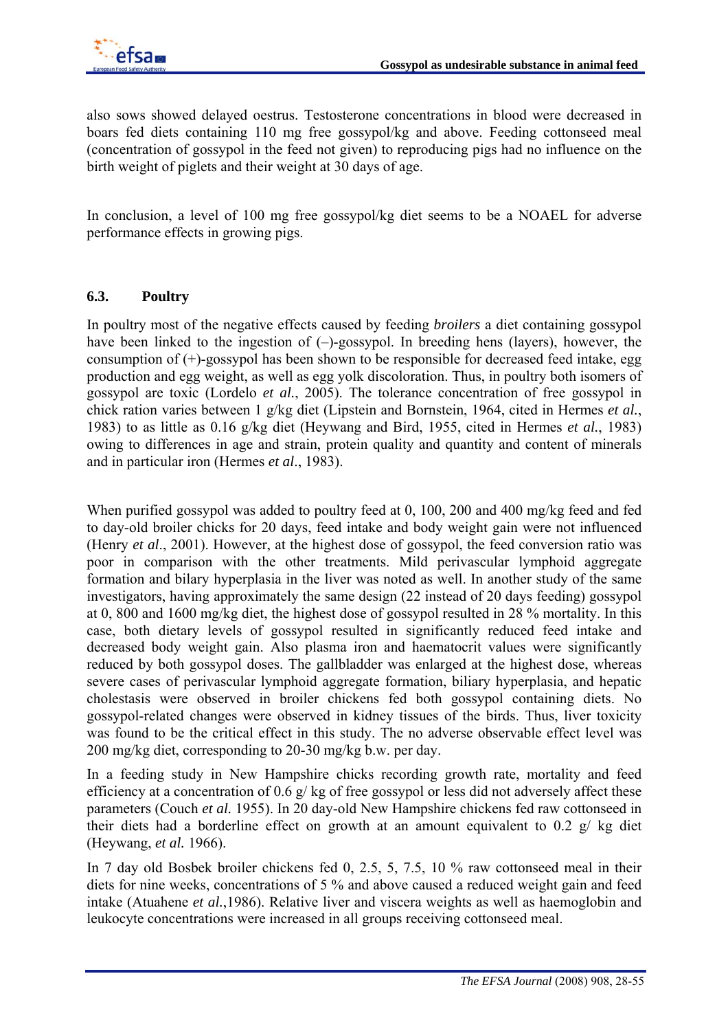also sows showed delayed oestrus. Testosterone concentrations in blood were decreased in boars fed diets containing 110 mg free gossypol/kg and above. Feeding cottonseed meal (concentration of gossypol in the feed not given) to reproducing pigs had no influence on the birth weight of piglets and their weight at 30 days of age.

In conclusion, a level of 100 mg free gossypol/kg diet seems to be a NOAEL for adverse performance effects in growing pigs.

### 6.3. Poultry

In poultry most of the negative effects caused by feeding *broilers* a diet containing gossypol have been linked to the ingestion of (–)-gossypol. In breeding hens (layers), however, the consumption of (+)-gossypol has been shown to be responsible for decreased feed intake, egg production and egg weight, as well as egg yolk discoloration. Thus, in poultry both isomers of gossypol are toxic (Lordelo *et al.*, 2005). The tolerance concentration of free gossypol in chick ration varies between 1 g/kg diet (Lipstein and Bornstein, 1964, cited in Hermes *et al.*, 1983) to as little as 0.16 g/kg diet (Heywang and Bird, 1955, cited in Hermes *et al.*, 1983) owing to differences in age and strain, protein quality and quantity and content of minerals and in particular iron (Hermes *et al*., 1983).

When purified gossypol was added to poultry feed at 0, 100, 200 and 400 mg/kg feed and fed to day-old broiler chicks for 20 days, feed intake and body weight gain were not influenced (Henry *et al*., 2001). However, at the highest dose of gossypol, the feed conversion ratio was poor in comparison with the other treatments. Mild perivascular lymphoid aggregate formation and bilary hyperplasia in the liver was noted as well. In another study of the same investigators, having approximately the same design (22 instead of 20 days feeding) gossypol at 0, 800 and 1600 mg/kg diet, the highest dose of gossypol resulted in 28 % mortality. In this case, both dietary levels of gossypol resulted in significantly reduced feed intake and decreased body weight gain. Also plasma iron and haematocrit values were significantly reduced by both gossypol doses. The gallbladder was enlarged at the highest dose, whereas severe cases of perivascular lymphoid aggregate formation, biliary hyperplasia, and hepatic cholestasis were observed in broiler chickens fed both gossypol containing diets. No gossypol-related changes were observed in kidney tissues of the birds. Thus, liver toxicity was found to be the critical effect in this study. The no adverse observable effect level was 200 mg/kg diet, corresponding to 20-30 mg/kg b.w. per day.

In a feeding study in New Hampshire chicks recording growth rate, mortality and feed efficiency at a concentration of 0.6 g/ kg of free gossypol or less did not adversely affect these parameters (Couch *et al.* 1955). In 20 day-old New Hampshire chickens fed raw cottonseed in their diets had a borderline effect on growth at an amount equivalent to 0.2 g/ kg diet (Heywang, *et al.* 1966).

In 7 day old Bosbek broiler chickens fed 0, 2.5, 5, 7.5, 10 % raw cottonseed meal in their diets for nine weeks, concentrations of 5 % and above caused a reduced weight gain and feed intake (Atuahene *et al.*,1986). Relative liver and viscera weights as well as haemoglobin and leukocyte concentrations were increased in all groups receiving cottonseed meal.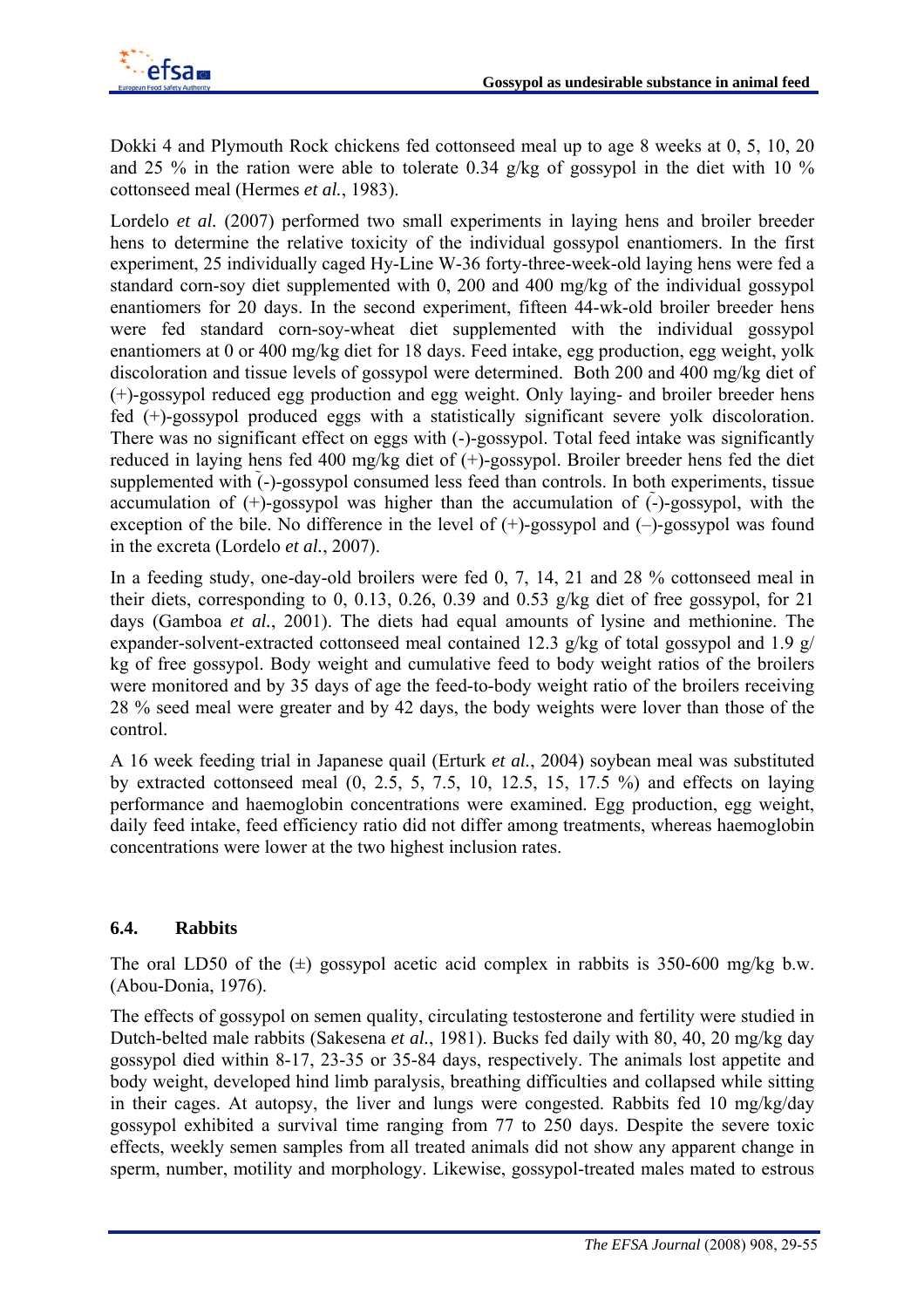Dokki 4 and Plymouth Rock chickens fed cottonseed meal up to age 8 weeks at 0, 5, 10, 20 and 25 % in the ration were able to tolerate 0.34 g/kg of gossypol in the diet with 10 % cottonseed meal (Hermes *et al.*, 1983).

Lordelo *et al.* (2007) performed two small experiments in laying hens and broiler breeder hens to determine the relative toxicity of the individual gossypol enantiomers. In the first experiment, 25 individually caged Hy-Line W-36 forty-three-week-old laying hens were fed a standard corn-soy diet supplemented with 0, 200 and 400 mg/kg of the individual gossypol enantiomers for 20 days. In the second experiment, fifteen 44-wk-old broiler breeder hens were fed standard corn-soy-wheat diet supplemented with the individual gossypol enantiomers at 0 or 400 mg/kg diet for 18 days. Feed intake, egg production, egg weight, yolk discoloration and tissue levels of gossypol were determined. Both 200 and 400 mg/kg diet of (+)-gossypol reduced egg production and egg weight. Only laying- and broiler breeder hens fed (+)-gossypol produced eggs with a statistically significant severe yolk discoloration. There was no significant effect on eggs with (-)-gossypol. Total feed intake was significantly reduced in laying hens fed 400 mg/kg diet of (+)-gossypol. Broiler breeder hens fed the diet supplemented with (-)-gossypol consumed less feed than controls. In both experiments, tissue accumulation of (+)-gossypol was higher than the accumulation of (-)-gossypol, with the exception of the bile. No difference in the level of (+)-gossypol and (–)-gossypol was found in the excreta (Lordelo *et al.*, 2007).

In a feeding study, one-day-old broilers were fed 0, 7, 14, 21 and 28 % cottonseed meal in their diets, corresponding to 0, 0.13, 0.26, 0.39 and 0.53 g/kg diet of free gossypol, for 21 days (Gamboa *et al.*, 2001). The diets had equal amounts of lysine and methionine. The expander-solvent-extracted cottonseed meal contained 12.3 g/kg of total gossypol and 1.9 g/kg of free gossypol. Body weight and cumulative feed to body weight ratios of the broilers were monitored and by 35 days of age the feed-to-body weight ratio of the broilers receiving 28 % seed meal were greater and by 42 days, the body weights were lover than those of the control.

A 16 week feeding trial in Japanese quail (Erturk *et al.*, 2004) soybean meal was substituted by extracted cottonseed meal (0, 2.5, 5, 7.5, 10, 12.5, 15, 17.5 %) and effects on laying performance and haemoglobin concentrations were examined. Egg production, egg weight, daily feed intake, feed efficiency ratio did not differ among treatments, whereas haemoglobin concentrations were lower at the two highest inclusion rates.

### 6.4. Rabbits

The oral LD50 of the (±) gossypol acetic acid complex in rabbits is 350-600 mg/kg b.w. (Abou-Donia, 1976).

The effects of gossypol on semen quality, circulating testosterone and fertility were studied in Dutch-belted male rabbits (Sakesena *et al.*, 1981). Bucks fed daily with 80, 40, 20 mg/kg day gossypol died within 8-17, 23-35 or 35-84 days, respectively. The animals lost appetite and body weight, developed hind limb paralysis, breathing difficulties and collapsed while sitting in their cages. At autopsy, the liver and lungs were congested. Rabbits fed 10 mg/kg/day gossypol exhibited a survival time ranging from 77 to 250 days. Despite the severe toxic effects, weekly semen samples from all treated animals did not show any apparent change in sperm, number, motility and morphology. Likewise, gossypol-treated males mated to estrous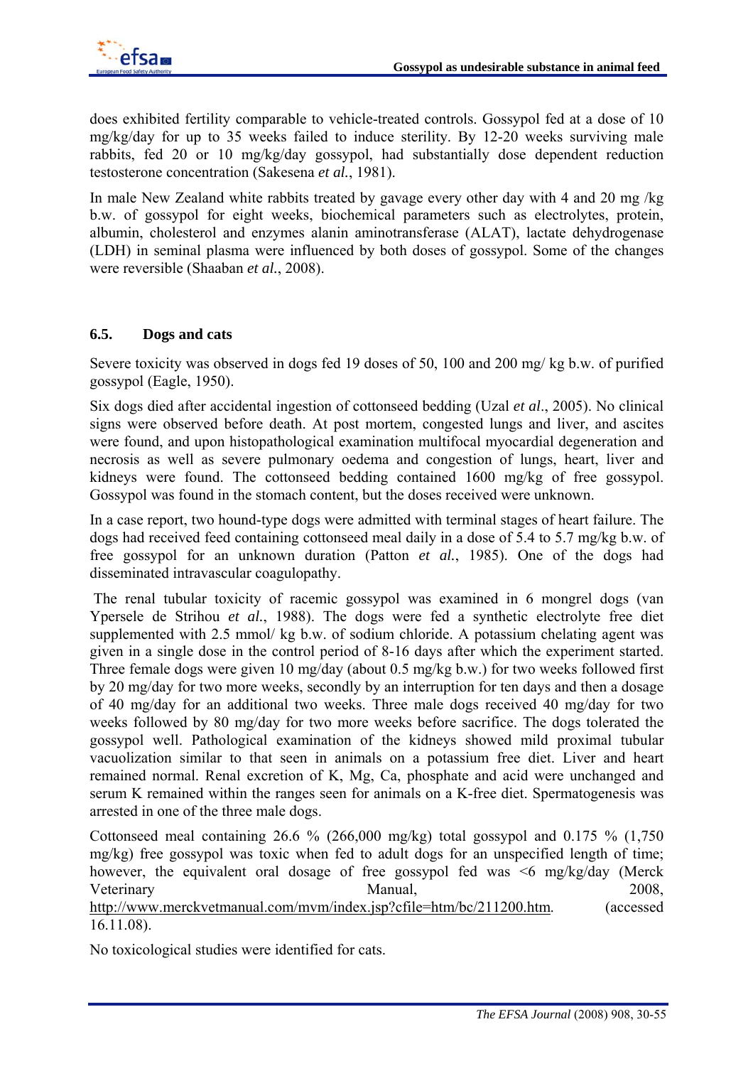does exhibited fertility comparable to vehicle-treated controls. Gossypol fed at a dose of 10 mg/kg/day for up to 35 weeks failed to induce sterility. By 12-20 weeks surviving male rabbits, fed 20 or 10 mg/kg/day gossypol, had substantially dose dependent reduction testosterone concentration (Sakesena *et al.*, 1981).

In male New Zealand white rabbits treated by gavage every other day with 4 and 20 mg /kg b.w. of gossypol for eight weeks, biochemical parameters such as electrolytes, protein, albumin, cholesterol and enzymes alanin aminotransferase (ALAT), lactate dehydrogenase (LDH) in seminal plasma were influenced by both doses of gossypol. Some of the changes were reversible (Shaaban *et al.*, 2008).

## 6.5. Dogs and cats

Severe toxicity was observed in dogs fed 19 doses of 50, 100 and 200 mg/ kg b.w. of purified gossypol (Eagle, 1950).

Six dogs died after accidental ingestion of cottonseed bedding (Uzal *et al*., 2005). No clinical signs were observed before death. At post mortem, congested lungs and liver, and ascites were found, and upon histopathological examination multifocal myocardial degeneration and necrosis as well as severe pulmonary oedema and congestion of lungs, heart, liver and kidneys were found. The cottonseed bedding contained 1600 mg/kg of free gossypol. Gossypol was found in the stomach content, but the doses received were unknown.

In a case report, two hound-type dogs were admitted with terminal stages of heart failure. The dogs had received feed containing cottonseed meal daily in a dose of 5.4 to 5.7 mg/kg b.w. of free gossypol for an unknown duration (Patton *et al.*, 1985). One of the dogs had disseminated intravascular coagulopathy.

The renal tubular toxicity of racemic gossypol was examined in 6 mongrel dogs (van Ypersele de Strihou *et al.*, 1988). The dogs were fed a synthetic electrolyte free diet supplemented with 2.5 mmol/ kg b.w. of sodium chloride. A potassium chelating agent was given in a single dose in the control period of 8-16 days after which the experiment started. Three female dogs were given 10 mg/day (about 0.5 mg/kg b.w.) for two weeks followed first by 20 mg/day for two more weeks, secondly by an interruption for ten days and then a dosage of 40 mg/day for an additional two weeks. Three male dogs received 40 mg/day for two weeks followed by 80 mg/day for two more weeks before sacrifice. The dogs tolerated the gossypol well. Pathological examination of the kidneys showed mild proximal tubular vacuolization similar to that seen in animals on a potassium free diet. Liver and heart remained normal. Renal excretion of K, Mg, Ca, phosphate and acid were unchanged and serum K remained within the ranges seen for animals on a K-free diet. Spermatogenesis was arrested in one of the three male dogs.

Cottonseed meal containing 26.6 % (266,000 mg/kg) total gossypol and 0.175 % (1,750 mg/kg) free gossypol was toxic when fed to adult dogs for an unspecified length of time; however, the equivalent oral dosage of free gossypol fed was <6 mg/kg/day (Merck Veterinary Manual, 2008, http://www.merckvetmanual.com/mvm/index.jsp?cfile=htm/bc/211200.htm. (accessed 16.11.08).

No toxicological studies were identified for cats.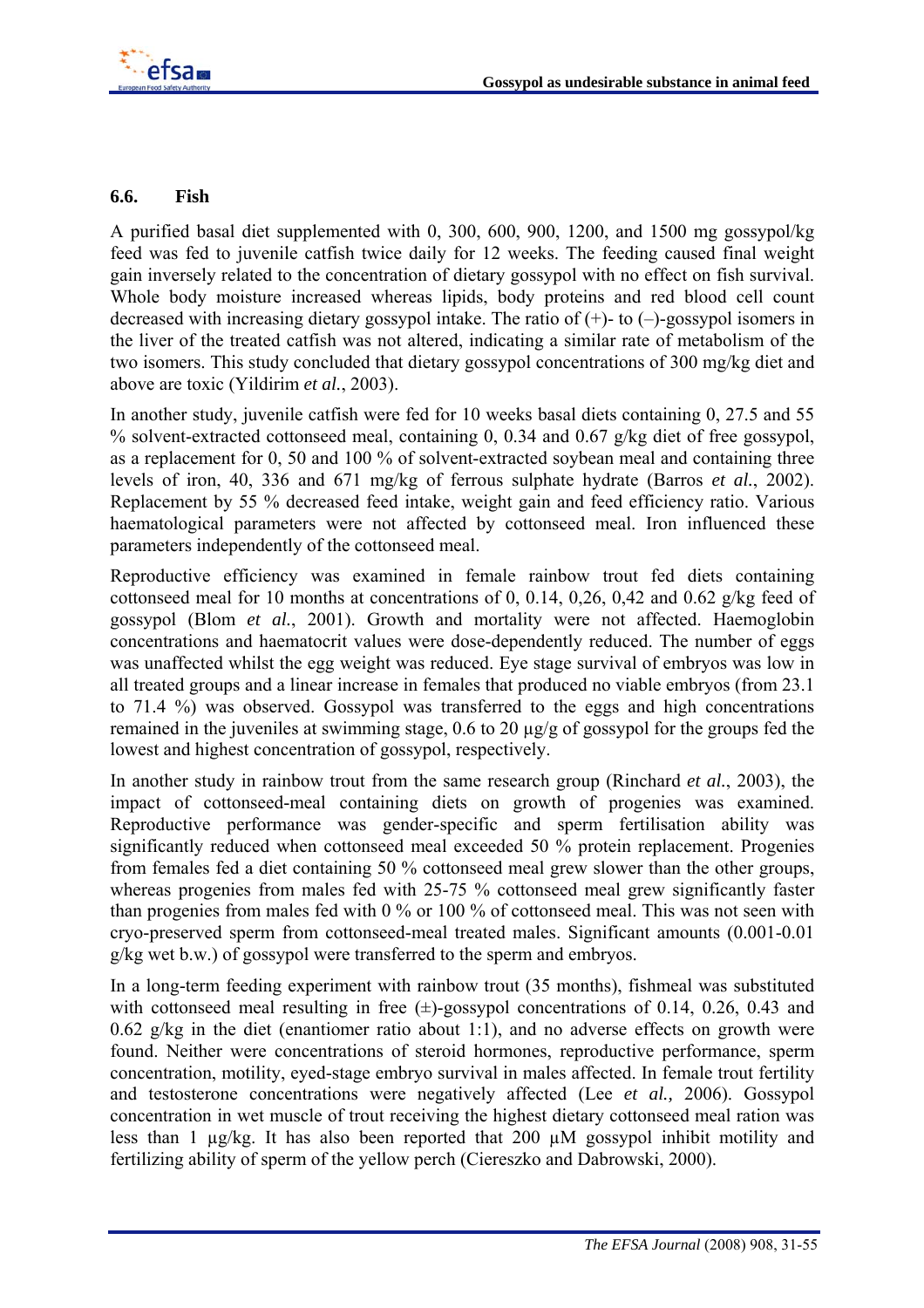## 6.6. Fish

A purified basal diet supplemented with 0, 300, 600, 900, 1200, and 1500 mg gossypol/kg feed was fed to juvenile catfish twice daily for 12 weeks. The feeding caused final weight gain inversely related to the concentration of dietary gossypol with no effect on fish survival. Whole body moisture increased whereas lipids, body proteins and red blood cell count decreased with increasing dietary gossypol intake. The ratio of (+)- to (–)-gossypol isomers in the liver of the treated catfish was not altered, indicating a similar rate of metabolism of the two isomers. This study concluded that dietary gossypol concentrations of 300 mg/kg diet and above are toxic (Yildirim *et al.*, 2003).

In another study, juvenile catfish were fed for 10 weeks basal diets containing 0, 27.5 and 55 % solvent-extracted cottonseed meal, containing 0, 0.34 and 0.67 g/kg diet of free gossypol, as a replacement for 0, 50 and 100 % of solvent-extracted soybean meal and containing three levels of iron, 40, 336 and 671 mg/kg of ferrous sulphate hydrate (Barros *et al.*, 2002). Replacement by 55 % decreased feed intake, weight gain and feed efficiency ratio. Various haematological parameters were not affected by cottonseed meal. Iron influenced these parameters independently of the cottonseed meal.

Reproductive efficiency was examined in female rainbow trout fed diets containing cottonseed meal for 10 months at concentrations of 0, 0.14, 0,26, 0,42 and 0.62 g/kg feed of gossypol (Blom *et al.*, 2001). Growth and mortality were not affected. Haemoglobin concentrations and haematocrit values were dose-dependently reduced. The number of eggs was unaffected whilst the egg weight was reduced. Eye stage survival of embryos was low in all treated groups and a linear increase in females that produced no viable embryos (from 23.1 to 71.4 %) was observed. Gossypol was transferred to the eggs and high concentrations remained in the juveniles at swimming stage, 0.6 to 20 µg/g of gossypol for the groups fed the lowest and highest concentration of gossypol, respectively.

In another study in rainbow trout from the same research group (Rinchard *et al.*, 2003), the impact of cottonseed-meal containing diets on growth of progenies was examined. Reproductive performance was gender-specific and sperm fertilisation ability was significantly reduced when cottonseed meal exceeded 50 % protein replacement. Progenies from females fed a diet containing 50 % cottonseed meal grew slower than the other groups, whereas progenies from males fed with 25-75 % cottonseed meal grew significantly faster than progenies from males fed with 0 % or 100 % of cottonseed meal. This was not seen with cryo-preserved sperm from cottonseed-meal treated males. Significant amounts (0.001-0.01 g/kg wet b.w.) of gossypol were transferred to the sperm and embryos.

In a long-term feeding experiment with rainbow trout (35 months), fishmeal was substituted with cottonseed meal resulting in free (±)-gossypol concentrations of 0.14, 0.26, 0.43 and 0.62 g/kg in the diet (enantiomer ratio about 1:1), and no adverse effects on growth were found. Neither were concentrations of steroid hormones, reproductive performance, sperm concentration, motility, eyed-stage embryo survival in males affected. In female trout fertility and testosterone concentrations were negatively affected (Lee *et al.,* 2006). Gossypol concentration in wet muscle of trout receiving the highest dietary cottonseed meal ration was less than 1 µg/kg. It has also been reported that 200 µM gossypol inhibit motility and fertilizing ability of sperm of the yellow perch (Ciereszko and Dabrowski, 2000).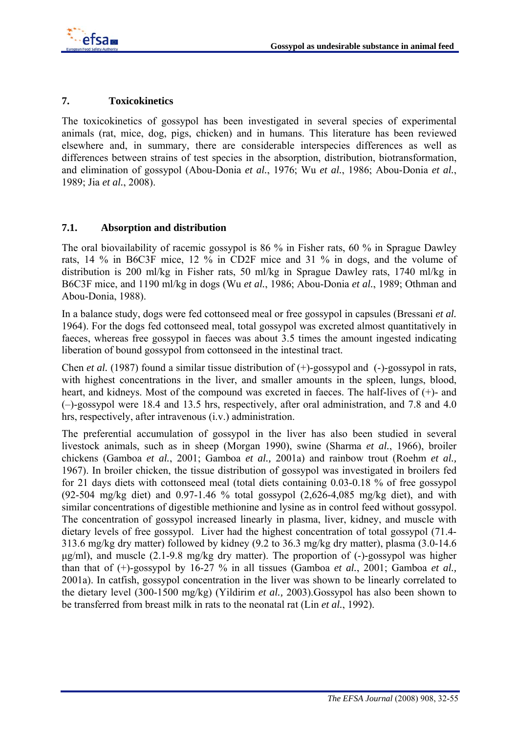## 7. Toxicokinetics

The toxicokinetics of gossypol has been investigated in several species of experimental animals (rat, mice, dog, pigs, chicken) and in humans. This literature has been reviewed elsewhere and, in summary, there are considerable interspecies differences as well as differences between strains of test species in the absorption, distribution, biotransformation, and elimination of gossypol (Abou-Donia *et al.*, 1976; Wu *et al.*, 1986; Abou-Donia *et al.*, 1989; Jia *et al.*, 2008).

### 7.1. Absorption and distribution

The oral biovailability of racemic gossypol is 86 % in Fisher rats, 60 % in Sprague Dawley rats, 14 % in B6C3F mice, 12 % in CD2F mice and 31 % in dogs, and the volume of distribution is 200 ml/kg in Fisher rats, 50 ml/kg in Sprague Dawley rats, 1740 ml/kg in B6C3F mice, and 1190 ml/kg in dogs (Wu *et al.*, 1986; Abou-Donia *et al.*, 1989; Othman and Abou-Donia, 1988).

In a balance study, dogs were fed cottonseed meal or free gossypol in capsules (Bressani *et al.* 1964). For the dogs fed cottonseed meal, total gossypol was excreted almost quantitatively in faeces, whereas free gossypol in faeces was about 3.5 times the amount ingested indicating liberation of bound gossypol from cottonseed in the intestinal tract.

Chen *et al.* (1987) found a similar tissue distribution of (+)-gossypol and (-)-gossypol in rats, with highest concentrations in the liver, and smaller amounts in the spleen, lungs, blood, heart, and kidneys. Most of the compound was excreted in faeces. The half-lives of (+)- and (–)-gossypol were 18.4 and 13.5 hrs, respectively, after oral administration, and 7.8 and 4.0 hrs, respectively, after intravenous (i.v.) administration.

The preferential accumulation of gossypol in the liver has also been studied in several livestock animals, such as in sheep (Morgan 1990), swine (Sharma *et al.*, 1966), broiler chickens (Gamboa *et al.*, 2001; Gamboa *et al.,* 2001a) and rainbow trout (Roehm *et al.,* 1967). In broiler chicken, the tissue distribution of gossypol was investigated in broilers fed for 21 days diets with cottonseed meal (total diets containing 0.03-0.18 % of free gossypol (92-504 mg/kg diet) and 0.97-1.46 % total gossypol (2,626-4,085 mg/kg diet), and with similar concentrations of digestible methionine and lysine as in control feed without gossypol. The concentration of gossypol increased linearly in plasma, liver, kidney, and muscle with dietary levels of free gossypol. Liver had the highest concentration of total gossypol (71.4-313.6 mg/kg dry matter) followed by kidney (9.2 to 36.3 mg/kg dry matter), plasma (3.0-14.6 μg/ml), and muscle (2.1-9.8 mg/kg dry matter). The proportion of (-)-gossypol was higher than that of (+)-gossypol by 16-27 % in all tissues (Gamboa *et al.*, 2001; Gamboa *et al.,* 2001a). In catfish, gossypol concentration in the liver was shown to be linearly correlated to the dietary level (300-1500 mg/kg) (Yildirim *et al.,* 2003).Gossypol has also been shown to be transferred from breast milk in rats to the neonatal rat (Lin *et al.*, 1992).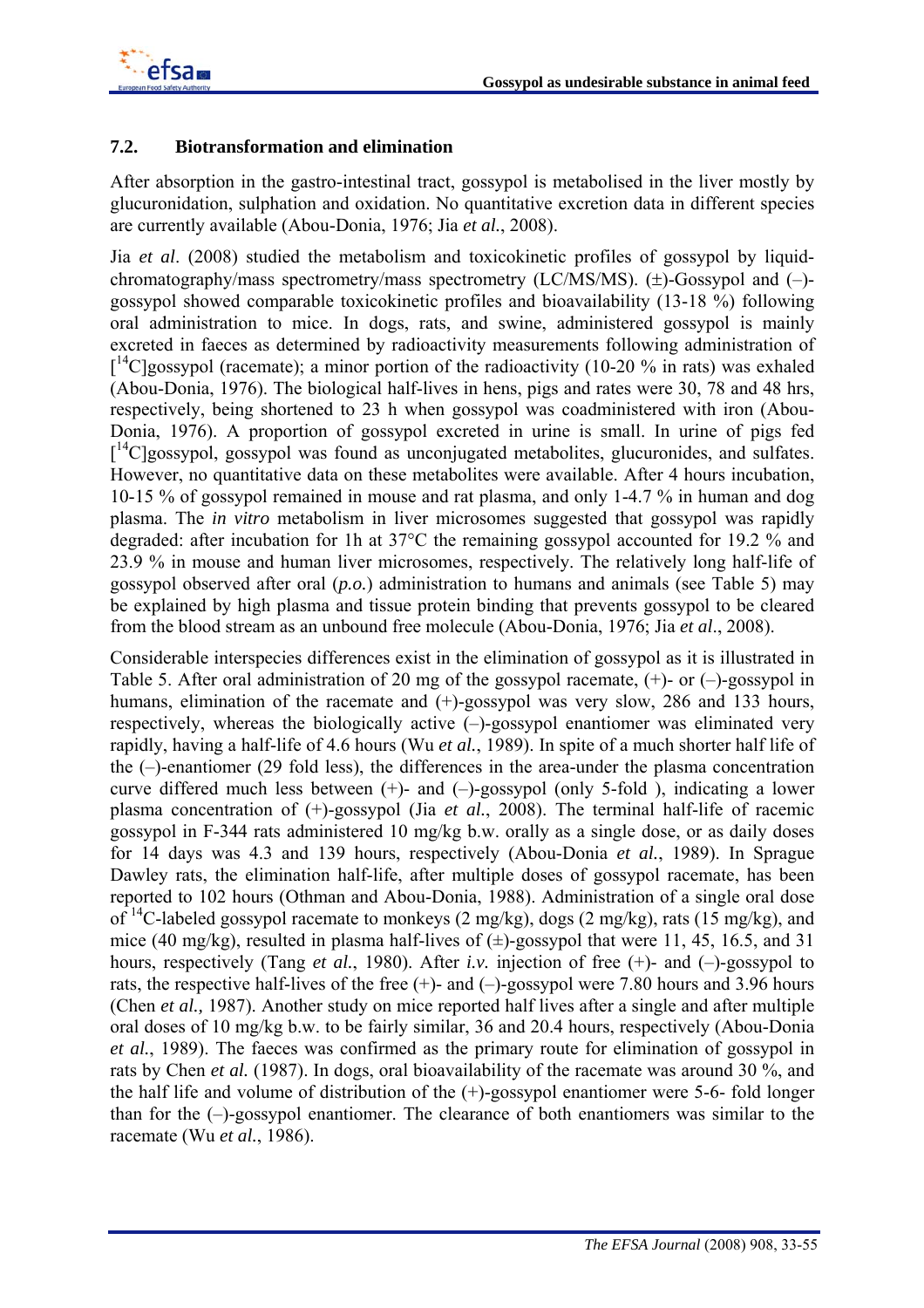### 7.2. Biotransformation and elimination

After absorption in the gastro-intestinal tract, gossypol is metabolised in the liver mostly by glucuronidation, sulphation and oxidation. No quantitative excretion data in different species are currently available (Abou-Donia, 1976; Jia *et al.*, 2008).

Jia *et al*. (2008) studied the metabolism and toxicokinetic profiles of gossypol by liquid-chromatography/mass spectrometry/mass spectrometry (LC/MS/MS). (±)-Gossypol and (–)-gossypol showed comparable toxicokinetic profiles and bioavailability (13-18 %) following oral administration to mice. In dogs, rats, and swine, administered gossypol is mainly excreted in faeces as determined by radioactivity measurements following administration of [$^{14}$C]gossypol (racemate); a minor portion of the radioactivity (10-20 % in rats) was exhaled (Abou-Donia, 1976). The biological half-lives in hens, pigs and rates were 30, 78 and 48 hrs, respectively, being shortened to 23 h when gossypol was coadministered with iron (Abou-Donia, 1976). A proportion of gossypol excreted in urine is small. In urine of pigs fed [$^{14}$C]gossypol, gossypol was found as unconjugated metabolites, glucuronides, and sulfates. However, no quantitative data on these metabolites were available. After 4 hours incubation, 10-15 % of gossypol remained in mouse and rat plasma, and only 1-4.7 % in human and dog plasma. The *in vitro* metabolism in liver microsomes suggested that gossypol was rapidly degraded: after incubation for 1h at 37°C the remaining gossypol accounted for 19.2 % and 23.9 % in mouse and human liver microsomes, respectively. The relatively long half-life of gossypol observed after oral (*p.o.*) administration to humans and animals (see Table 5) may be explained by high plasma and tissue protein binding that prevents gossypol to be cleared from the blood stream as an unbound free molecule (Abou-Donia, 1976; Jia *et al*., 2008).

Considerable interspecies differences exist in the elimination of gossypol as it is illustrated in Table 5. After oral administration of 20 mg of the gossypol racemate, (+)- or (–)-gossypol in humans, elimination of the racemate and (+)-gossypol was very slow, 286 and 133 hours, respectively, whereas the biologically active (–)-gossypol enantiomer was eliminated very rapidly, having a half-life of 4.6 hours (Wu *et al.*, 1989). In spite of a much shorter half life of the (–)-enantiomer (29 fold less), the differences in the area-under the plasma concentration curve differed much less between (+)- and (–)-gossypol (only 5-fold ), indicating a lower plasma concentration of (+)-gossypol (Jia *et al.*, 2008). The terminal half-life of racemic gossypol in F-344 rats administered 10 mg/kg b.w. orally as a single dose, or as daily doses for 14 days was 4.3 and 139 hours, respectively (Abou-Donia *et al.*, 1989). In Sprague Dawley rats, the elimination half-life, after multiple doses of gossypol racemate, has been reported to 102 hours (Othman and Abou-Donia, 1988). Administration of a single oral dose of $^{14}$C-labeled gossypol racemate to monkeys (2 mg/kg), dogs (2 mg/kg), rats (15 mg/kg), and mice (40 mg/kg), resulted in plasma half-lives of (±)-gossypol that were 11, 45, 16.5, and 31 hours, respectively (Tang *et al.*, 1980). After *i.v.* injection of free (+)- and (–)-gossypol to rats, the respective half-lives of the free (+)- and (–)-gossypol were 7.80 hours and 3.96 hours (Chen *et al.,* 1987). Another study on mice reported half lives after a single and after multiple oral doses of 10 mg/kg b.w. to be fairly similar, 36 and 20.4 hours, respectively (Abou-Donia *et al.*, 1989). The faeces was confirmed as the primary route for elimination of gossypol in rats by Chen *et al.* (1987). In dogs, oral bioavailability of the racemate was around 30 %, and the half life and volume of distribution of the (+)-gossypol enantiomer were 5-6- fold longer than for the (–)-gossypol enantiomer. The clearance of both enantiomers was similar to the racemate (Wu *et al.*, 1986).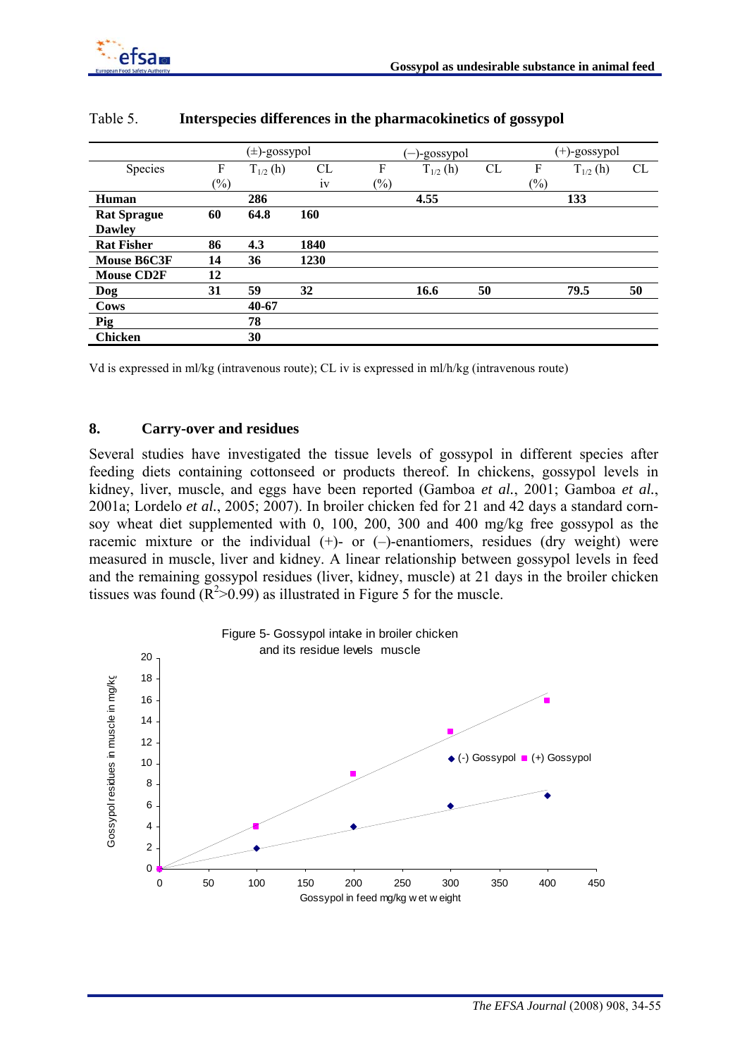Table 5. **Interspecies differences in the pharmacokinetics of gossypol**

| Species | (±)-gossypol | | | (–)-gossypol | | | (+)-gossypol | | |
|---|---|---|---|---|---|---|---|---|---|
| | F (%) | $T_{1/2}$ (h) | CL iv | F (%) | $T_{1/2}$ (h) | CL | F (%) | $T_{1/2}$ (h) | CL |
| **Human** | | **286** | | | **4.55** | | | **133** | |
| **Rat Sprague Dawley** | **60** | **64.8** | **160** | | | | | | |
| **Rat Fisher** | **86** | **4.3** | **1840** | | | | | | |
| **Mouse B6C3F** | **14** | **36** | **1230** | | | | | | |
| **Mouse CD2F** | **12** | | | | | | | | |
| **Dog** | **31** | **59** | **32** | | **16.6** | **50** | | **79.5** | **50** |
| **Cows** | | **40-67** | | | | | | | |
| **Pig** | | **78** | | | | | | | |
| **Chicken** | | **30** | | | | | | | |

Vd is expressed in ml/kg (intravenous route); CL iv is expressed in ml/h/kg (intravenous route)

## 8. Carry-over and residues

Several studies have investigated the tissue levels of gossypol in different species after feeding diets containing cottonseed or products thereof. In chickens, gossypol levels in kidney, liver, muscle, and eggs have been reported (Gamboa *et al.*, 2001; Gamboa *et al.*, 2001a; Lordelo *et al.*, 2005; 2007). In broiler chicken fed for 21 and 42 days a standard corn-soy wheat diet supplemented with 0, 100, 200, 300 and 400 mg/kg free gossypol as the racemic mixture or the individual (+)- or (–)-enantiomers, residues (dry weight) were measured in muscle, liver and kidney. A linear relationship between gossypol levels in feed and the remaining gossypol residues (liver, kidney, muscle) at 21 days in the broiler chicken tissues was found ($R^2$>0.99) as illustrated in Figure 5 for the muscle.

Figure 5- Gossypol intake in broiler chicken and its residue levels muscle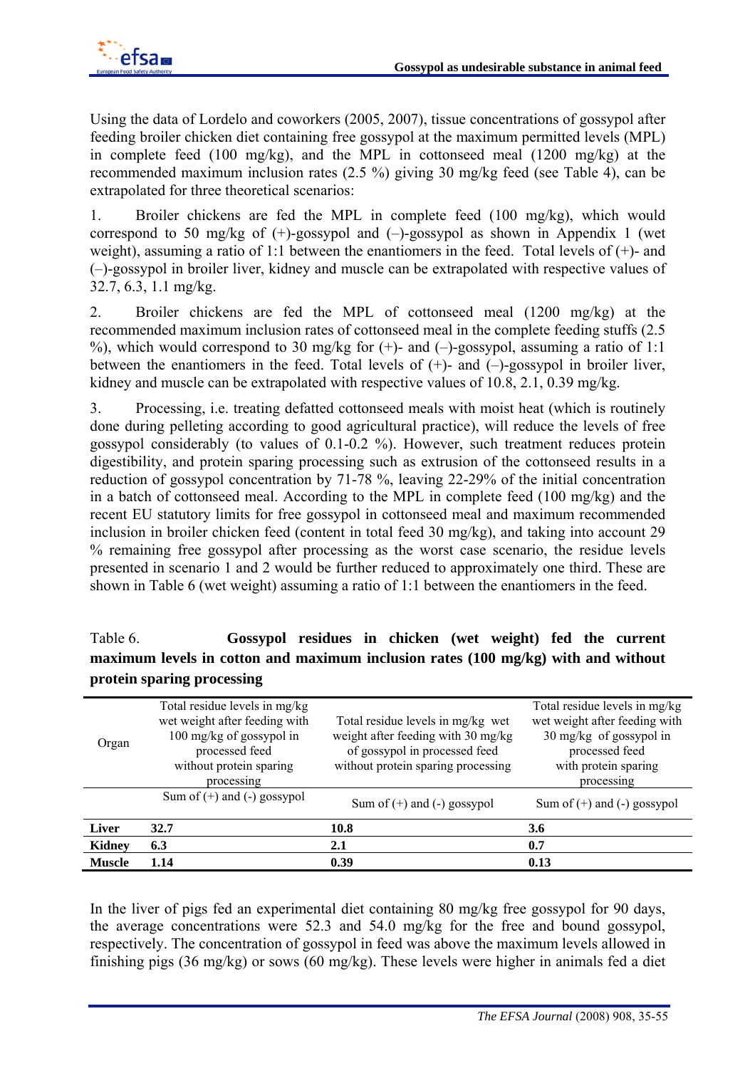Using the data of Lordelo and coworkers (2005, 2007), tissue concentrations of gossypol after feeding broiler chicken diet containing free gossypol at the maximum permitted levels (MPL) in complete feed (100 mg/kg), and the MPL in cottonseed meal (1200 mg/kg) at the recommended maximum inclusion rates (2.5 %) giving 30 mg/kg feed (see Table 4), can be extrapolated for three theoretical scenarios:

1. Broiler chickens are fed the MPL in complete feed (100 mg/kg), which would correspond to 50 mg/kg of (+)-gossypol and (–)-gossypol as shown in Appendix 1 (wet weight), assuming a ratio of 1:1 between the enantiomers in the feed. Total levels of (+)- and (–)-gossypol in broiler liver, kidney and muscle can be extrapolated with respective values of 32.7, 6.3, 1.1 mg/kg.

2. Broiler chickens are fed the MPL of cottonseed meal (1200 mg/kg) at the recommended maximum inclusion rates of cottonseed meal in the complete feeding stuffs (2.5 %), which would correspond to 30 mg/kg for (+)- and (–)-gossypol, assuming a ratio of 1:1 between the enantiomers in the feed. Total levels of (+)- and (–)-gossypol in broiler liver, kidney and muscle can be extrapolated with respective values of 10.8, 2.1, 0.39 mg/kg.

3. Processing, i.e. treating defatted cottonseed meals with moist heat (which is routinely done during pelleting according to good agricultural practice), will reduce the levels of free gossypol considerably (to values of 0.1-0.2 %). However, such treatment reduces protein digestibility, and protein sparing processing such as extrusion of the cottonseed results in a reduction of gossypol concentration by 71-78 %, leaving 22-29% of the initial concentration in a batch of cottonseed meal. According to the MPL in complete feed (100 mg/kg) and the recent EU statutory limits for free gossypol in cottonseed meal and maximum recommended inclusion in broiler chicken feed (content in total feed 30 mg/kg), and taking into account 29 % remaining free gossypol after processing as the worst case scenario, the residue levels presented in scenario 1 and 2 would be further reduced to approximately one third. These are shown in Table 6 (wet weight) assuming a ratio of 1:1 between the enantiomers in the feed.

Table 6. **Gossypol residues in chicken (wet weight) fed the current maximum levels in cotton and maximum inclusion rates (100 mg/kg) with and without protein sparing processing**

| Organ | Total residue levels in mg/kg wet weight after feeding with 100 mg/kg of gossypol in processed feed without protein sparing processing | Total residue levels in mg/kg wet weight after feeding with 30 mg/kg of gossypol in processed feed without protein sparing processing | Total residue levels in mg/kg wet weight after feeding with 30 mg/kg of gossypol in processed feed with protein sparing processing |
|---|---|---|---|
| | Sum of (+) and (-) gossypol | Sum of (+) and (-) gossypol | Sum of (+) and (-) gossypol |
| **Liver** | **32.7** | **10.8** | **3.6** |
| **Kidney** | **6.3** | **2.1** | **0.7** |
| **Muscle** | **1.14** | **0.39** | **0.13** |

In the liver of pigs fed an experimental diet containing 80 mg/kg free gossypol for 90 days, the average concentrations were 52.3 and 54.0 mg/kg for the free and bound gossypol, respectively. The concentration of gossypol in feed was above the maximum levels allowed in finishing pigs (36 mg/kg) or sows (60 mg/kg). These levels were higher in animals fed a diet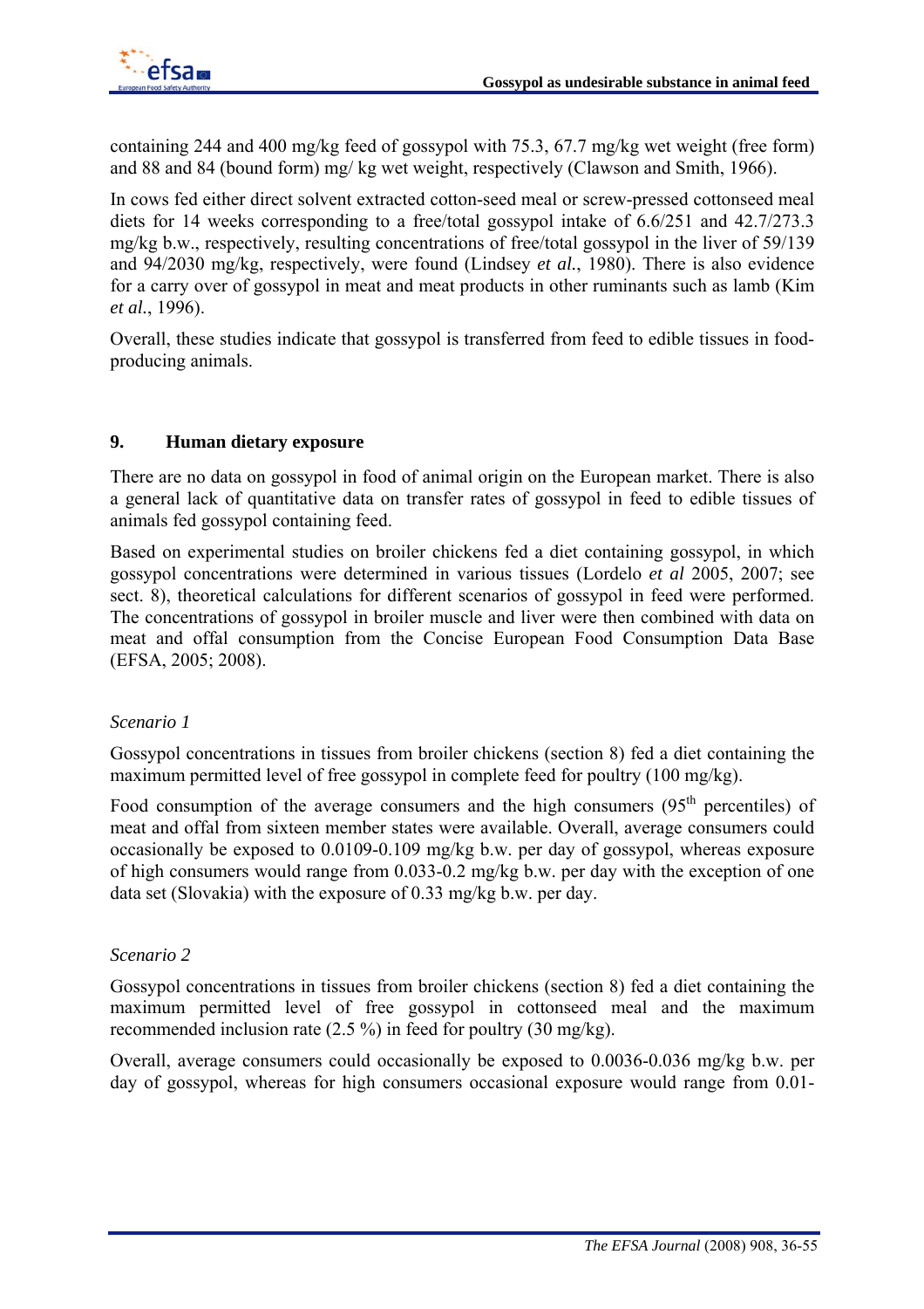containing 244 and 400 mg/kg feed of gossypol with 75.3, 67.7 mg/kg wet weight (free form) and 88 and 84 (bound form) mg/ kg wet weight, respectively (Clawson and Smith, 1966).

In cows fed either direct solvent extracted cotton-seed meal or screw-pressed cottonseed meal diets for 14 weeks corresponding to a free/total gossypol intake of 6.6/251 and 42.7/273.3 mg/kg b.w., respectively, resulting concentrations of free/total gossypol in the liver of 59/139 and 94/2030 mg/kg, respectively, were found (Lindsey *et al.*, 1980). There is also evidence for a carry over of gossypol in meat and meat products in other ruminants such as lamb (Kim *et al.*, 1996).

Overall, these studies indicate that gossypol is transferred from feed to edible tissues in food-producing animals.

## 9. Human dietary exposure

There are no data on gossypol in food of animal origin on the European market. There is also a general lack of quantitative data on transfer rates of gossypol in feed to edible tissues of animals fed gossypol containing feed.

Based on experimental studies on broiler chickens fed a diet containing gossypol, in which gossypol concentrations were determined in various tissues (Lordelo *et al* 2005, 2007; see sect. 8), theoretical calculations for different scenarios of gossypol in feed were performed. The concentrations of gossypol in broiler muscle and liver were then combined with data on meat and offal consumption from the Concise European Food Consumption Data Base (EFSA, 2005; 2008).

*Scenario 1*

Gossypol concentrations in tissues from broiler chickens (section 8) fed a diet containing the maximum permitted level of free gossypol in complete feed for poultry (100 mg/kg).

Food consumption of the average consumers and the high consumers (95$^{th}$ percentiles) of meat and offal from sixteen member states were available. Overall, average consumers could occasionally be exposed to 0.0109-0.109 mg/kg b.w. per day of gossypol, whereas exposure of high consumers would range from 0.033-0.2 mg/kg b.w. per day with the exception of one data set (Slovakia) with the exposure of 0.33 mg/kg b.w. per day.

*Scenario 2*

Gossypol concentrations in tissues from broiler chickens (section 8) fed a diet containing the maximum permitted level of free gossypol in cottonseed meal and the maximum recommended inclusion rate (2.5 %) in feed for poultry (30 mg/kg).

Overall, average consumers could occasionally be exposed to 0.0036-0.036 mg/kg b.w. per day of gossypol, whereas for high consumers occasional exposure would range from 0.01-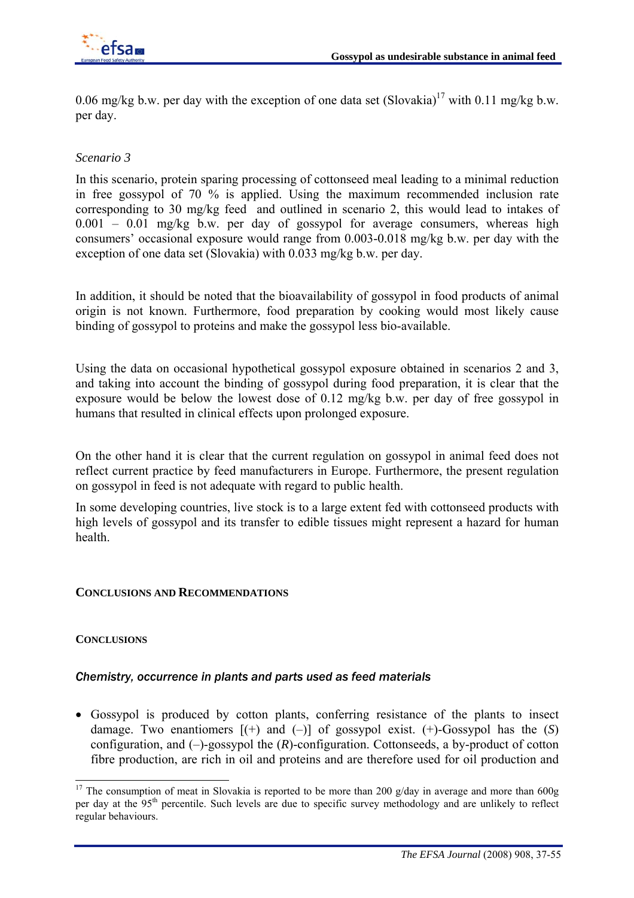0.06 mg/kg b.w. per day with the exception of one data set (Slovakia)[17] with 0.11 mg/kg b.w. per day.

*Scenario 3*

In this scenario, protein sparing processing of cottonseed meal leading to a minimal reduction in free gossypol of 70 % is applied. Using the maximum recommended inclusion rate corresponding to 30 mg/kg feed and outlined in scenario 2, this would lead to intakes of 0.001 – 0.01 mg/kg b.w. per day of gossypol for average consumers, whereas high consumers' occasional exposure would range from 0.003-0.018 mg/kg b.w. per day with the exception of one data set (Slovakia) with 0.033 mg/kg b.w. per day.

In addition, it should be noted that the bioavailability of gossypol in food products of animal origin is not known. Furthermore, food preparation by cooking would most likely cause binding of gossypol to proteins and make the gossypol less bio-available.

Using the data on occasional hypothetical gossypol exposure obtained in scenarios 2 and 3, and taking into account the binding of gossypol during food preparation, it is clear that the exposure would be below the lowest dose of 0.12 mg/kg b.w. per day of free gossypol in humans that resulted in clinical effects upon prolonged exposure.

On the other hand it is clear that the current regulation on gossypol in animal feed does not reflect current practice by feed manufacturers in Europe. Furthermore, the present regulation on gossypol in feed is not adequate with regard to public health.

In some developing countries, live stock is to a large extent fed with cottonseed products with high levels of gossypol and its transfer to edible tissues might represent a hazard for human health.

## CONCLUSIONS AND RECOMMENDATIONS

### CONCLUSIONS

#### *Chemistry, occurrence in plants and parts used as feed materials*

- Gossypol is produced by cotton plants, conferring resistance of the plants to insect damage. Two enantiomers [(+) and (–)] of gossypol exist. (+)-Gossypol has the (*S*) configuration, and (–)-gossypol the (*R*)-configuration. Cottonseeds, a by-product of cotton fibre production, are rich in oil and proteins and are therefore used for oil production and

[17] The consumption of meat in Slovakia is reported to be more than 200 g/day in average and more than 600g per day at the 95th percentile. Such levels are due to specific survey methodology and are unlikely to reflect regular behaviours.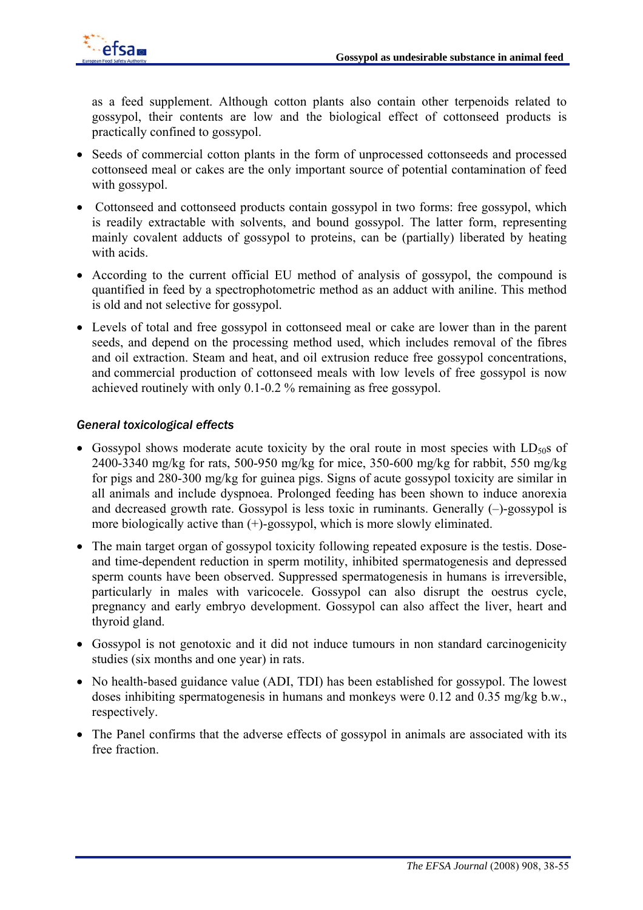as a feed supplement. Although cotton plants also contain other terpenoids related to gossypol, their contents are low and the biological effect of cottonseed products is practically confined to gossypol.

- Seeds of commercial cotton plants in the form of unprocessed cottonseeds and processed cottonseed meal or cakes are the only important source of potential contamination of feed with gossypol.
- Cottonseed and cottonseed products contain gossypol in two forms: free gossypol, which is readily extractable with solvents, and bound gossypol. The latter form, representing mainly covalent adducts of gossypol to proteins, can be (partially) liberated by heating with acids.
- According to the current official EU method of analysis of gossypol, the compound is quantified in feed by a spectrophotometric method as an adduct with aniline. This method is old and not selective for gossypol.
- Levels of total and free gossypol in cottonseed meal or cake are lower than in the parent seeds, and depend on the processing method used, which includes removal of the fibres and oil extraction. Steam and heat, and oil extrusion reduce free gossypol concentrations, and commercial production of cottonseed meals with low levels of free gossypol is now achieved routinely with only 0.1-0.2 % remaining as free gossypol.

### *General toxicological effects*

- Gossypol shows moderate acute toxicity by the oral route in most species with $LD_{50}$s of 2400-3340 mg/kg for rats, 500-950 mg/kg for mice, 350-600 mg/kg for rabbit, 550 mg/kg for pigs and 280-300 mg/kg for guinea pigs. Signs of acute gossypol toxicity are similar in all animals and include dyspnoea. Prolonged feeding has been shown to induce anorexia and decreased growth rate. Gossypol is less toxic in ruminants. Generally (–)-gossypol is more biologically active than (+)-gossypol, which is more slowly eliminated.
- The main target organ of gossypol toxicity following repeated exposure is the testis. Dose- and time-dependent reduction in sperm motility, inhibited spermatogenesis and depressed sperm counts have been observed. Suppressed spermatogenesis in humans is irreversible, particularly in males with varicocele. Gossypol can also disrupt the oestrus cycle, pregnancy and early embryo development. Gossypol can also affect the liver, heart and thyroid gland.
- Gossypol is not genotoxic and it did not induce tumours in non standard carcinogenicity studies (six months and one year) in rats.
- No health-based guidance value (ADI, TDI) has been established for gossypol. The lowest doses inhibiting spermatogenesis in humans and monkeys were 0.12 and 0.35 mg/kg b.w., respectively.
- The Panel confirms that the adverse effects of gossypol in animals are associated with its free fraction.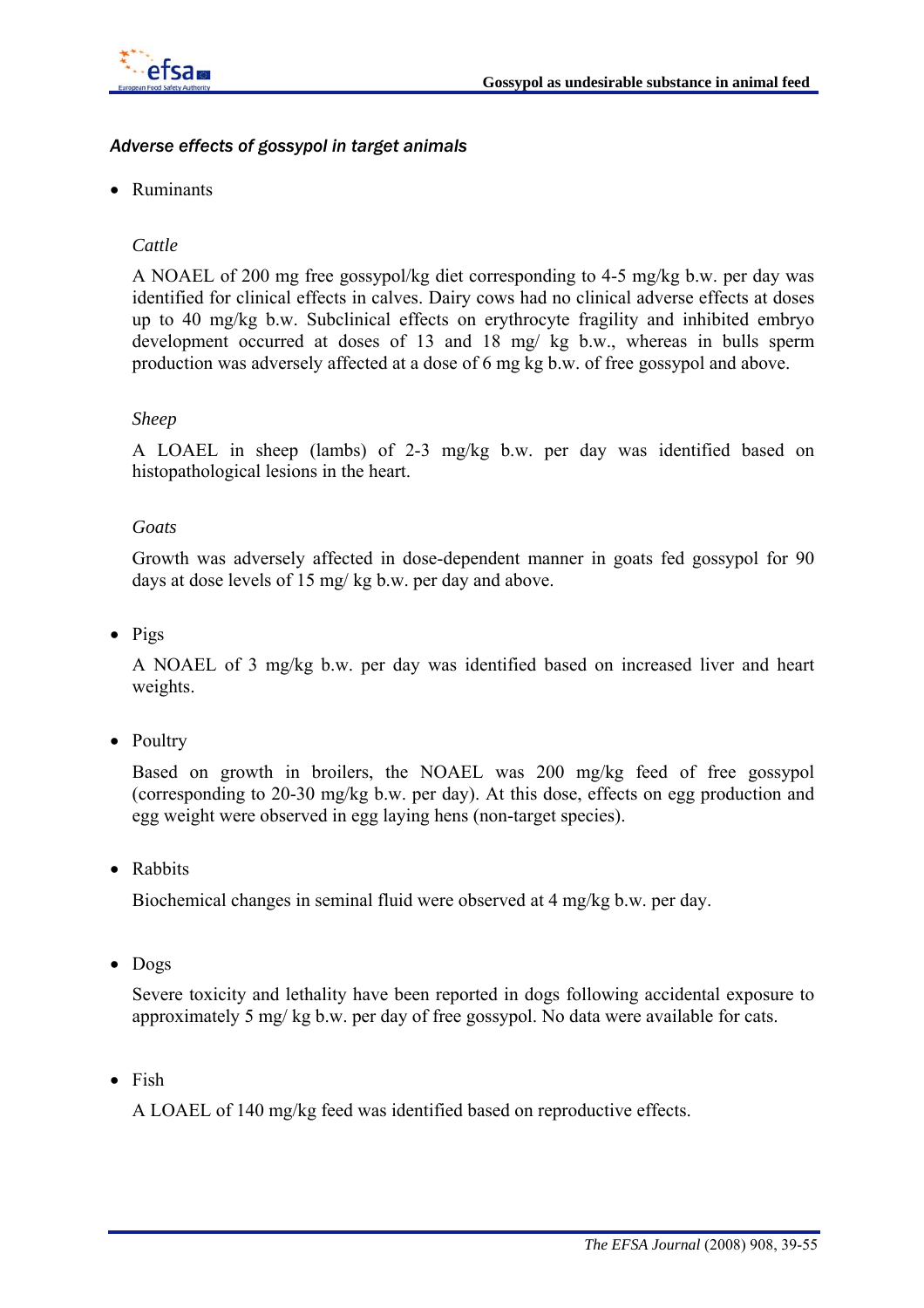### *Adverse effects of gossypol in target animals*

- Ruminants

  *Cattle*

  A NOAEL of 200 mg free gossypol/kg diet corresponding to 4-5 mg/kg b.w. per day was identified for clinical effects in calves. Dairy cows had no clinical adverse effects at doses up to 40 mg/kg b.w. Subclinical effects on erythrocyte fragility and inhibited embryo development occurred at doses of 13 and 18 mg/ kg b.w., whereas in bulls sperm production was adversely affected at a dose of 6 mg kg b.w. of free gossypol and above.

  *Sheep*

  A LOAEL in sheep (lambs) of 2-3 mg/kg b.w. per day was identified based on histopathological lesions in the heart.

  *Goats*

  Growth was adversely affected in dose-dependent manner in goats fed gossypol for 90 days at dose levels of 15 mg/ kg b.w. per day and above.

- Pigs

  A NOAEL of 3 mg/kg b.w. per day was identified based on increased liver and heart weights.

- Poultry

  Based on growth in broilers, the NOAEL was 200 mg/kg feed of free gossypol (corresponding to 20-30 mg/kg b.w. per day). At this dose, effects on egg production and egg weight were observed in egg laying hens (non-target species).

- Rabbits

  Biochemical changes in seminal fluid were observed at 4 mg/kg b.w. per day.

- Dogs

  Severe toxicity and lethality have been reported in dogs following accidental exposure to approximately 5 mg/ kg b.w. per day of free gossypol. No data were available for cats.

- Fish

  A LOAEL of 140 mg/kg feed was identified based on reproductive effects.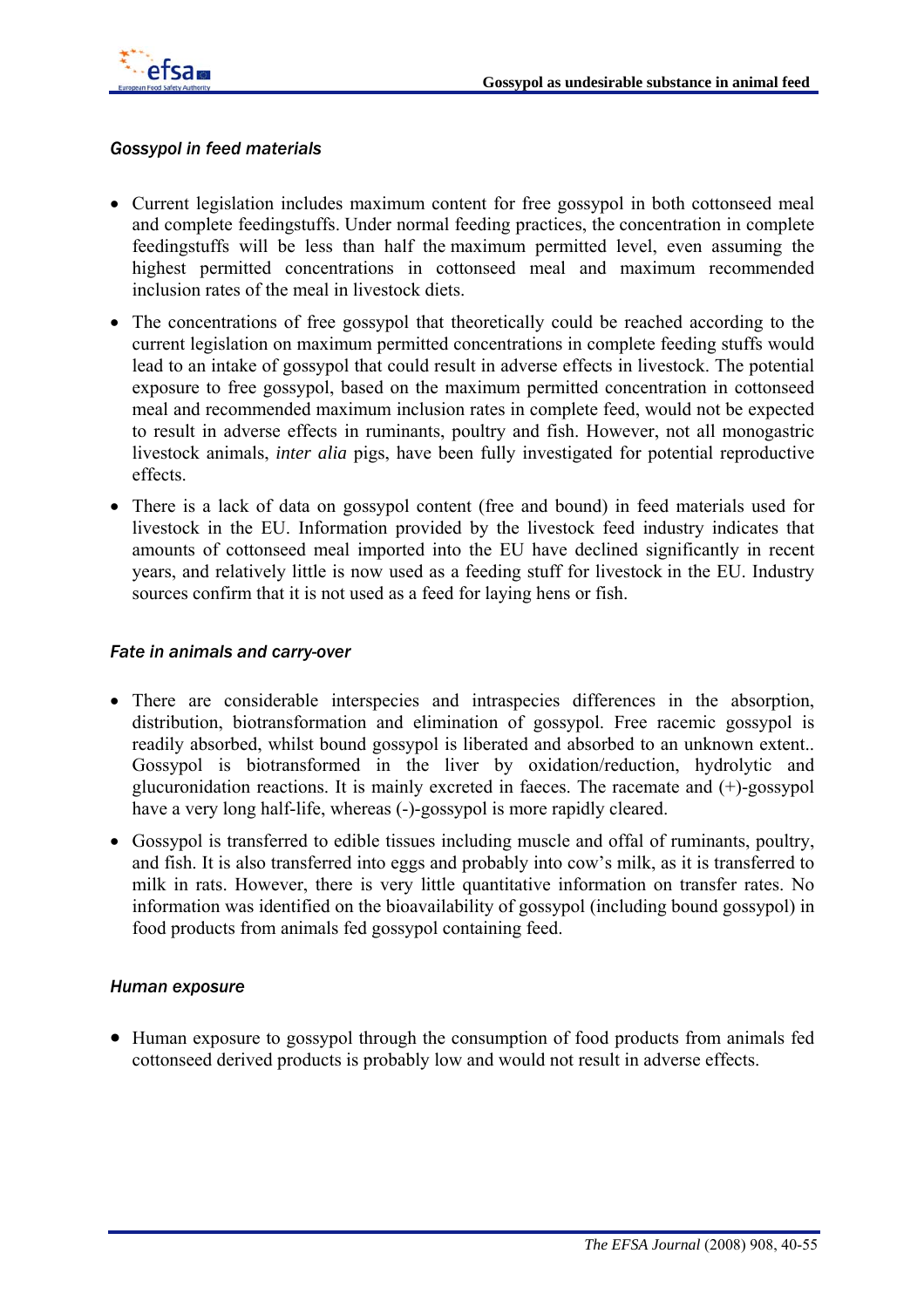### *Gossypol in feed materials*

- Current legislation includes maximum content for free gossypol in both cottonseed meal and complete feedingstuffs. Under normal feeding practices, the concentration in complete feedingstuffs will be less than half the maximum permitted level, even assuming the highest permitted concentrations in cottonseed meal and maximum recommended inclusion rates of the meal in livestock diets.
- The concentrations of free gossypol that theoretically could be reached according to the current legislation on maximum permitted concentrations in complete feeding stuffs would lead to an intake of gossypol that could result in adverse effects in livestock. The potential exposure to free gossypol, based on the maximum permitted concentration in cottonseed meal and recommended maximum inclusion rates in complete feed, would not be expected to result in adverse effects in ruminants, poultry and fish. However, not all monogastric livestock animals, *inter alia* pigs, have been fully investigated for potential reproductive effects.
- There is a lack of data on gossypol content (free and bound) in feed materials used for livestock in the EU. Information provided by the livestock feed industry indicates that amounts of cottonseed meal imported into the EU have declined significantly in recent years, and relatively little is now used as a feeding stuff for livestock in the EU. Industry sources confirm that it is not used as a feed for laying hens or fish.

### *Fate in animals and carry-over*

- There are considerable interspecies and intraspecies differences in the absorption, distribution, biotransformation and elimination of gossypol. Free racemic gossypol is readily absorbed, whilst bound gossypol is liberated and absorbed to an unknown extent.. Gossypol is biotransformed in the liver by oxidation/reduction, hydrolytic and glucuronidation reactions. It is mainly excreted in faeces. The racemate and (+)-gossypol have a very long half-life, whereas (-)-gossypol is more rapidly cleared.
- Gossypol is transferred to edible tissues including muscle and offal of ruminants, poultry, and fish. It is also transferred into eggs and probably into cow's milk, as it is transferred to milk in rats. However, there is very little quantitative information on transfer rates. No information was identified on the bioavailability of gossypol (including bound gossypol) in food products from animals fed gossypol containing feed.

### *Human exposure*

- Human exposure to gossypol through the consumption of food products from animals fed cottonseed derived products is probably low and would not result in adverse effects.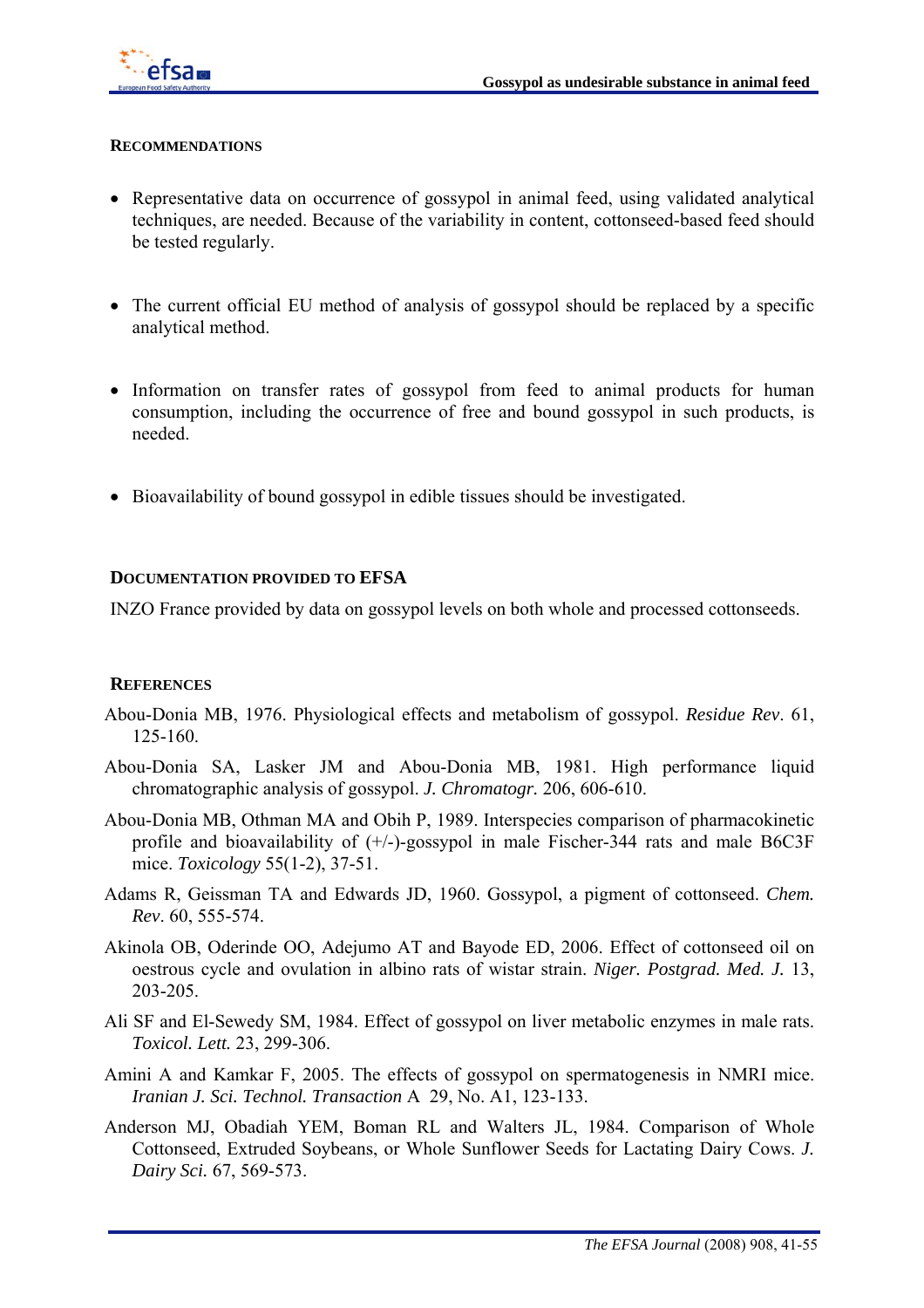## RECOMMENDATIONS

- Representative data on occurrence of gossypol in animal feed, using validated analytical techniques, are needed. Because of the variability in content, cottonseed-based feed should be tested regularly.

- The current official EU method of analysis of gossypol should be replaced by a specific analytical method.

- Information on transfer rates of gossypol from feed to animal products for human consumption, including the occurrence of free and bound gossypol in such products, is needed.

- Bioavailability of bound gossypol in edible tissues should be investigated.

## DOCUMENTATION PROVIDED TO EFSA

INZO France provided by data on gossypol levels on both whole and processed cottonseeds.

## REFERENCES

Abou-Donia MB, 1976. Physiological effects and metabolism of gossypol. *Residue Rev*. 61, 125-160.

Abou-Donia SA, Lasker JM and Abou-Donia MB, 1981. High performance liquid chromatographic analysis of gossypol. *J. Chromatogr.* 206, 606-610.

Abou-Donia MB, Othman MA and Obih P, 1989. Interspecies comparison of pharmacokinetic profile and bioavailability of (+/-)-gossypol in male Fischer-344 rats and male B6C3F mice. *Toxicology* 55(1-2), 37-51.

Adams R, Geissman TA and Edwards JD, 1960. Gossypol, a pigment of cottonseed. *Chem. Rev*. 60, 555-574.

Akinola OB, Oderinde OO, Adejumo AT and Bayode ED, 2006. Effect of cottonseed oil on oestrous cycle and ovulation in albino rats of wistar strain. *Niger. Postgrad. Med. J.* 13, 203-205.

Ali SF and El-Sewedy SM, 1984. Effect of gossypol on liver metabolic enzymes in male rats. *Toxicol. Lett.* 23, 299-306.

Amini A and Kamkar F, 2005. The effects of gossypol on spermatogenesis in NMRI mice. *Iranian J. Sci. Technol. Transaction* A 29, No. A1, 123-133.

Anderson MJ, Obadiah YEM, Boman RL and Walters JL, 1984. Comparison of Whole Cottonseed, Extruded Soybeans, or Whole Sunflower Seeds for Lactating Dairy Cows. *J. Dairy Sci.* 67, 569-573.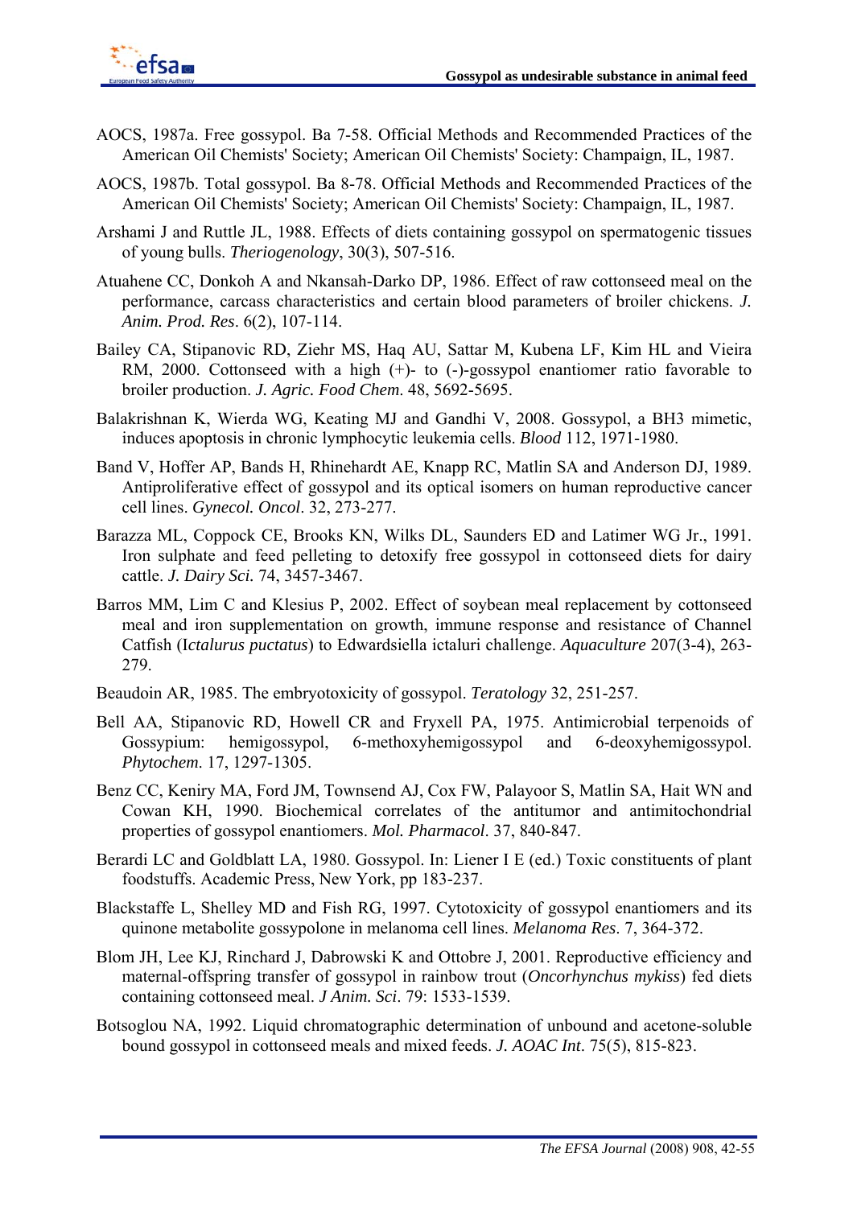AOCS, 1987a. Free gossypol. Ba 7-58. Official Methods and Recommended Practices of the American Oil Chemists' Society; American Oil Chemists' Society: Champaign, IL, 1987.

AOCS, 1987b. Total gossypol. Ba 8-78. Official Methods and Recommended Practices of the American Oil Chemists' Society; American Oil Chemists' Society: Champaign, IL, 1987.

Arshami J and Ruttle JL, 1988. Effects of diets containing gossypol on spermatogenic tissues of young bulls. *Theriogenology*, 30(3), 507-516.

Atuahene CC, Donkoh A and Nkansah-Darko DP, 1986. Effect of raw cottonseed meal on the performance, carcass characteristics and certain blood parameters of broiler chickens. *J. Anim. Prod. Res*. 6(2), 107-114.

Bailey CA, Stipanovic RD, Ziehr MS, Haq AU, Sattar M, Kubena LF, Kim HL and Vieira RM, 2000. Cottonseed with a high (+)- to (-)-gossypol enantiomer ratio favorable to broiler production. *J. Agric. Food Chem*. 48, 5692-5695.

Balakrishnan K, Wierda WG, Keating MJ and Gandhi V, 2008. Gossypol, a BH3 mimetic, induces apoptosis in chronic lymphocytic leukemia cells. *Blood* 112, 1971-1980.

Band V, Hoffer AP, Bands H, Rhinehardt AE, Knapp RC, Matlin SA and Anderson DJ, 1989. Antiproliferative effect of gossypol and its optical isomers on human reproductive cancer cell lines. *Gynecol. Oncol*. 32, 273-277.

Barazza ML, Coppock CE, Brooks KN, Wilks DL, Saunders ED and Latimer WG Jr., 1991. Iron sulphate and feed pelleting to detoxify free gossypol in cottonseed diets for dairy cattle. *J. Dairy Sci.* 74, 3457-3467.

Barros MM, Lim C and Klesius P, 2002. Effect of soybean meal replacement by cottonseed meal and iron supplementation on growth, immune response and resistance of Channel Catfish (I*ctalurus puctatus*) to Edwardsiella ictaluri challenge. *Aquaculture* 207(3-4), 263-279.

Beaudoin AR, 1985. The embryotoxicity of gossypol. *Teratology* 32, 251-257.

Bell AA, Stipanovic RD, Howell CR and Fryxell PA, 1975. Antimicrobial terpenoids of Gossypium: hemigossypol, 6-methoxyhemigossypol and 6-deoxyhemigossypol. *Phytochem*. 17, 1297-1305.

Benz CC, Keniry MA, Ford JM, Townsend AJ, Cox FW, Palayoor S, Matlin SA, Hait WN and Cowan KH, 1990. Biochemical correlates of the antitumor and antimitochondrial properties of gossypol enantiomers. *Mol. Pharmacol*. 37, 840-847.

Berardi LC and Goldblatt LA, 1980. Gossypol. In: Liener I E (ed.) Toxic constituents of plant foodstuffs. Academic Press, New York, pp 183-237.

Blackstaffe L, Shelley MD and Fish RG, 1997. Cytotoxicity of gossypol enantiomers and its quinone metabolite gossypolone in melanoma cell lines. *Melanoma Res*. 7, 364-372.

Blom JH, Lee KJ, Rinchard J, Dabrowski K and Ottobre J, 2001. Reproductive efficiency and maternal-offspring transfer of gossypol in rainbow trout (*Oncorhynchus mykiss*) fed diets containing cottonseed meal. *J Anim. Sci*. 79: 1533-1539.

Botsoglou NA, 1992. Liquid chromatographic determination of unbound and acetone-soluble bound gossypol in cottonseed meals and mixed feeds. *J. AOAC Int*. 75(5), 815-823.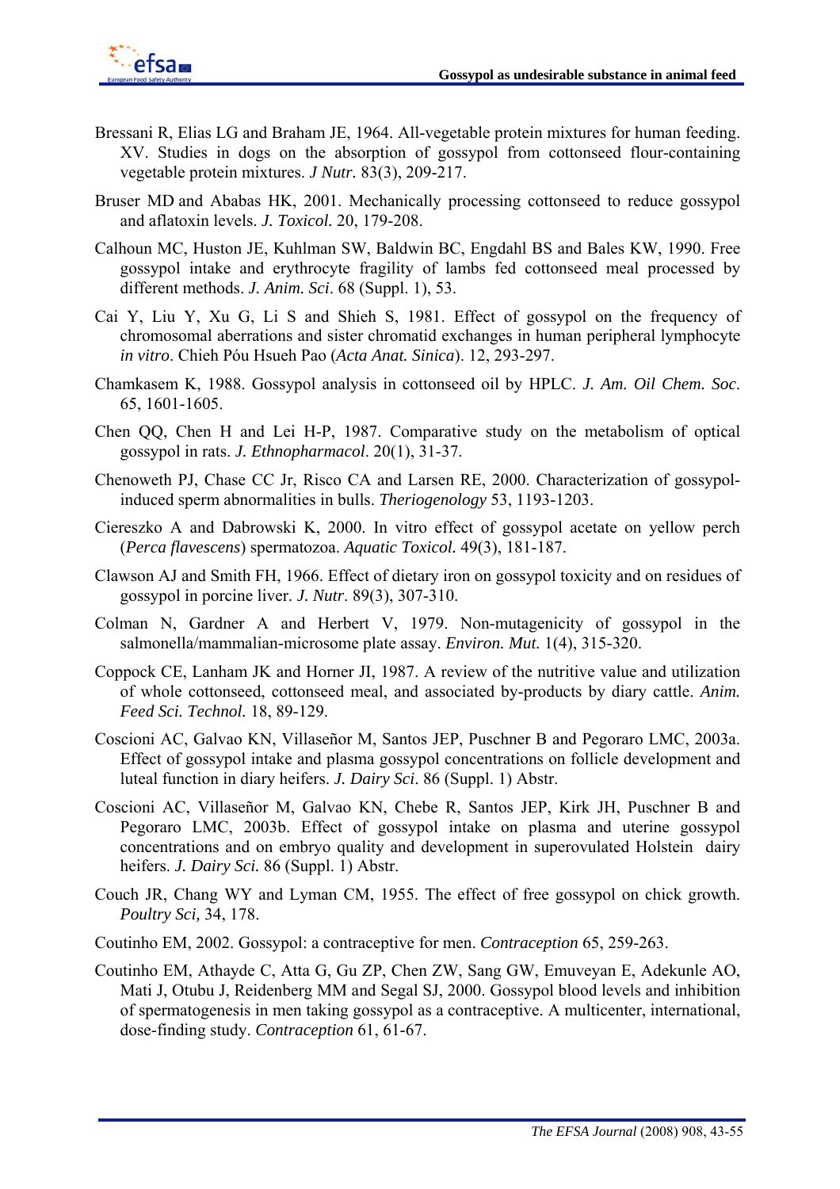Bressani R, Elias LG and Braham JE, 1964. All-vegetable protein mixtures for human feeding. XV. Studies in dogs on the absorption of gossypol from cottonseed flour-containing vegetable protein mixtures. *J Nutr.* 83(3), 209-217.

Bruser MD and Ababas HK, 2001. Mechanically processing cottonseed to reduce gossypol and aflatoxin levels. *J. Toxicol.* 20, 179-208.

Calhoun MC, Huston JE, Kuhlman SW, Baldwin BC, Engdahl BS and Bales KW, 1990. Free gossypol intake and erythrocyte fragility of lambs fed cottonseed meal processed by different methods. *J. Anim. Sci*. 68 (Suppl. 1), 53.

Cai Y, Liu Y, Xu G, Li S and Shieh S, 1981. Effect of gossypol on the frequency of chromosomal aberrations and sister chromatid exchanges in human peripheral lymphocyte *in vitro*. Chieh Póu Hsueh Pao (*Acta Anat. Sinica*). 12, 293-297.

Chamkasem K, 1988. Gossypol analysis in cottonseed oil by HPLC. *J. Am. Oil Chem. Soc*. 65, 1601-1605.

Chen QQ, Chen H and Lei H-P, 1987. Comparative study on the metabolism of optical gossypol in rats. *J. Ethnopharmacol*. 20(1), 31-37.

Chenoweth PJ, Chase CC Jr, Risco CA and Larsen RE, 2000. Characterization of gossypol-induced sperm abnormalities in bulls. *Theriogenology* 53, 1193-1203.

Ciereszko A and Dabrowski K, 2000. In vitro effect of gossypol acetate on yellow perch (*Perca flavescens*) spermatozoa. *Aquatic Toxicol.* 49(3), 181-187.

Clawson AJ and Smith FH, 1966. Effect of dietary iron on gossypol toxicity and on residues of gossypol in porcine liver. *J. Nutr*. 89(3), 307-310.

Colman N, Gardner A and Herbert V, 1979. Non-mutagenicity of gossypol in the salmonella/mammalian-microsome plate assay. *Environ. Mut.* 1(4), 315-320.

Coppock CE, Lanham JK and Horner JI, 1987. A review of the nutritive value and utilization of whole cottonseed, cottonseed meal, and associated by-products by diary cattle. *Anim. Feed Sci. Technol.* 18, 89-129.

Coscioni AC, Galvao KN, Villaseñor M, Santos JEP, Puschner B and Pegoraro LMC, 2003a. Effect of gossypol intake and plasma gossypol concentrations on follicle development and luteal function in diary heifers. *J. Dairy Sci*. 86 (Suppl. 1) Abstr.

Coscioni AC, Villaseñor M, Galvao KN, Chebe R, Santos JEP, Kirk JH, Puschner B and Pegoraro LMC, 2003b. Effect of gossypol intake on plasma and uterine gossypol concentrations and on embryo quality and development in superovulated Holstein dairy heifers. *J. Dairy Sci.* 86 (Suppl. 1) Abstr.

Couch JR, Chang WY and Lyman CM, 1955. The effect of free gossypol on chick growth. *Poultry Sci,* 34, 178.

Coutinho EM, 2002. Gossypol: a contraceptive for men. *Contraception* 65, 259-263.

Coutinho EM, Athayde C, Atta G, Gu ZP, Chen ZW, Sang GW, Emuveyan E, Adekunle AO, Mati J, Otubu J, Reidenberg MM and Segal SJ, 2000. Gossypol blood levels and inhibition of spermatogenesis in men taking gossypol as a contraceptive. A multicenter, international, dose-finding study. *Contraception* 61, 61-67.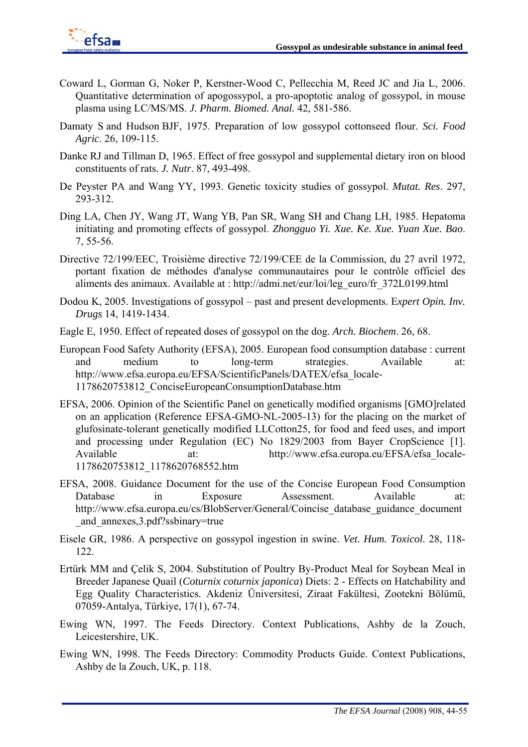Coward L, Gorman G, Noker P, Kerstner-Wood C, Pellecchia M, Reed JC and Jia L, 2006. Quantitative determination of apogossypol, a pro-apoptotic analog of gossypol, in mouse plasma using LC/MS/MS. *J. Pharm. Biomed. Anal.* 42, 581-586.

Damaty S and Hudson BJF, 1975. Preparation of low gossypol cottonseed flour. *Sci. Food Agric*. 26, 109-115.

Danke RJ and Tillman D, 1965. Effect of free gossypol and supplemental dietary iron on blood constituents of rats. *J. Nutr*. 87, 493-498.

De Peyster PA and Wang YY, 1993. Genetic toxicity studies of gossypol. *Mutat. Res*. 297, 293-312.

Ding LA, Chen JY, Wang JT, Wang YB, Pan SR, Wang SH and Chang LH, 1985. Hepatoma initiating and promoting effects of gossypol. *Zhongguo Yi. Xue. Ke. Xue. Yuan Xue. Bao*. 7, 55-56.

Directive 72/199/EEC, Troisième directive 72/199/CEE de la Commission, du 27 avril 1972, portant fixation de méthodes d'analyse communautaires pour le contrôle officiel des aliments des animaux. Available at : http://admi.net/eur/loi/leg_euro/fr_372L0199.html

Dodou K, 2005. Investigations of gossypol – past and present developments. E*xpert Opin. Inv. Drugs* 14, 1419-1434.

Eagle E, 1950. Effect of repeated doses of gossypol on the dog. *Arch. Biochem*. 26, 68.

European Food Safety Authority (EFSA), 2005. European food consumption database : current and medium to long-term strategies. Available at: http://www.efsa.europa.eu/EFSA/ScientificPanels/DATEX/efsa_locale-1178620753812_ConciseEuropeanConsumptionDatabase.htm

EFSA, 2006. Opinion of the Scientific Panel on genetically modified organisms [GMO]related on an application (Reference EFSA-GMO-NL-2005-13) for the placing on the market of glufosinate-tolerant genetically modified LLCotton25, for food and feed uses, and import and processing under Regulation (EC) No 1829/2003 from Bayer CropScience [1]. Available at: http://www.efsa.europa.eu/EFSA/efsa_locale-1178620753812_1178620768552.htm

EFSA, 2008. Guidance Document for the use of the Concise European Food Consumption Database in Exposure Assessment. Available at: http://www.efsa.europa.eu/cs/BlobServer/General/Coincise_database_guidance_document_and_annexes,3.pdf?ssbinary=true

Eisele GR, 1986. A perspective on gossypol ingestion in swine. *Vet. Hum. Toxicol*. 28, 118-122.

Ertürk MM and Çelik S, 2004. Substitution of Poultry By-Product Meal for Soybean Meal in Breeder Japanese Quail (*Coturnix coturnix japonica*) Diets: 2 - Effects on Hatchability and Egg Quality Characteristics. Akdeniz Üniversitesi, Ziraat Fakültesi, Zootekni Bölümü, 07059-Antalya, Türkiye, 17(1), 67-74.

Ewing WN, 1997. The Feeds Directory. Context Publications, Ashby de la Zouch, Leicestershire, UK.

Ewing WN, 1998. The Feeds Directory: Commodity Products Guide. Context Publications, Ashby de la Zouch, UK, p. 118.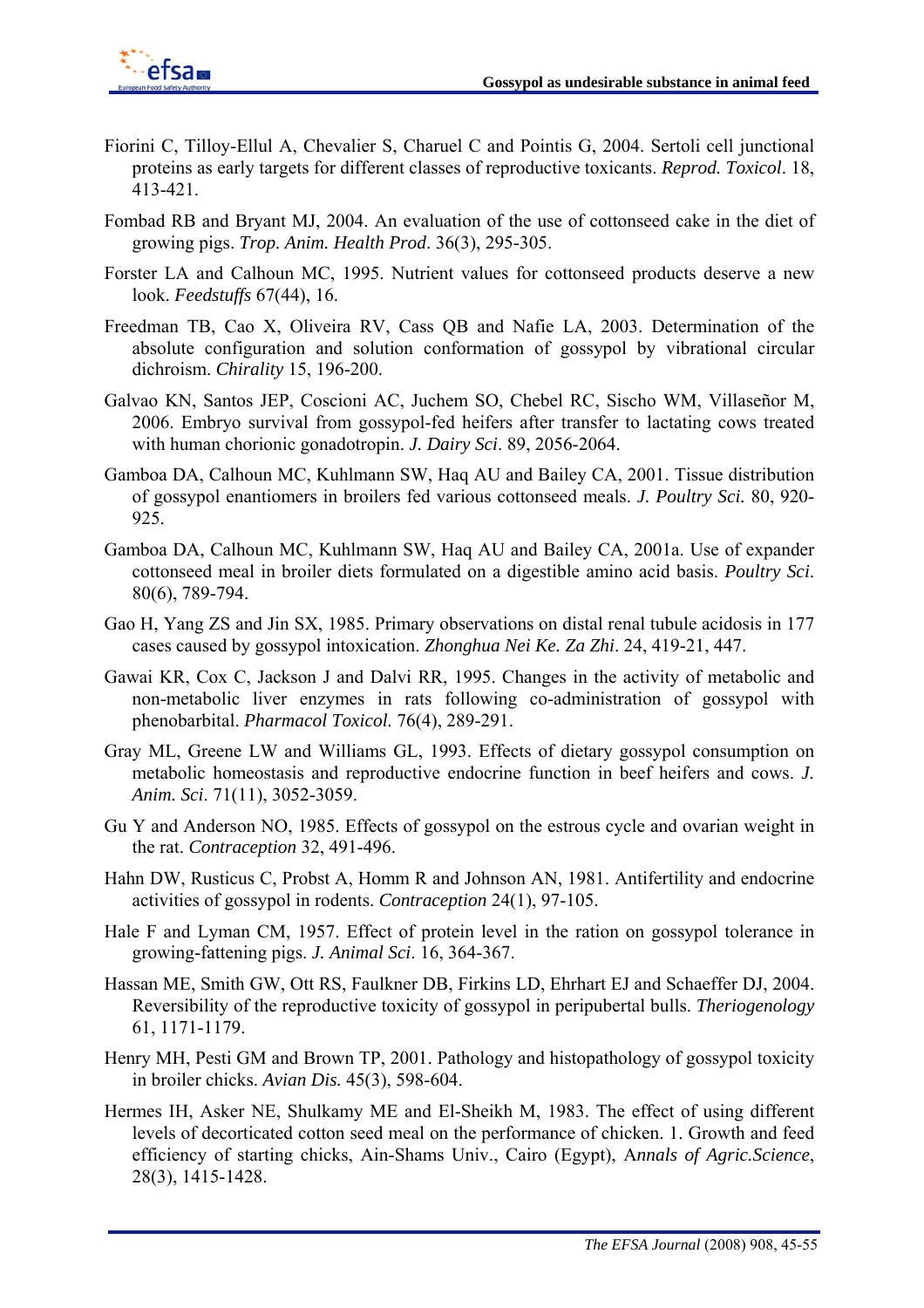Fiorini C, Tilloy-Ellul A, Chevalier S, Charuel C and Pointis G, 2004. Sertoli cell junctional proteins as early targets for different classes of reproductive toxicants. *Reprod. Toxicol*. 18, 413-421.

Fombad RB and Bryant MJ, 2004. An evaluation of the use of cottonseed cake in the diet of growing pigs. *Trop. Anim. Health Prod*. 36(3), 295-305.

Forster LA and Calhoun MC, 1995. Nutrient values for cottonseed products deserve a new look. *Feedstuffs* 67(44), 16.

Freedman TB, Cao X, Oliveira RV, Cass QB and Nafie LA, 2003. Determination of the absolute configuration and solution conformation of gossypol by vibrational circular dichroism. *Chirality* 15, 196-200.

Galvao KN, Santos JEP, Coscioni AC, Juchem SO, Chebel RC, Sischo WM, Villaseñor M, 2006. Embryo survival from gossypol-fed heifers after transfer to lactating cows treated with human chorionic gonadotropin. *J. Dairy Sci*. 89, 2056-2064.

Gamboa DA, Calhoun MC, Kuhlmann SW, Haq AU and Bailey CA, 2001. Tissue distribution of gossypol enantiomers in broilers fed various cottonseed meals. *J. Poultry Sci.* 80, 920-925.

Gamboa DA, Calhoun MC, Kuhlmann SW, Haq AU and Bailey CA, 2001a. Use of expander cottonseed meal in broiler diets formulated on a digestible amino acid basis. *Poultry Sci*. 80(6), 789-794.

Gao H, Yang ZS and Jin SX, 1985. Primary observations on distal renal tubule acidosis in 177 cases caused by gossypol intoxication. *Zhonghua Nei Ke. Za Zhi*. 24, 419-21, 447.

Gawai KR, Cox C, Jackson J and Dalvi RR, 1995. Changes in the activity of metabolic and non-metabolic liver enzymes in rats following co-administration of gossypol with phenobarbital. *Pharmacol Toxicol.* 76(4), 289-291.

Gray ML, Greene LW and Williams GL, 1993. Effects of dietary gossypol consumption on metabolic homeostasis and reproductive endocrine function in beef heifers and cows. *J. Anim. Sci*. 71(11), 3052-3059.

Gu Y and Anderson NO, 1985. Effects of gossypol on the estrous cycle and ovarian weight in the rat. *Contraception* 32, 491-496.

Hahn DW, Rusticus C, Probst A, Homm R and Johnson AN, 1981. Antifertility and endocrine activities of gossypol in rodents. *Contraception* 24(1), 97-105.

Hale F and Lyman CM, 1957. Effect of protein level in the ration on gossypol tolerance in growing-fattening pigs. *J. Animal Sci*. 16, 364-367.

Hassan ME, Smith GW, Ott RS, Faulkner DB, Firkins LD, Ehrhart EJ and Schaeffer DJ, 2004. Reversibility of the reproductive toxicity of gossypol in peripubertal bulls. *Theriogenology* 61, 1171-1179.

Henry MH, Pesti GM and Brown TP, 2001. Pathology and histopathology of gossypol toxicity in broiler chicks. *Avian Dis.* 45(3), 598-604.

Hermes IH, Asker NE, Shulkamy ME and El-Sheikh M, 1983. The effect of using different levels of decorticated cotton seed meal on the performance of chicken. 1. Growth and feed efficiency of starting chicks, Ain-Shams Univ., Cairo (Egypt), A*nnals of Agric.Science*, 28(3), 1415-1428.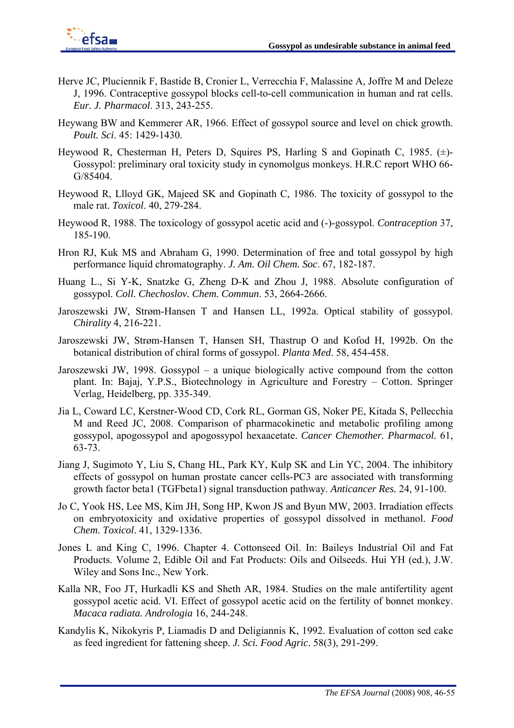Herve JC, Pluciennik F, Bastide B, Cronier L, Verrecchia F, Malassine A, Joffre M and Deleze J, 1996. Contraceptive gossypol blocks cell-to-cell communication in human and rat cells. *Eur. J. Pharmacol*. 313, 243-255.

Heywang BW and Kemmerer AR, 1966. Effect of gossypol source and level on chick growth. *Poult. Sci*. 45: 1429-1430.

Heywood R, Chesterman H, Peters D, Squires PS, Harling S and Gopinath C, 1985. (±)-Gossypol: preliminary oral toxicity study in cynomolgus monkeys. H.R.C report WHO 66-G/85404.

Heywood R, Llloyd GK, Majeed SK and Gopinath C, 1986. The toxicity of gossypol to the male rat. *Toxicol*. 40, 279-284.

Heywood R, 1988. The toxicology of gossypol acetic acid and (-)-gossypol. *Contraception* 37, 185-190.

Hron RJ, Kuk MS and Abraham G, 1990. Determination of free and total gossypol by high performance liquid chromatography. *J. Am. Oil Chem. Soc*. 67, 182-187.

Huang L., Si Y-K, Snatzke G, Zheng D-K and Zhou J, 1988. Absolute configuration of gossypol. *Coll. Chechoslov. Chem. Commun*. 53, 2664-2666.

Jaroszewski JW, Strøm-Hansen T and Hansen LL, 1992a. Optical stability of gossypol. *Chirality* 4, 216-221.

Jaroszewski JW, Strøm-Hansen T, Hansen SH, Thastrup O and Kofod H, 1992b. On the botanical distribution of chiral forms of gossypol. *Planta Med*. 58, 454-458.

Jaroszewski JW, 1998. Gossypol – a unique biologically active compound from the cotton plant. In: Bajaj, Y.P.S., Biotechnology in Agriculture and Forestry – Cotton. Springer Verlag, Heidelberg, pp. 335-349.

Jia L, Coward LC, Kerstner-Wood CD, Cork RL, Gorman GS, Noker PE, Kitada S, Pellecchia M and Reed JC, 2008. Comparison of pharmacokinetic and metabolic profiling among gossypol, apogossypol and apogossypol hexaacetate. *Cancer Chemother. Pharmacol.* 61, 63-73.

Jiang J, Sugimoto Y, Liu S, Chang HL, Park KY, Kulp SK and Lin YC, 2004. The inhibitory effects of gossypol on human prostate cancer cells-PC3 are associated with transforming growth factor beta1 (TGFbeta1) signal transduction pathway. *Anticancer Res.* 24, 91-100.

Jo C, Yook HS, Lee MS, Kim JH, Song HP, Kwon JS and Byun MW, 2003. Irradiation effects on embryotoxicity and oxidative properties of gossypol dissolved in methanol. *Food Chem. Toxicol*. 41, 1329-1336.

Jones L and King C, 1996. Chapter 4. Cottonseed Oil. In: Baileys Industrial Oil and Fat Products. Volume 2, Edible Oil and Fat Products: Oils and Oilseeds. Hui YH (ed.), J.W. Wiley and Sons Inc., New York.

Kalla NR, Foo JT, Hurkadli KS and Sheth AR, 1984. Studies on the male antifertility agent gossypol acetic acid. VI. Effect of gossypol acetic acid on the fertility of bonnet monkey. *Macaca radiata*. *Andrologia* 16, 244-248.

Kandylis K, Nikokyris P, Liamadis D and Deligiannis K, 1992. Evaluation of cotton sed cake as feed ingredient for fattening sheep. *J. Sci. Food Agric*. 58(3), 291-299.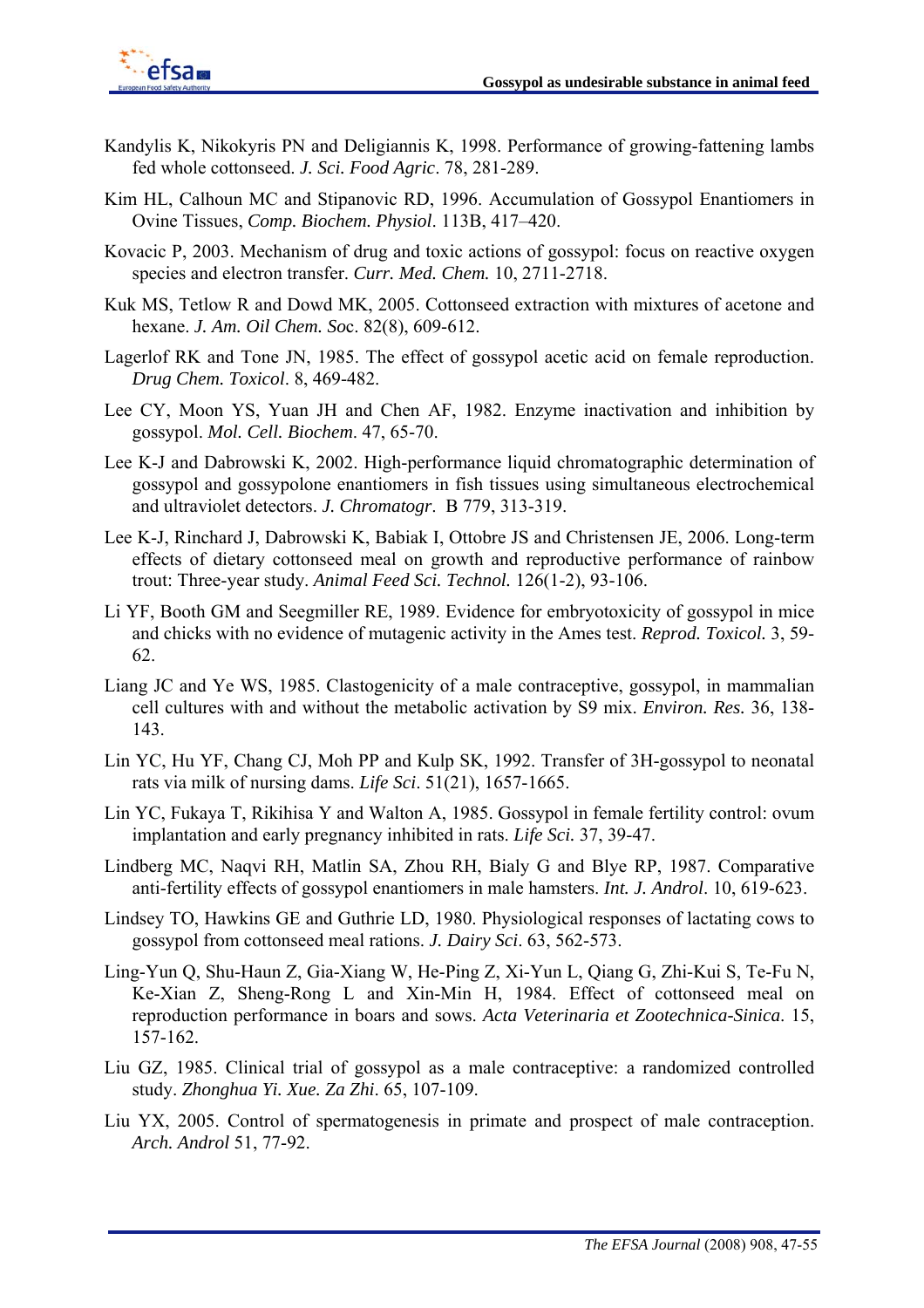Kandylis K, Nikokyris PN and Deligiannis K, 1998. Performance of growing-fattening lambs fed whole cottonseed. *J. Sci. Food Agric*. 78, 281-289.

Kim HL, Calhoun MC and Stipanovic RD, 1996. Accumulation of Gossypol Enantiomers in Ovine Tissues, *Comp. Biochem. Physiol*. 113B, 417–420.

Kovacic P, 2003. Mechanism of drug and toxic actions of gossypol: focus on reactive oxygen species and electron transfer. *Curr. Med. Chem.* 10, 2711-2718.

Kuk MS, Tetlow R and Dowd MK, 2005. Cottonseed extraction with mixtures of acetone and hexane. *J. Am. Oil Chem. So*c. 82(8), 609-612.

Lagerlof RK and Tone JN, 1985. The effect of gossypol acetic acid on female reproduction. *Drug Chem. Toxicol*. 8, 469-482.

Lee CY, Moon YS, Yuan JH and Chen AF, 1982. Enzyme inactivation and inhibition by gossypol. *Mol. Cell. Biochem*. 47, 65-70.

Lee K-J and Dabrowski K, 2002. High-performance liquid chromatographic determination of gossypol and gossypolone enantiomers in fish tissues using simultaneous electrochemical and ultraviolet detectors. *J. Chromatogr*. B 779, 313-319.

Lee K-J, Rinchard J, Dabrowski K, Babiak I, Ottobre JS and Christensen JE, 2006. Long-term effects of dietary cottonseed meal on growth and reproductive performance of rainbow trout: Three-year study. *Animal Feed Sci. Technol.* 126(1-2), 93-106.

Li YF, Booth GM and Seegmiller RE, 1989. Evidence for embryotoxicity of gossypol in mice and chicks with no evidence of mutagenic activity in the Ames test. *Reprod. Toxicol.* 3, 59-62.

Liang JC and Ye WS, 1985. Clastogenicity of a male contraceptive, gossypol, in mammalian cell cultures with and without the metabolic activation by S9 mix. *Environ. Res.* 36, 138-143.

Lin YC, Hu YF, Chang CJ, Moh PP and Kulp SK, 1992. Transfer of 3H-gossypol to neonatal rats via milk of nursing dams. *Life Sci*. 51(21), 1657-1665.

Lin YC, Fukaya T, Rikihisa Y and Walton A, 1985. Gossypol in female fertility control: ovum implantation and early pregnancy inhibited in rats. *Life Sci.* 37, 39-47.

Lindberg MC, Naqvi RH, Matlin SA, Zhou RH, Bialy G and Blye RP, 1987. Comparative anti-fertility effects of gossypol enantiomers in male hamsters. *Int. J. Androl*. 10, 619-623.

Lindsey TO, Hawkins GE and Guthrie LD, 1980. Physiological responses of lactating cows to gossypol from cottonseed meal rations. *J. Dairy Sci*. 63, 562-573.

Ling-Yun Q, Shu-Haun Z, Gia-Xiang W, He-Ping Z, Xi-Yun L, Qiang G, Zhi-Kui S, Te-Fu N, Ke-Xian Z, Sheng-Rong L and Xin-Min H, 1984. Effect of cottonseed meal on reproduction performance in boars and sows. *Acta Veterinaria et Zootechnica-Sinica*. 15, 157-162.

Liu GZ, 1985. Clinical trial of gossypol as a male contraceptive: a randomized controlled study. *Zhonghua Yi. Xue. Za Zhi*. 65, 107-109.

Liu YX, 2005. Control of spermatogenesis in primate and prospect of male contraception. *Arch. Androl* 51, 77-92.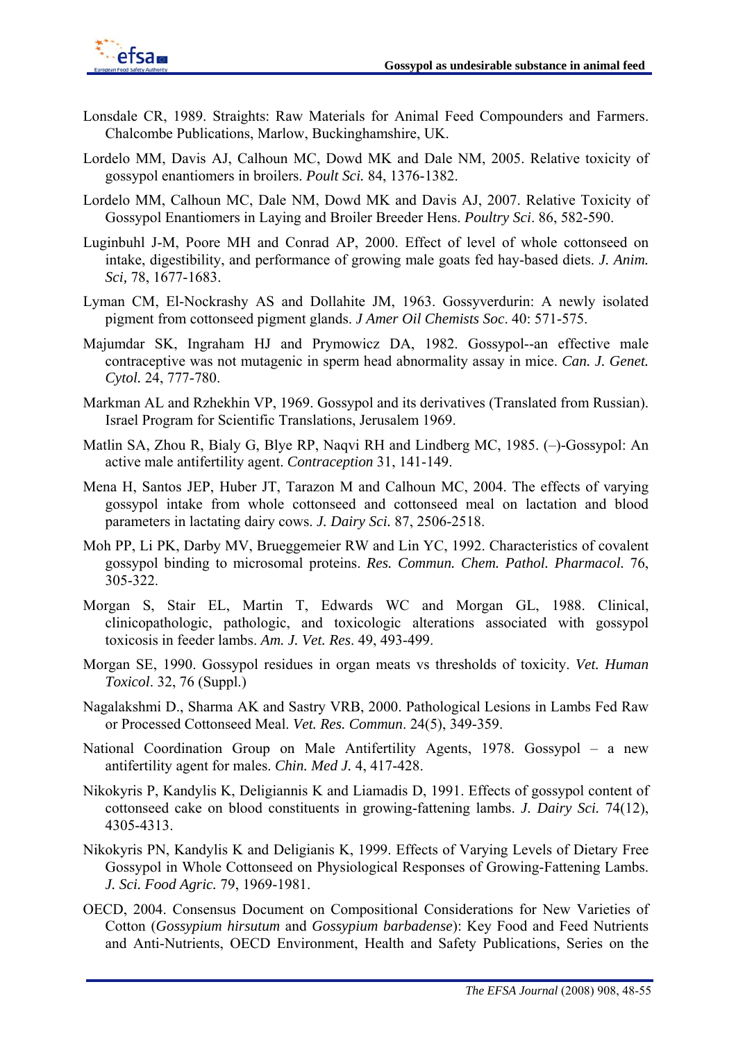Lonsdale CR, 1989. Straights: Raw Materials for Animal Feed Compounders and Farmers. Chalcombe Publications, Marlow, Buckinghamshire, UK.

Lordelo MM, Davis AJ, Calhoun MC, Dowd MK and Dale NM, 2005. Relative toxicity of gossypol enantiomers in broilers. *Poult Sci.* 84, 1376-1382.

Lordelo MM, Calhoun MC, Dale NM, Dowd MK and Davis AJ, 2007. Relative Toxicity of Gossypol Enantiomers in Laying and Broiler Breeder Hens. *Poultry Sci*. 86, 582-590.

Luginbuhl J-M, Poore MH and Conrad AP, 2000. Effect of level of whole cottonseed on intake, digestibility, and performance of growing male goats fed hay-based diets. *J. Anim. Sci,* 78, 1677-1683.

Lyman CM, El-Nockrashy AS and Dollahite JM, 1963. Gossyverdurin: A newly isolated pigment from cottonseed pigment glands. *J Amer Oil Chemists Soc*. 40: 571-575.

Majumdar SK, Ingraham HJ and Prymowicz DA, 1982. Gossypol--an effective male contraceptive was not mutagenic in sperm head abnormality assay in mice. *Can. J. Genet. Cytol.* 24, 777-780.

Markman AL and Rzhekhin VP, 1969. Gossypol and its derivatives (Translated from Russian). Israel Program for Scientific Translations, Jerusalem 1969.

Matlin SA, Zhou R, Bialy G, Blye RP, Naqvi RH and Lindberg MC, 1985. (–)-Gossypol: An active male antifertility agent. *Contraception* 31, 141-149.

Mena H, Santos JEP, Huber JT, Tarazon M and Calhoun MC, 2004. The effects of varying gossypol intake from whole cottonseed and cottonseed meal on lactation and blood parameters in lactating dairy cows. *J. Dairy Sci.* 87, 2506-2518.

Moh PP, Li PK, Darby MV, Brueggemeier RW and Lin YC, 1992. Characteristics of covalent gossypol binding to microsomal proteins. *Res. Commun. Chem. Pathol. Pharmacol.* 76, 305-322.

Morgan S, Stair EL, Martin T, Edwards WC and Morgan GL, 1988. Clinical, clinicopathologic, pathologic, and toxicologic alterations associated with gossypol toxicosis in feeder lambs. *Am. J. Vet. Res*. 49, 493-499.

Morgan SE, 1990. Gossypol residues in organ meats vs thresholds of toxicity. *Vet. Human Toxicol*. 32, 76 (Suppl.)

Nagalakshmi D., Sharma AK and Sastry VRB, 2000. Pathological Lesions in Lambs Fed Raw or Processed Cottonseed Meal. *Vet. Res. Commun*. 24(5), 349-359.

National Coordination Group on Male Antifertility Agents, 1978. Gossypol – a new antifertility agent for males. *Chin. Med J.* 4, 417-428.

Nikokyris P, Kandylis K, Deligiannis K and Liamadis D, 1991. Effects of gossypol content of cottonseed cake on blood constituents in growing-fattening lambs. *J. Dairy Sci.* 74(12), 4305-4313.

Nikokyris PN, Kandylis K and Deligianis K, 1999. Effects of Varying Levels of Dietary Free Gossypol in Whole Cottonseed on Physiological Responses of Growing-Fattening Lambs. *J. Sci. Food Agric.* 79, 1969-1981.

OECD, 2004. Consensus Document on Compositional Considerations for New Varieties of Cotton (*Gossypium hirsutum* and *Gossypium barbadense*): Key Food and Feed Nutrients and Anti-Nutrients, OECD Environment, Health and Safety Publications, Series on the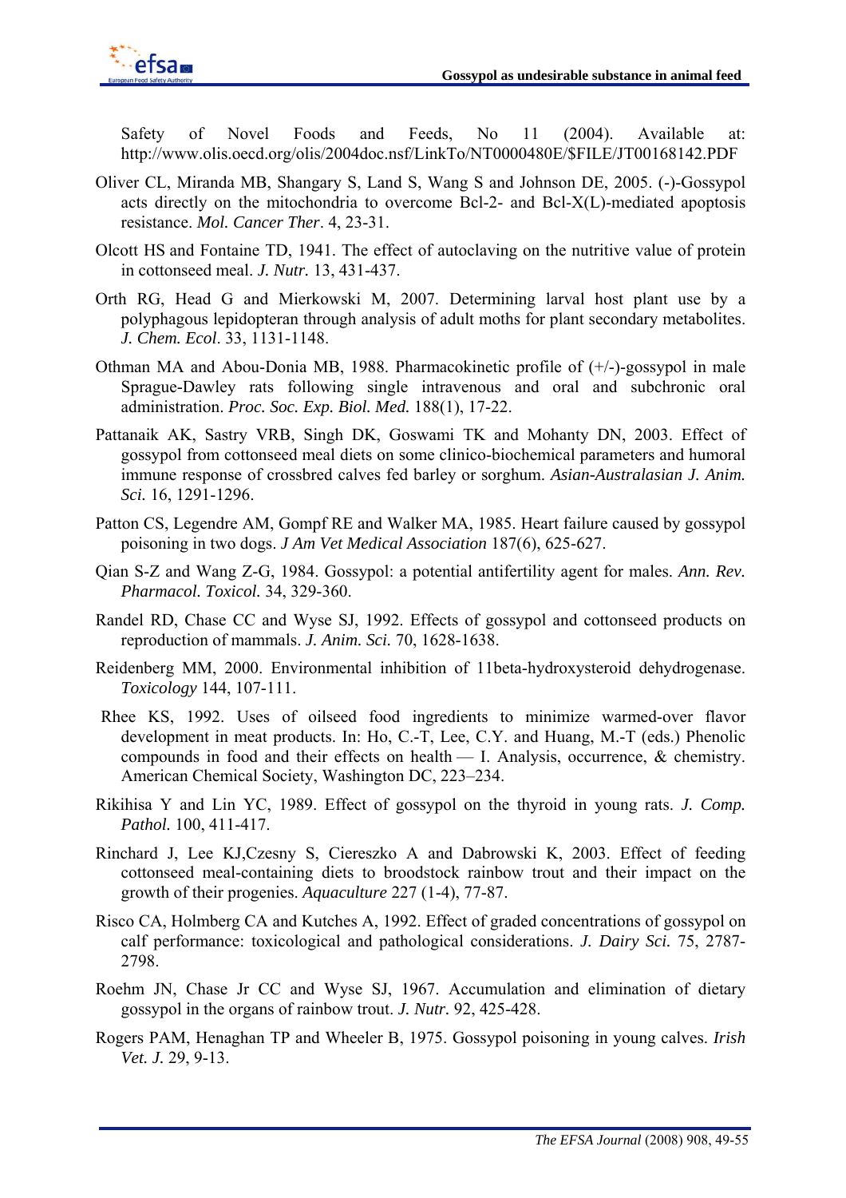Safety of Novel Foods and Feeds, No 11 (2004). Available at: http://www.olis.oecd.org/olis/2004doc.nsf/LinkTo/NT0000480E/$FILE/JT00168142.PDF

Oliver CL, Miranda MB, Shangary S, Land S, Wang S and Johnson DE, 2005. (-)-Gossypol acts directly on the mitochondria to overcome Bcl-2- and Bcl-X(L)-mediated apoptosis resistance. *Mol. Cancer Ther*. 4, 23-31.

Olcott HS and Fontaine TD, 1941. The effect of autoclaving on the nutritive value of protein in cottonseed meal. *J. Nutr.* 13, 431-437.

Orth RG, Head G and Mierkowski M, 2007. Determining larval host plant use by a polyphagous lepidopteran through analysis of adult moths for plant secondary metabolites. *J. Chem. Ecol*. 33, 1131-1148.

Othman MA and Abou-Donia MB, 1988. Pharmacokinetic profile of (+/-)-gossypol in male Sprague-Dawley rats following single intravenous and oral and subchronic oral administration. *Proc. Soc. Exp. Biol. Med.* 188(1), 17-22.

Pattanaik AK, Sastry VRB, Singh DK, Goswami TK and Mohanty DN, 2003. Effect of gossypol from cottonseed meal diets on some clinico-biochemical parameters and humoral immune response of crossbred calves fed barley or sorghum. *Asian-Australasian J. Anim. Sci.* 16, 1291-1296.

Patton CS, Legendre AM, Gompf RE and Walker MA, 1985. Heart failure caused by gossypol poisoning in two dogs. *J Am Vet Medical Association* 187(6), 625-627.

Qian S-Z and Wang Z-G, 1984. Gossypol: a potential antifertility agent for males. *Ann. Rev. Pharmacol. Toxicol.* 34, 329-360.

Randel RD, Chase CC and Wyse SJ, 1992. Effects of gossypol and cottonseed products on reproduction of mammals. *J. Anim. Sci.* 70, 1628-1638.

Reidenberg MM, 2000. Environmental inhibition of 11beta-hydroxysteroid dehydrogenase. *Toxicology* 144, 107-111.

Rhee KS, 1992. Uses of oilseed food ingredients to minimize warmed-over flavor development in meat products. In: Ho, C.-T, Lee, C.Y. and Huang, M.-T (eds.) Phenolic compounds in food and their effects on health — I. Analysis, occurrence, & chemistry. American Chemical Society, Washington DC, 223–234.

Rikihisa Y and Lin YC, 1989. Effect of gossypol on the thyroid in young rats. *J. Comp. Pathol.* 100, 411-417.

Rinchard J, Lee KJ,Czesny S, Ciereszko A and Dabrowski K, 2003. Effect of feeding cottonseed meal-containing diets to broodstock rainbow trout and their impact on the growth of their progenies. *Aquaculture* 227 (1-4), 77-87.

Risco CA, Holmberg CA and Kutches A, 1992. Effect of graded concentrations of gossypol on calf performance: toxicological and pathological considerations. *J. Dairy Sci.* 75, 2787-2798.

Roehm JN, Chase Jr CC and Wyse SJ, 1967. Accumulation and elimination of dietary gossypol in the organs of rainbow trout. *J. Nutr.* 92, 425-428.

Rogers PAM, Henaghan TP and Wheeler B, 1975. Gossypol poisoning in young calves. *Irish Vet. J.* 29, 9-13.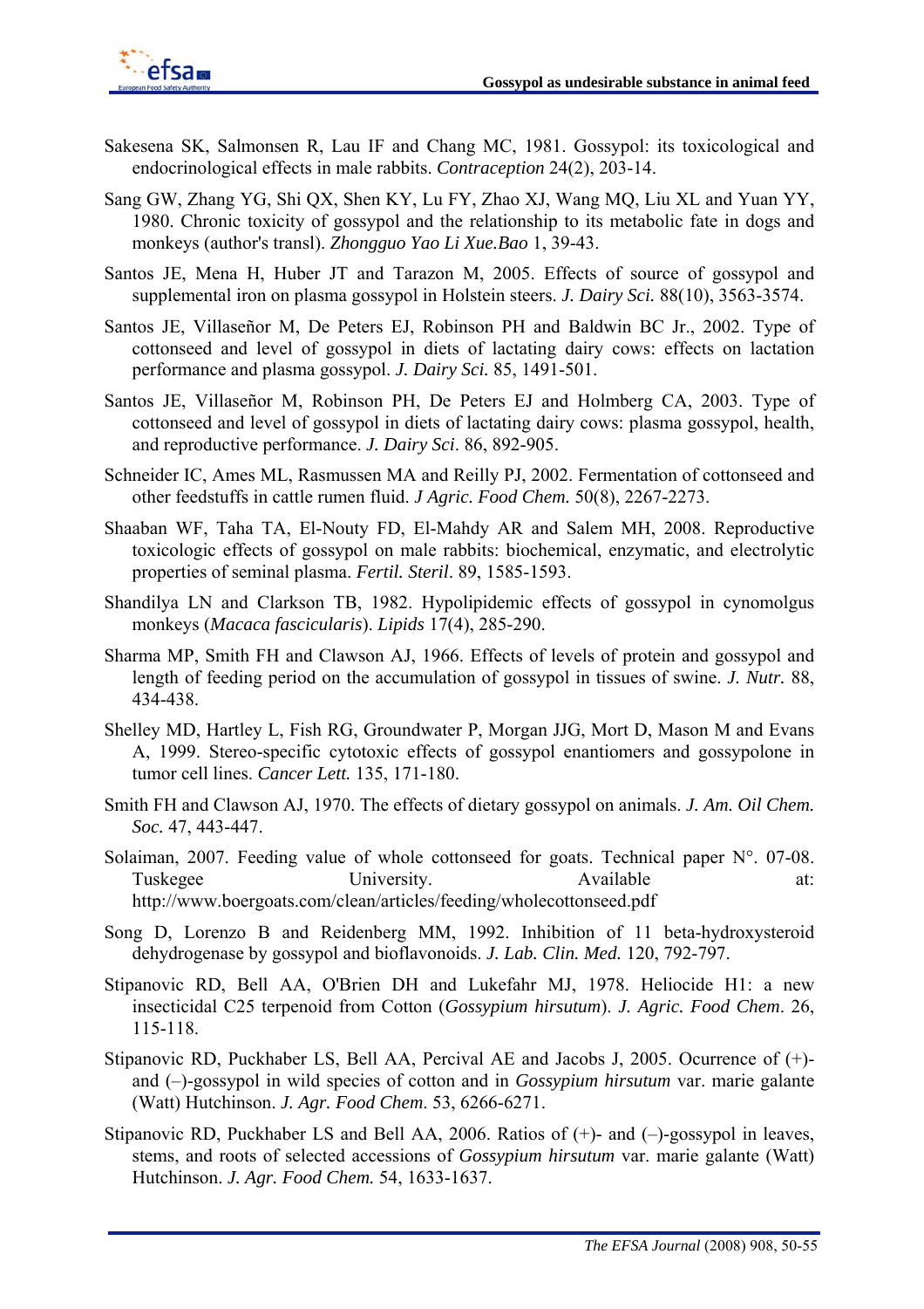Sakesena SK, Salmonsen R, Lau IF and Chang MC, 1981. Gossypol: its toxicological and endocrinological effects in male rabbits. *Contraception* 24(2), 203-14.

Sang GW, Zhang YG, Shi QX, Shen KY, Lu FY, Zhao XJ, Wang MQ, Liu XL and Yuan YY, 1980. Chronic toxicity of gossypol and the relationship to its metabolic fate in dogs and monkeys (author's transl). *Zhongguo Yao Li Xue.Bao* 1, 39-43.

Santos JE, Mena H, Huber JT and Tarazon M, 2005. Effects of source of gossypol and supplemental iron on plasma gossypol in Holstein steers. *J. Dairy Sci.* 88(10), 3563-3574.

Santos JE, Villaseñor M, De Peters EJ, Robinson PH and Baldwin BC Jr., 2002. Type of cottonseed and level of gossypol in diets of lactating dairy cows: effects on lactation performance and plasma gossypol. *J. Dairy Sci.* 85, 1491-501.

Santos JE, Villaseñor M, Robinson PH, De Peters EJ and Holmberg CA, 2003. Type of cottonseed and level of gossypol in diets of lactating dairy cows: plasma gossypol, health, and reproductive performance. *J. Dairy Sci*. 86, 892-905.

Schneider IC, Ames ML, Rasmussen MA and Reilly PJ, 2002. Fermentation of cottonseed and other feedstuffs in cattle rumen fluid. *J Agric. Food Chem.* 50(8), 2267-2273.

Shaaban WF, Taha TA, El-Nouty FD, El-Mahdy AR and Salem MH, 2008. Reproductive toxicologic effects of gossypol on male rabbits: biochemical, enzymatic, and electrolytic properties of seminal plasma. *Fertil. Steril*. 89, 1585-1593.

Shandilya LN and Clarkson TB, 1982. Hypolipidemic effects of gossypol in cynomolgus monkeys (*Macaca fascicularis*). *Lipids* 17(4), 285-290.

Sharma MP, Smith FH and Clawson AJ, 1966. Effects of levels of protein and gossypol and length of feeding period on the accumulation of gossypol in tissues of swine. *J. Nutr.* 88, 434-438.

Shelley MD, Hartley L, Fish RG, Groundwater P, Morgan JJG, Mort D, Mason M and Evans A, 1999. Stereo-specific cytotoxic effects of gossypol enantiomers and gossypolone in tumor cell lines. *Cancer Lett.* 135, 171-180.

Smith FH and Clawson AJ, 1970. The effects of dietary gossypol on animals. *J. Am. Oil Chem. Soc.* 47, 443-447.

Solaiman, 2007. Feeding value of whole cottonseed for goats. Technical paper N°. 07-08. Tuskegee University. Available at: http://www.boergoats.com/clean/articles/feeding/wholecottonseed.pdf

Song D, Lorenzo B and Reidenberg MM, 1992. Inhibition of 11 beta-hydroxysteroid dehydrogenase by gossypol and bioflavonoids. *J. Lab. Clin. Med.* 120, 792-797.

Stipanovic RD, Bell AA, O'Brien DH and Lukefahr MJ, 1978. Heliocide H1: a new insecticidal C25 terpenoid from Cotton (*Gossypium hirsutum*). *J. Agric. Food Chem*. 26, 115-118.

Stipanovic RD, Puckhaber LS, Bell AA, Percival AE and Jacobs J, 2005. Ocurrence of (+)- and (–)-gossypol in wild species of cotton and in *Gossypium hirsutum* var. marie galante (Watt) Hutchinson. *J. Agr. Food Chem*. 53, 6266-6271.

Stipanovic RD, Puckhaber LS and Bell AA, 2006. Ratios of (+)- and (–)-gossypol in leaves, stems, and roots of selected accessions of *Gossypium hirsutum* var. marie galante (Watt) Hutchinson. *J. Agr. Food Chem.* 54, 1633-1637.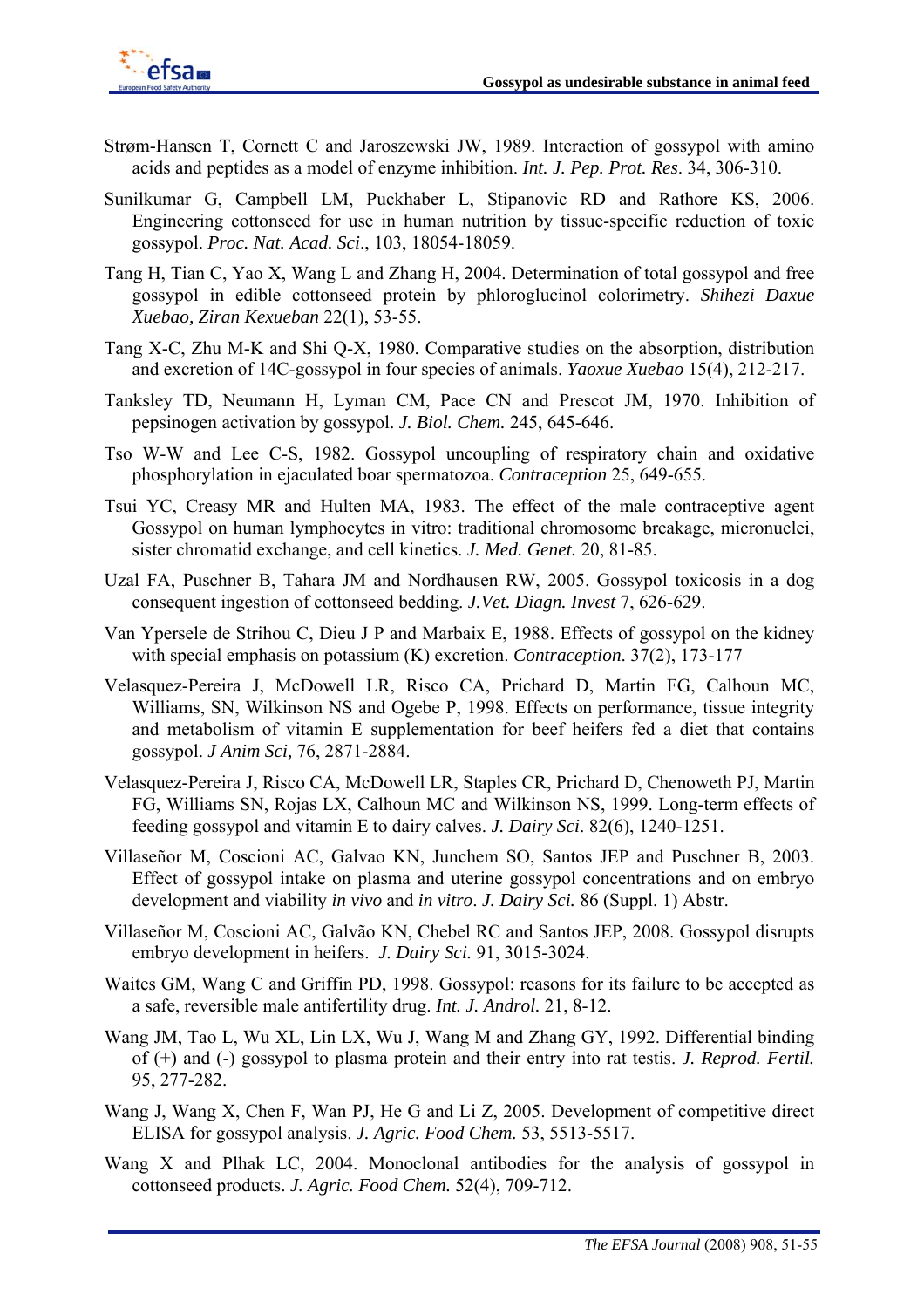Strøm-Hansen T, Cornett C and Jaroszewski JW, 1989. Interaction of gossypol with amino acids and peptides as a model of enzyme inhibition. *Int. J. Pep. Prot. Res*. 34, 306-310.

Sunilkumar G, Campbell LM, Puckhaber L, Stipanovic RD and Rathore KS, 2006. Engineering cottonseed for use in human nutrition by tissue-specific reduction of toxic gossypol. *Proc. Nat. Acad. Sci*., 103, 18054-18059.

Tang H, Tian C, Yao X, Wang L and Zhang H, 2004. Determination of total gossypol and free gossypol in edible cottonseed protein by phloroglucinol colorimetry. *Shihezi Daxue Xuebao, Ziran Kexueban* 22(1), 53-55.

Tang X-C, Zhu M-K and Shi Q-X, 1980. Comparative studies on the absorption, distribution and excretion of 14C-gossypol in four species of animals. *Yaoxue Xuebao* 15(4), 212-217.

Tanksley TD, Neumann H, Lyman CM, Pace CN and Prescot JM, 1970. Inhibition of pepsinogen activation by gossypol. *J. Biol. Chem.* 245, 645-646.

Tso W-W and Lee C-S, 1982. Gossypol uncoupling of respiratory chain and oxidative phosphorylation in ejaculated boar spermatozoa. *Contraception* 25, 649-655.

Tsui YC, Creasy MR and Hulten MA, 1983. The effect of the male contraceptive agent Gossypol on human lymphocytes in vitro: traditional chromosome breakage, micronuclei, sister chromatid exchange, and cell kinetics. *J. Med. Genet.* 20, 81-85.

Uzal FA, Puschner B, Tahara JM and Nordhausen RW, 2005. Gossypol toxicosis in a dog consequent ingestion of cottonseed bedding. *J.Vet. Diagn. Invest* 7, 626-629.

Van Ypersele de Strihou C, Dieu J P and Marbaix E, 1988. Effects of gossypol on the kidney with special emphasis on potassium (K) excretion. *Contraception*. 37(2), 173-177

Velasquez-Pereira J, McDowell LR, Risco CA, Prichard D, Martin FG, Calhoun MC, Williams, SN, Wilkinson NS and Ogebe P, 1998. Effects on performance, tissue integrity and metabolism of vitamin E supplementation for beef heifers fed a diet that contains gossypol. *J Anim Sci*, 76, 2871-2884.

Velasquez-Pereira J, Risco CA, McDowell LR, Staples CR, Prichard D, Chenoweth PJ, Martin FG, Williams SN, Rojas LX, Calhoun MC and Wilkinson NS, 1999. Long-term effects of feeding gossypol and vitamin E to dairy calves. *J. Dairy Sci*. 82(6), 1240-1251.

Villaseñor M, Coscioni AC, Galvao KN, Junchem SO, Santos JEP and Puschner B, 2003. Effect of gossypol intake on plasma and uterine gossypol concentrations and on embryo development and viability *in vivo* and *in vitro*. *J. Dairy Sci.* 86 (Suppl. 1) Abstr.

Villaseñor M, Coscioni AC, Galvão KN, Chebel RC and Santos JEP, 2008. Gossypol disrupts embryo development in heifers. *J. Dairy Sci.* 91, 3015-3024.

Waites GM, Wang C and Griffin PD, 1998. Gossypol: reasons for its failure to be accepted as a safe, reversible male antifertility drug. *Int. J. Androl.* 21, 8-12.

Wang JM, Tao L, Wu XL, Lin LX, Wu J, Wang M and Zhang GY, 1992. Differential binding of (+) and (-) gossypol to plasma protein and their entry into rat testis. *J. Reprod. Fertil.* 95, 277-282.

Wang J, Wang X, Chen F, Wan PJ, He G and Li Z, 2005. Development of competitive direct ELISA for gossypol analysis. *J. Agric. Food Chem.* 53, 5513-5517.

Wang X and Plhak LC, 2004. Monoclonal antibodies for the analysis of gossypol in cottonseed products. *J. Agric. Food Chem.* 52(4), 709-712.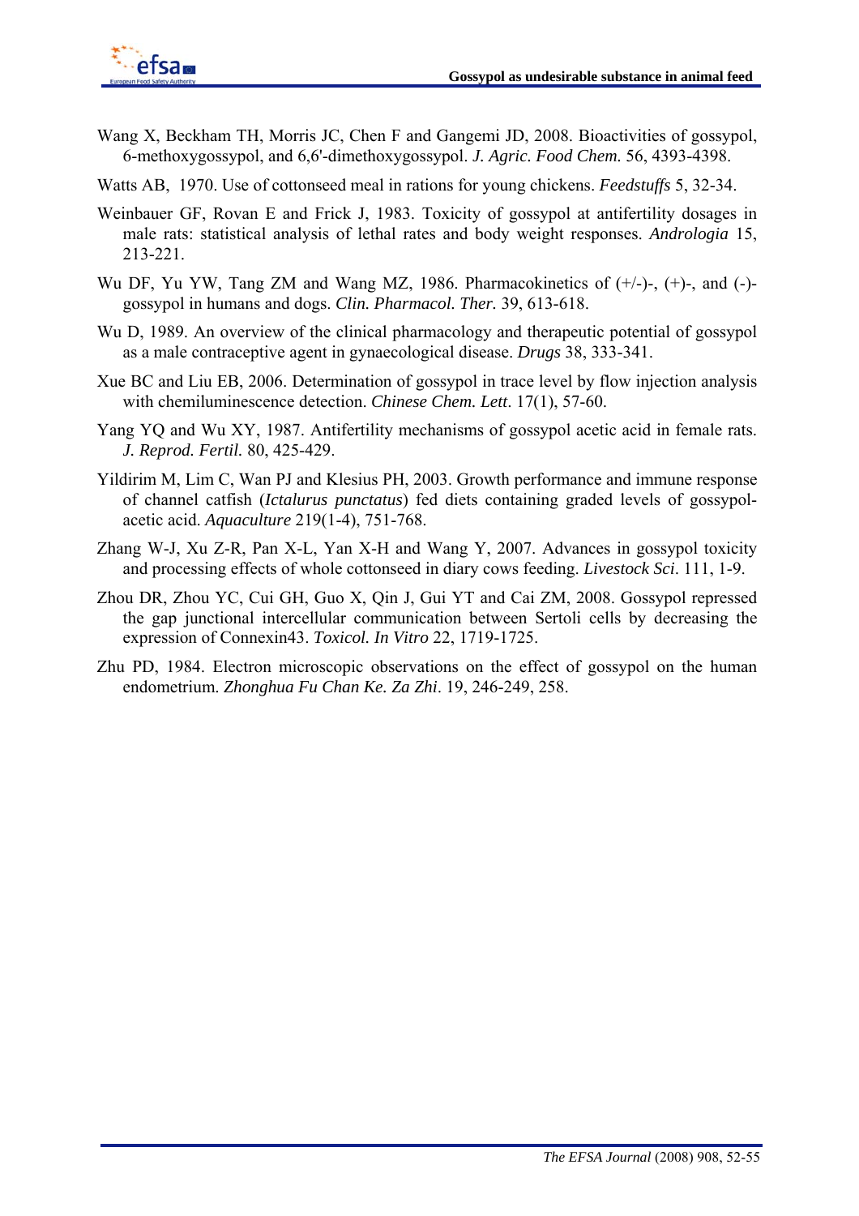Wang X, Beckham TH, Morris JC, Chen F and Gangemi JD, 2008. Bioactivities of gossypol, 6-methoxygossypol, and 6,6'-dimethoxygossypol. *J. Agric. Food Chem.* 56, 4393-4398.

Watts AB, 1970. Use of cottonseed meal in rations for young chickens. *Feedstuffs* 5, 32-34.

Weinbauer GF, Rovan E and Frick J, 1983. Toxicity of gossypol at antifertility dosages in male rats: statistical analysis of lethal rates and body weight responses. *Andrologia* 15, 213-221.

Wu DF, Yu YW, Tang ZM and Wang MZ, 1986. Pharmacokinetics of (+/-)-, (+)-, and (-)-gossypol in humans and dogs. *Clin. Pharmacol. Ther.* 39, 613-618.

Wu D, 1989. An overview of the clinical pharmacology and therapeutic potential of gossypol as a male contraceptive agent in gynaecological disease. *Drugs* 38, 333-341.

Xue BC and Liu EB, 2006. Determination of gossypol in trace level by flow injection analysis with chemiluminescence detection. *Chinese Chem. Lett*. 17(1), 57-60.

Yang YQ and Wu XY, 1987. Antifertility mechanisms of gossypol acetic acid in female rats. *J. Reprod. Fertil.* 80, 425-429.

Yildirim M, Lim C, Wan PJ and Klesius PH, 2003. Growth performance and immune response of channel catfish (*Ictalurus punctatus*) fed diets containing graded levels of gossypol-acetic acid. *Aquaculture* 219(1-4), 751-768.

Zhang W-J, Xu Z-R, Pan X-L, Yan X-H and Wang Y, 2007. Advances in gossypol toxicity and processing effects of whole cottonseed in diary cows feeding. *Livestock Sci*. 111, 1-9.

Zhou DR, Zhou YC, Cui GH, Guo X, Qin J, Gui YT and Cai ZM, 2008. Gossypol repressed the gap junctional intercellular communication between Sertoli cells by decreasing the expression of Connexin43. *Toxicol. In Vitro* 22, 1719-1725.

Zhu PD, 1984. Electron microscopic observations on the effect of gossypol on the human endometrium. *Zhonghua Fu Chan Ke. Za Zhi*. 19, 246-249, 258.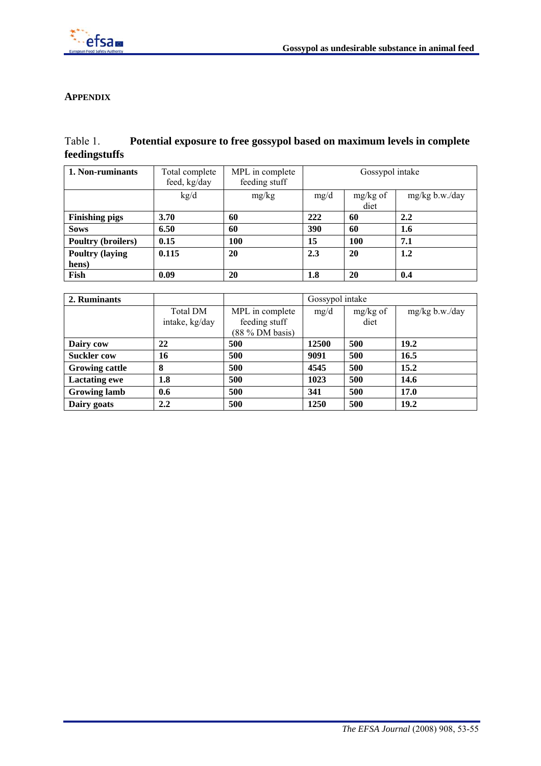## APPENDIX

Table 1. **Potential exposure to free gossypol based on maximum levels in complete feedingstuffs**

| 1. Non-ruminants | Total complete feed, kg/day | MPL in complete feeding stuff | Gossypol intake | | |
|---|---|---|---|---|---|
| | kg/d | mg/kg | mg/d | mg/kg of diet | mg/kg b.w./day |
| **Finishing pigs** | **3.70** | **60** | **222** | **60** | **2.2** |
| **Sows** | **6.50** | **60** | **390** | **60** | **1.6** |
| **Poultry (broilers)** | **0.15** | **100** | **15** | **100** | **7.1** |
| **Poultry (laying hens)** | **0.115** | **20** | **2.3** | **20** | **1.2** |
| **Fish** | **0.09** | **20** | **1.8** | **20** | **0.4** |

| 2. Ruminants | | | Gossypol intake | | |
|---|---|---|---|---|---|
| | Total DM intake, kg/day | MPL in complete feeding stuff (88 % DM basis) | mg/d | mg/kg of diet | mg/kg b.w./day |
| **Dairy cow** | **22** | **500** | **12500** | **500** | **19.2** |
| **Suckler cow** | **16** | **500** | **9091** | **500** | **16.5** |
| **Growing cattle** | **8** | **500** | **4545** | **500** | **15.2** |
| **Lactating ewe** | **1.8** | **500** | **1023** | **500** | **14.6** |
| **Growing lamb** | **0.6** | **500** | **341** | **500** | **17.0** |
| **Dairy goats** | **2.2** | **500** | **1250** | **500** | **19.2** |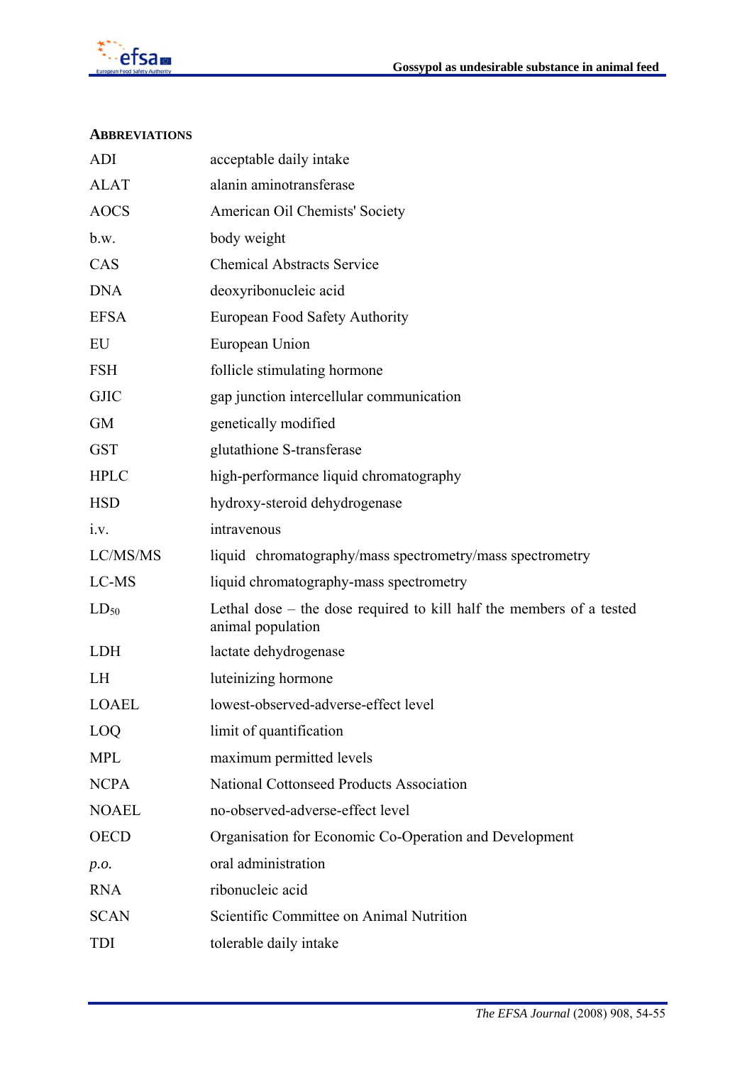## ABBREVIATIONS

| | |
|---|---|
| ADI | acceptable daily intake |
| ALAT | alanin aminotransferase |
| AOCS | American Oil Chemists' Society |
| b.w. | body weight |
| CAS | Chemical Abstracts Service |
| DNA | deoxyribonucleic acid |
| EFSA | European Food Safety Authority |
| EU | European Union |
| FSH | follicle stimulating hormone |
| GJIC | gap junction intercellular communication |
| GM | genetically modified |
| GST | glutathione S-transferase |
| HPLC | high-performance liquid chromatography |
| HSD | hydroxy-steroid dehydrogenase |
| i.v. | intravenous |
| LC/MS/MS | liquid chromatography/mass spectrometry/mass spectrometry |
| LC-MS | liquid chromatography-mass spectrometry |
| $LD_{50}$ | Lethal dose – the dose required to kill half the members of a tested animal population |
| LDH | lactate dehydrogenase |
| LH | luteinizing hormone |
| LOAEL | lowest-observed-adverse-effect level |
| LOQ | limit of quantification |
| MPL | maximum permitted levels |
| NCPA | National Cottonseed Products Association |
| NOAEL | no-observed-adverse-effect level |
| OECD | Organisation for Economic Co-Operation and Development |
| *p.o.* | oral administration |
| RNA | ribonucleic acid |
| SCAN | Scientific Committee on Animal Nutrition |
| TDI | tolerable daily intake |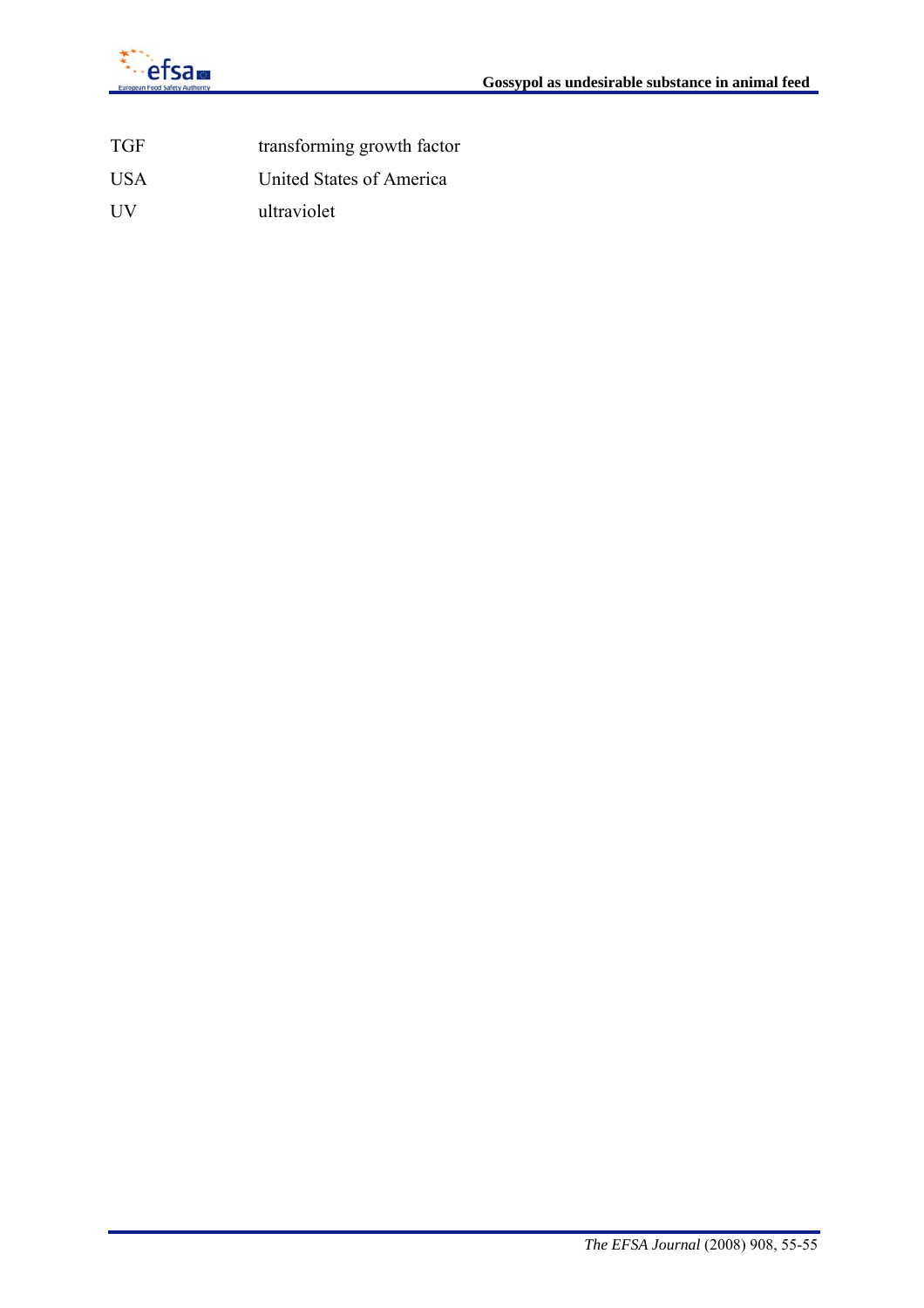| | |
|---|---|
| TGF | transforming growth factor |
| USA | United States of America |
| UV | ultraviolet |